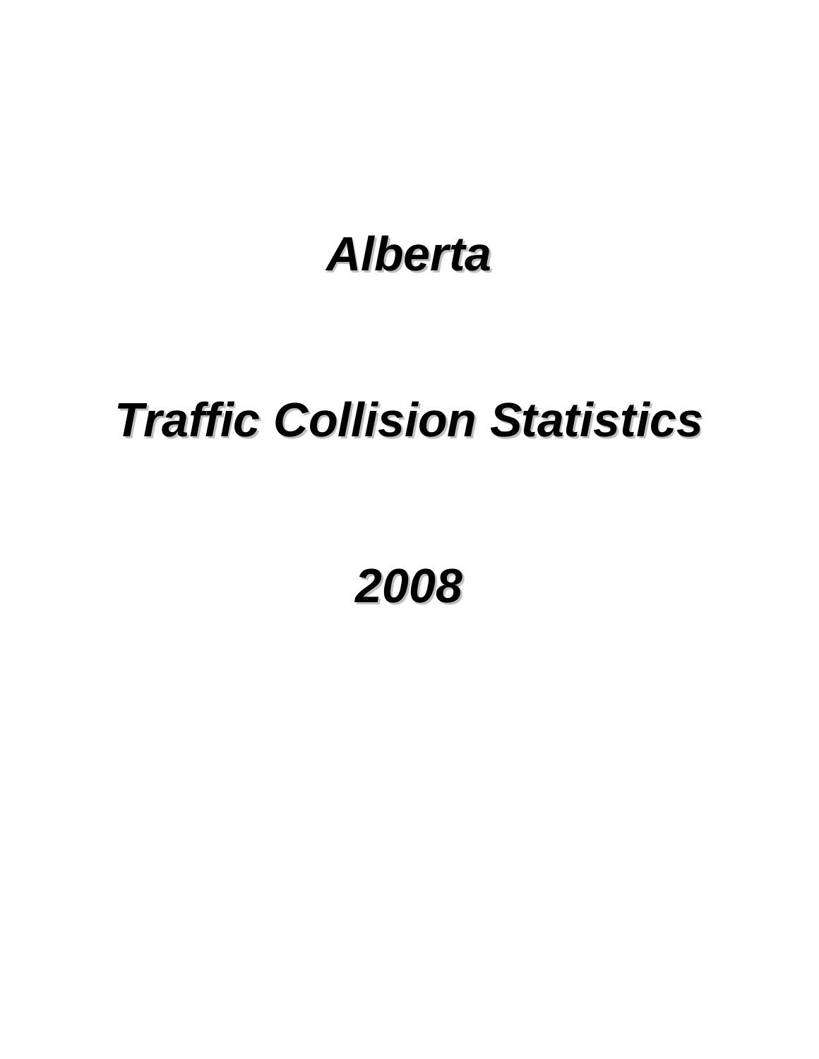# *Alberta*

# *Traffic Collision Statistics*

# *2008*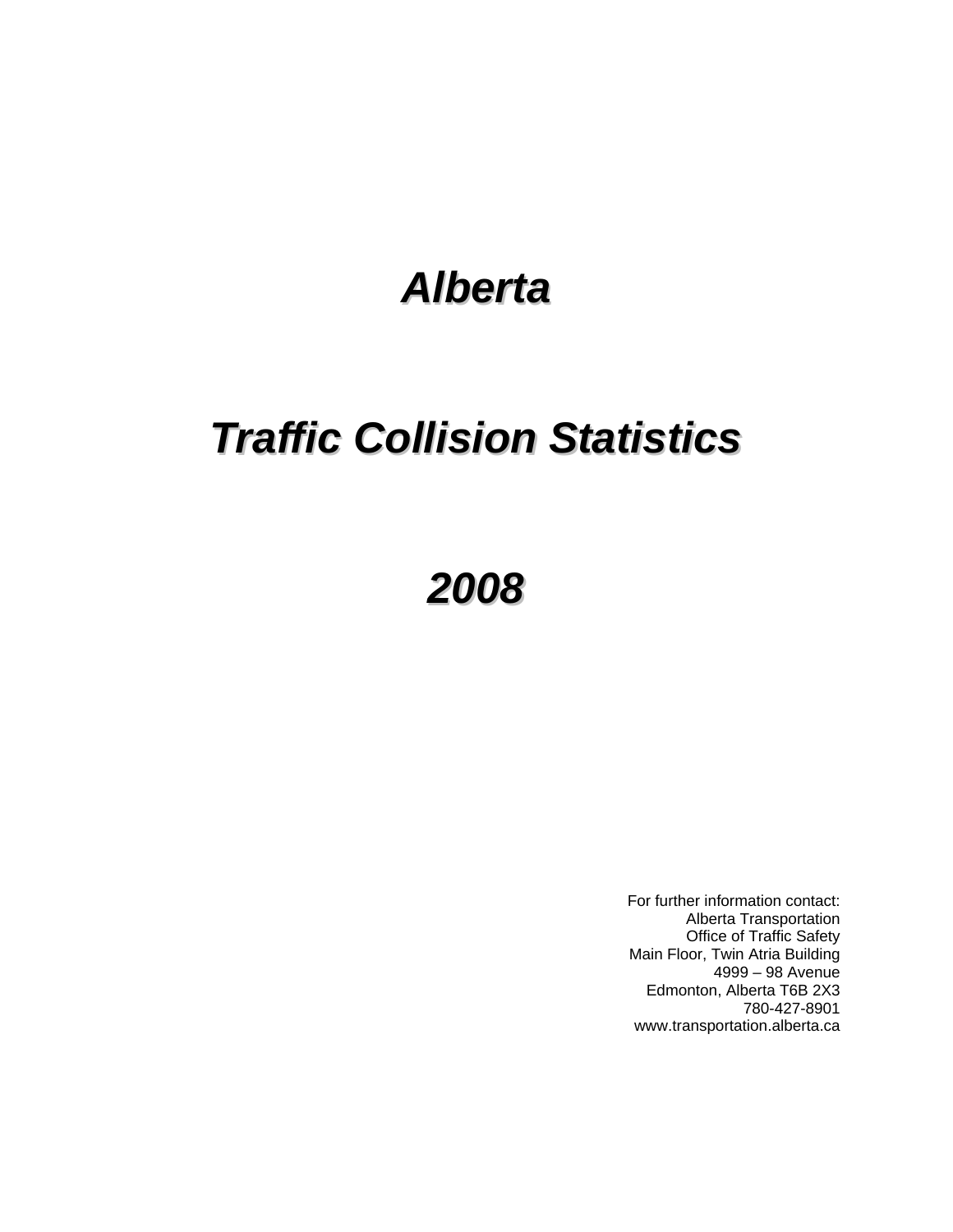# *Alberta*

# *Traffic Collision Statistics*

# *2008*

For further information contact:
Alberta Transportation
Office of Traffic Safety
Main Floor, Twin Atria Building
4999 – 98 Avenue
Edmonton, Alberta T6B 2X3
780-427-8901
www.transportation.alberta.ca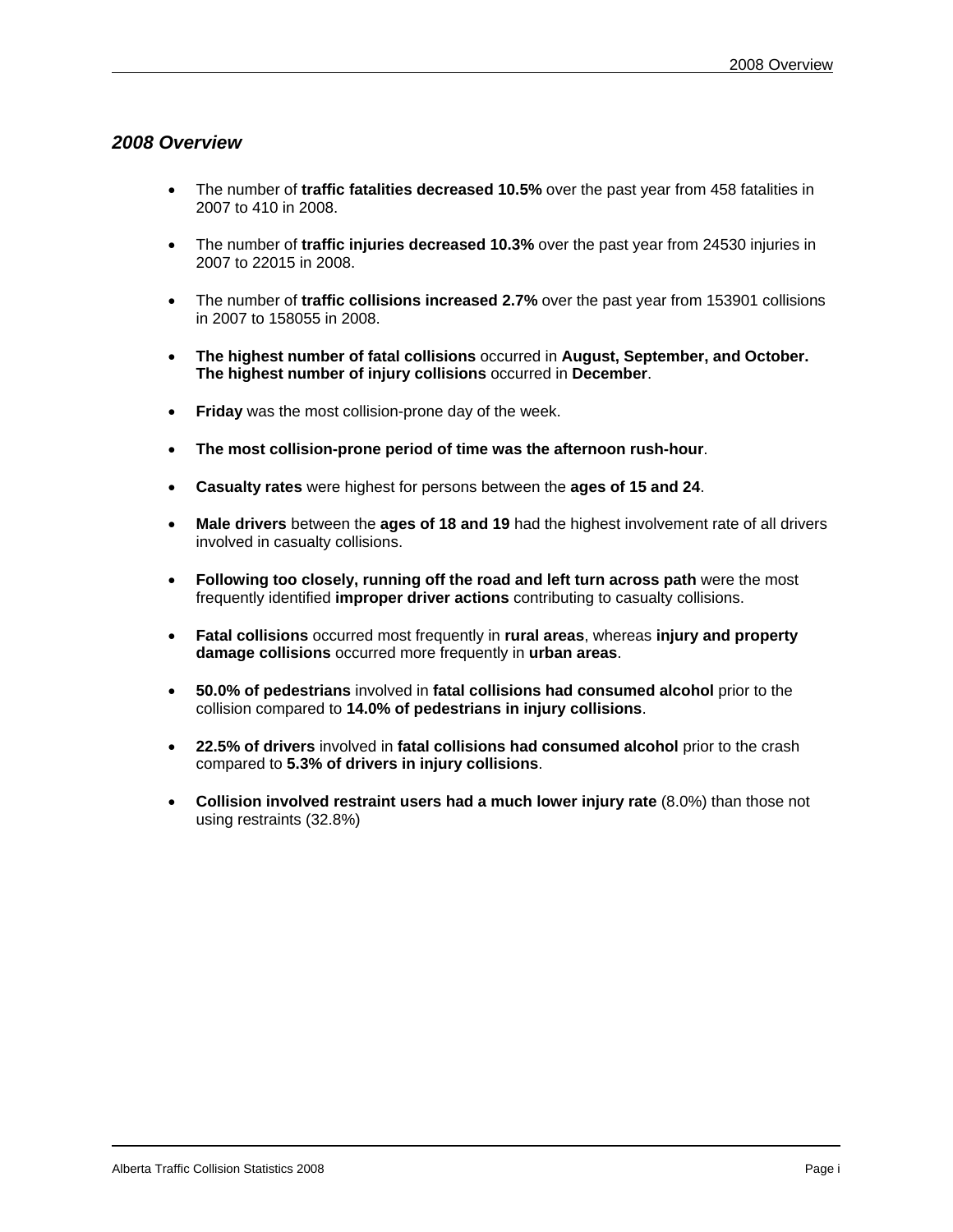## *2008 Overview*

- The number of **traffic fatalities decreased 10.5%** over the past year from 458 fatalities in 2007 to 410 in 2008.
- The number of **traffic injuries decreased 10.3%** over the past year from 24530 injuries in 2007 to 22015 in 2008.
- The number of **traffic collisions increased 2.7%** over the past year from 153901 collisions in 2007 to 158055 in 2008.
- **The highest number of fatal collisions** occurred in **August, September, and October. The highest number of injury collisions** occurred in **December**.
- **Friday** was the most collision-prone day of the week.
- **The most collision-prone period of time was the afternoon rush-hour**.
- **Casualty rates** were highest for persons between the **ages of 15 and 24**.
- **Male drivers** between the **ages of 18 and 19** had the highest involvement rate of all drivers involved in casualty collisions.
- **Following too closely, running off the road and left turn across path** were the most frequently identified **improper driver actions** contributing to casualty collisions.
- **Fatal collisions** occurred most frequently in **rural areas**, whereas **injury and property damage collisions** occurred more frequently in **urban areas**.
- **50.0% of pedestrians** involved in **fatal collisions had consumed alcohol** prior to the collision compared to **14.0% of pedestrians in injury collisions**.
- **22.5% of drivers** involved in **fatal collisions had consumed alcohol** prior to the crash compared to **5.3% of drivers in injury collisions**.
- **Collision involved restraint users had a much lower injury rate** (8.0%) than those not using restraints (32.8%)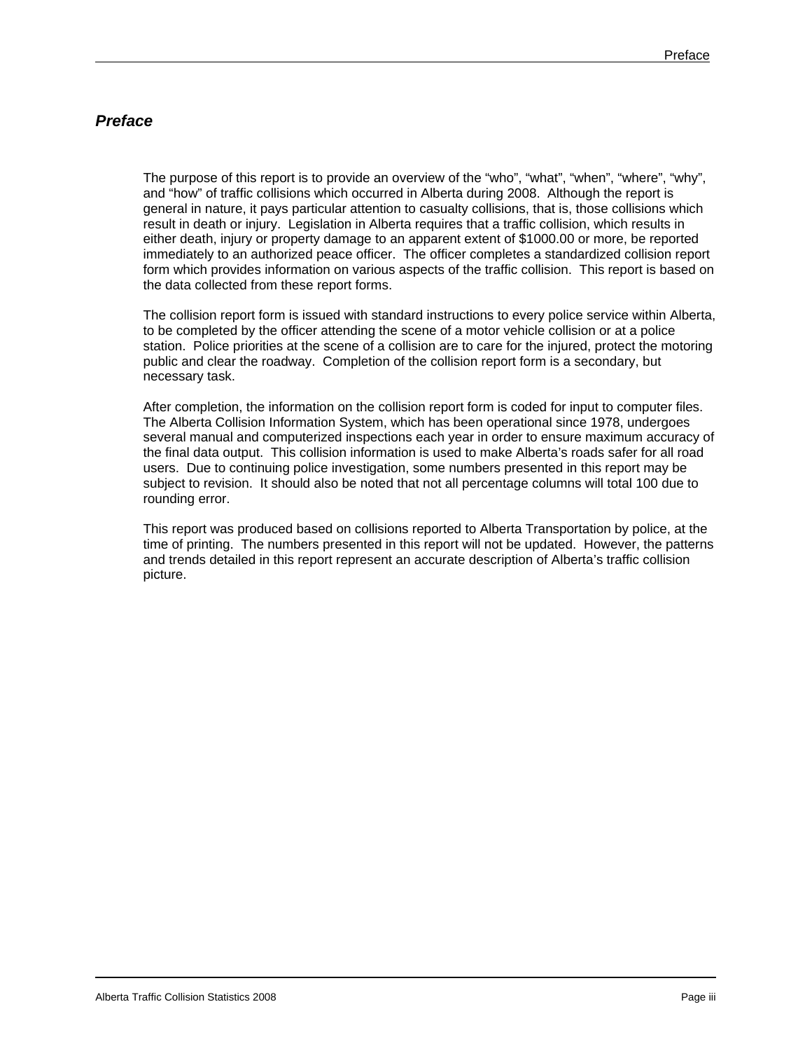# *Preface*

The purpose of this report is to provide an overview of the "who", "what", "when", "where", "why", and "how" of traffic collisions which occurred in Alberta during 2008. Although the report is general in nature, it pays particular attention to casualty collisions, that is, those collisions which result in death or injury. Legislation in Alberta requires that a traffic collision, which results in either death, injury or property damage to an apparent extent of $1000.00 or more, be reported immediately to an authorized peace officer. The officer completes a standardized collision report form which provides information on various aspects of the traffic collision. This report is based on the data collected from these report forms.

The collision report form is issued with standard instructions to every police service within Alberta, to be completed by the officer attending the scene of a motor vehicle collision or at a police station. Police priorities at the scene of a collision are to care for the injured, protect the motoring public and clear the roadway. Completion of the collision report form is a secondary, but necessary task.

After completion, the information on the collision report form is coded for input to computer files. The Alberta Collision Information System, which has been operational since 1978, undergoes several manual and computerized inspections each year in order to ensure maximum accuracy of the final data output. This collision information is used to make Alberta's roads safer for all road users. Due to continuing police investigation, some numbers presented in this report may be subject to revision. It should also be noted that not all percentage columns will total 100 due to rounding error.

This report was produced based on collisions reported to Alberta Transportation by police, at the time of printing. The numbers presented in this report will not be updated. However, the patterns and trends detailed in this report represent an accurate description of Alberta's traffic collision picture.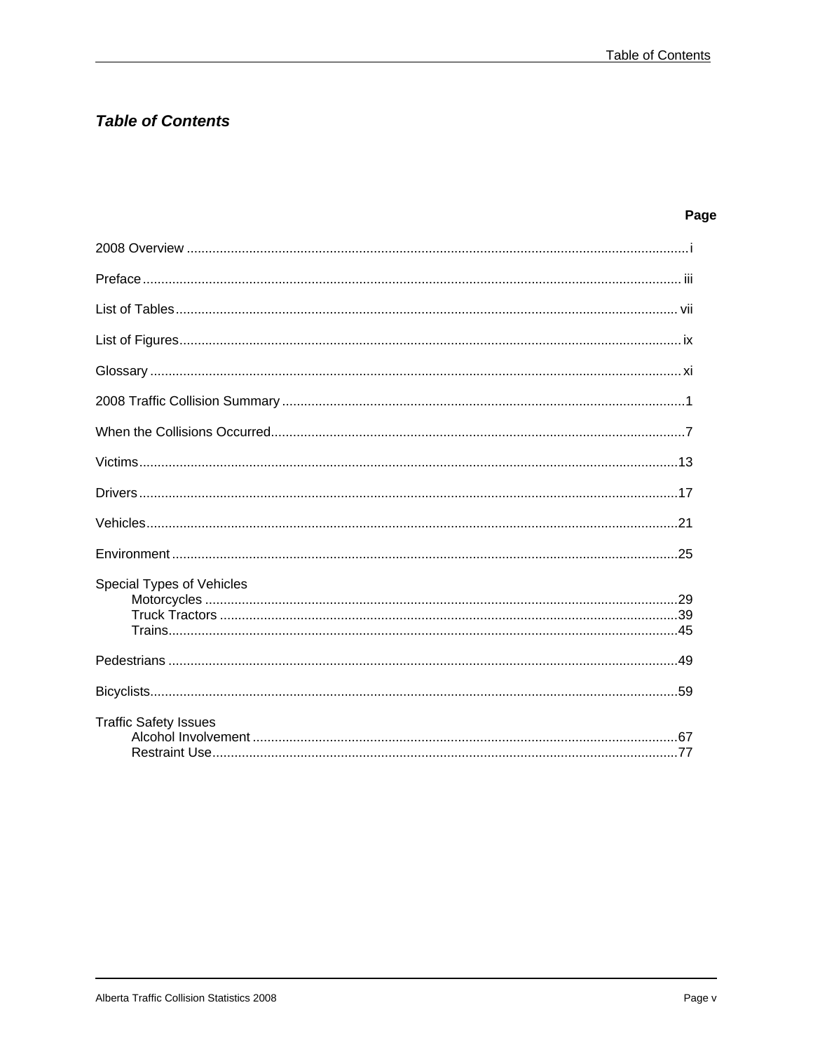## *Table of Contents*

| | Page |
|---|---|
| 2008 Overview | i |
| Preface | iii |
| List of Tables | vii |
| List of Figures | ix |
| Glossary | xi |
| 2008 Traffic Collision Summary | 1 |
| When the Collisions Occurred | 7 |
| Victims | 13 |
| Drivers | 17 |
| Vehicles | 21 |
| Environment | 25 |
| Special Types of Vehicles | |
| Motorcycles | 29 |
| Truck Tractors | 39 |
| Trains | 45 |
| Pedestrians | 49 |
| Bicyclists | 59 |
| Traffic Safety Issues | |
| Alcohol Involvement | 67 |
| Restraint Use | 77 |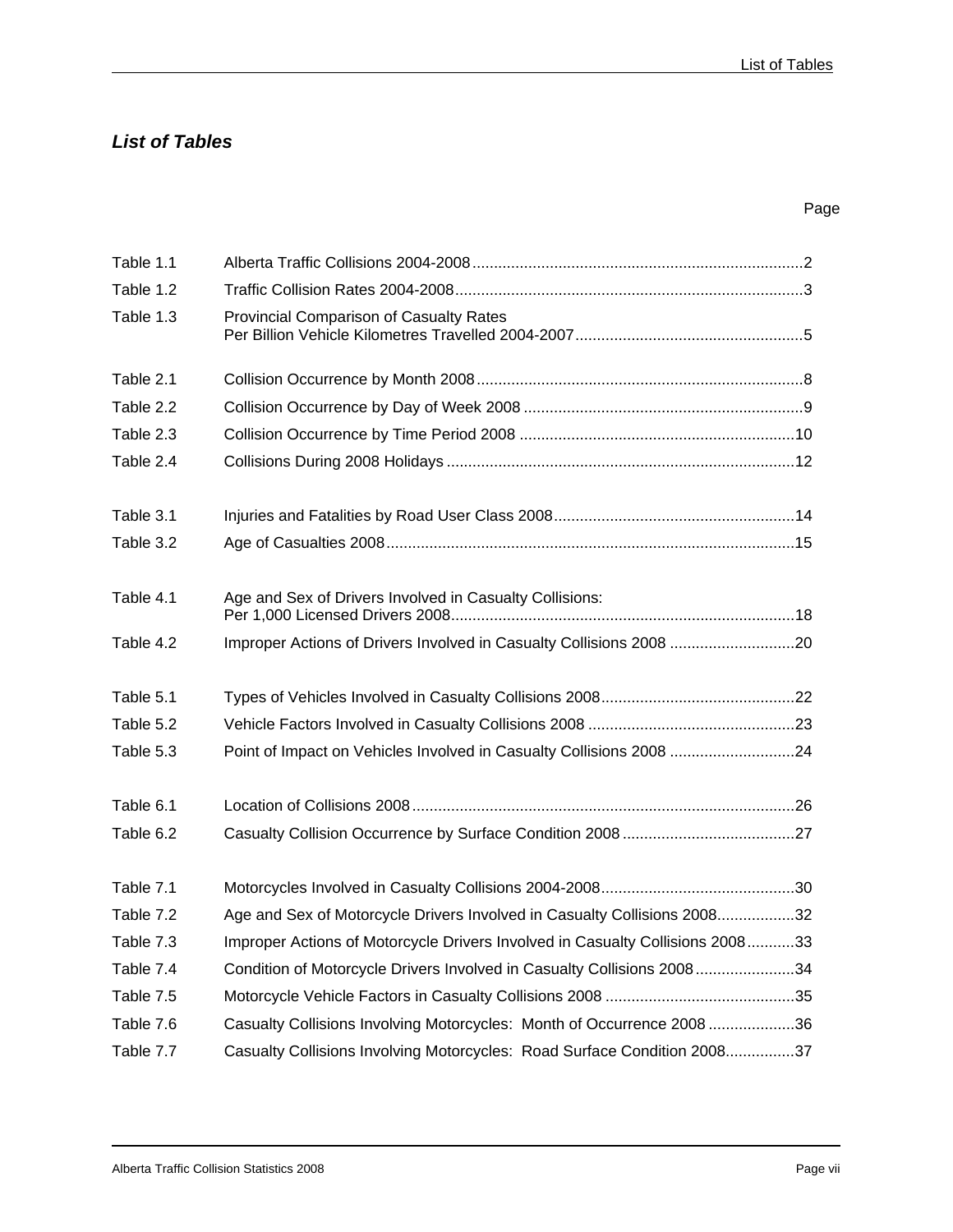## *List of Tables*

| | | Page |
|---|---|---|
| Table 1.1 | Alberta Traffic Collisions 2004-2008 | 2 |
| Table 1.2 | Traffic Collision Rates 2004-2008 | 3 |
| Table 1.3 | Provincial Comparison of Casualty Rates Per Billion Vehicle Kilometres Travelled 2004-2007 | 5 |
| Table 2.1 | Collision Occurrence by Month 2008 | 8 |
| Table 2.2 | Collision Occurrence by Day of Week 2008 | 9 |
| Table 2.3 | Collision Occurrence by Time Period 2008 | 10 |
| Table 2.4 | Collisions During 2008 Holidays | 12 |
| Table 3.1 | Injuries and Fatalities by Road User Class 2008 | 14 |
| Table 3.2 | Age of Casualties 2008 | 15 |
| Table 4.1 | Age and Sex of Drivers Involved in Casualty Collisions: Per 1,000 Licensed Drivers 2008 | 18 |
| Table 4.2 | Improper Actions of Drivers Involved in Casualty Collisions 2008 | 20 |
| Table 5.1 | Types of Vehicles Involved in Casualty Collisions 2008 | 22 |
| Table 5.2 | Vehicle Factors Involved in Casualty Collisions 2008 | 23 |
| Table 5.3 | Point of Impact on Vehicles Involved in Casualty Collisions 2008 | 24 |
| Table 6.1 | Location of Collisions 2008 | 26 |
| Table 6.2 | Casualty Collision Occurrence by Surface Condition 2008 | 27 |
| Table 7.1 | Motorcycles Involved in Casualty Collisions 2004-2008 | 30 |
| Table 7.2 | Age and Sex of Motorcycle Drivers Involved in Casualty Collisions 2008 | 32 |
| Table 7.3 | Improper Actions of Motorcycle Drivers Involved in Casualty Collisions 2008 | 33 |
| Table 7.4 | Condition of Motorcycle Drivers Involved in Casualty Collisions 2008 | 34 |
| Table 7.5 | Motorcycle Vehicle Factors in Casualty Collisions 2008 | 35 |
| Table 7.6 | Casualty Collisions Involving Motorcycles: Month of Occurrence 2008 | 36 |
| Table 7.7 | Casualty Collisions Involving Motorcycles: Road Surface Condition 2008 | 37 |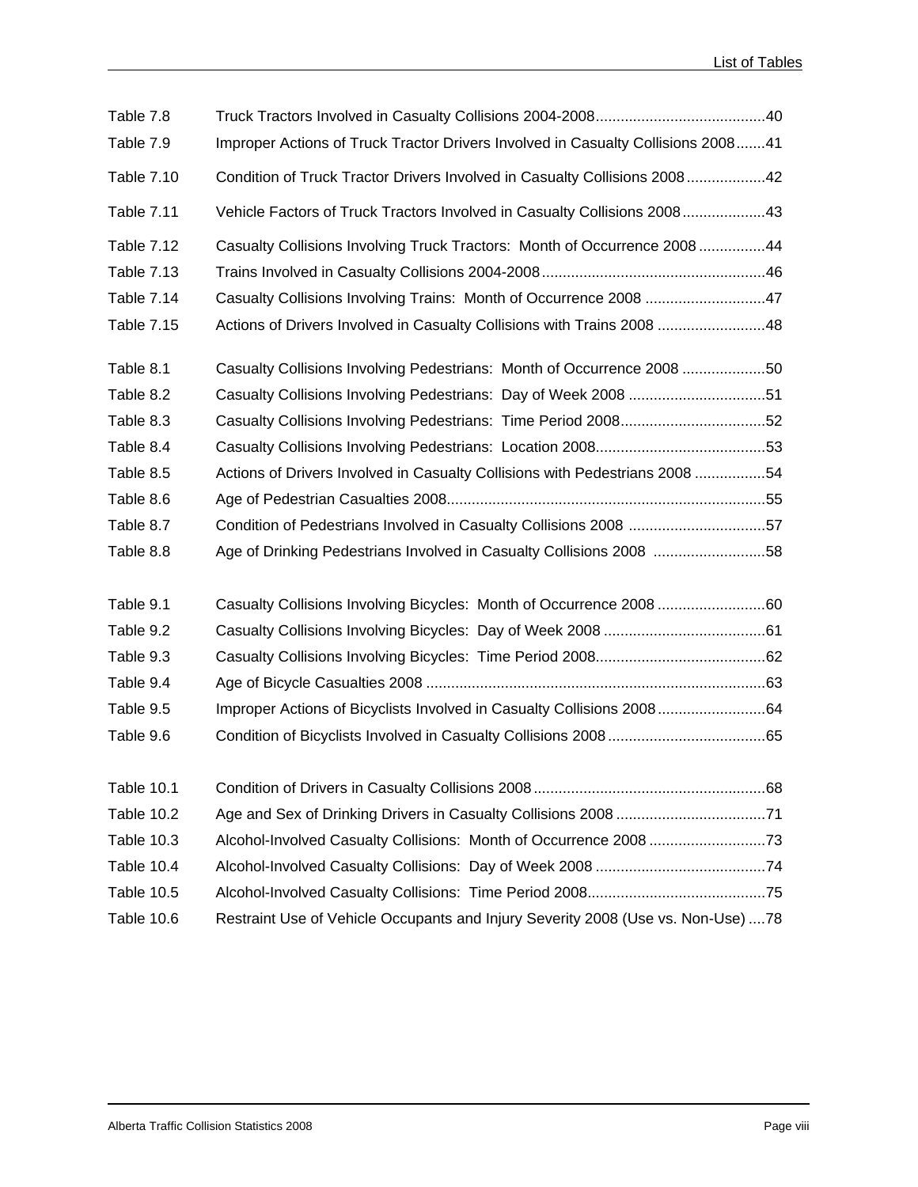| | | |
|---|---|---|
| Table 7.8 | Truck Tractors Involved in Casualty Collisions 2004-2008 | 40 |
| Table 7.9 | Improper Actions of Truck Tractor Drivers Involved in Casualty Collisions 2008 | 41 |
| Table 7.10 | Condition of Truck Tractor Drivers Involved in Casualty Collisions 2008 | 42 |
| Table 7.11 | Vehicle Factors of Truck Tractors Involved in Casualty Collisions 2008 | 43 |
| Table 7.12 | Casualty Collisions Involving Truck Tractors: Month of Occurrence 2008 | 44 |
| Table 7.13 | Trains Involved in Casualty Collisions 2004-2008 | 46 |
| Table 7.14 | Casualty Collisions Involving Trains: Month of Occurrence 2008 | 47 |
| Table 7.15 | Actions of Drivers Involved in Casualty Collisions with Trains 2008 | 48 |
| Table 8.1 | Casualty Collisions Involving Pedestrians: Month of Occurrence 2008 | 50 |
| Table 8.2 | Casualty Collisions Involving Pedestrians: Day of Week 2008 | 51 |
| Table 8.3 | Casualty Collisions Involving Pedestrians: Time Period 2008 | 52 |
| Table 8.4 | Casualty Collisions Involving Pedestrians: Location 2008 | 53 |
| Table 8.5 | Actions of Drivers Involved in Casualty Collisions with Pedestrians 2008 | 54 |
| Table 8.6 | Age of Pedestrian Casualties 2008 | 55 |
| Table 8.7 | Condition of Pedestrians Involved in Casualty Collisions 2008 | 57 |
| Table 8.8 | Age of Drinking Pedestrians Involved in Casualty Collisions 2008 | 58 |
| Table 9.1 | Casualty Collisions Involving Bicycles: Month of Occurrence 2008 | 60 |
| Table 9.2 | Casualty Collisions Involving Bicycles: Day of Week 2008 | 61 |
| Table 9.3 | Casualty Collisions Involving Bicycles: Time Period 2008 | 62 |
| Table 9.4 | Age of Bicycle Casualties 2008 | 63 |
| Table 9.5 | Improper Actions of Bicyclists Involved in Casualty Collisions 2008 | 64 |
| Table 9.6 | Condition of Bicyclists Involved in Casualty Collisions 2008 | 65 |
| Table 10.1 | Condition of Drivers in Casualty Collisions 2008 | 68 |
| Table 10.2 | Age and Sex of Drinking Drivers in Casualty Collisions 2008 | 71 |
| Table 10.3 | Alcohol-Involved Casualty Collisions: Month of Occurrence 2008 | 73 |
| Table 10.4 | Alcohol-Involved Casualty Collisions: Day of Week 2008 | 74 |
| Table 10.5 | Alcohol-Involved Casualty Collisions: Time Period 2008 | 75 |
| Table 10.6 | Restraint Use of Vehicle Occupants and Injury Severity 2008 (Use vs. Non-Use) | 78 |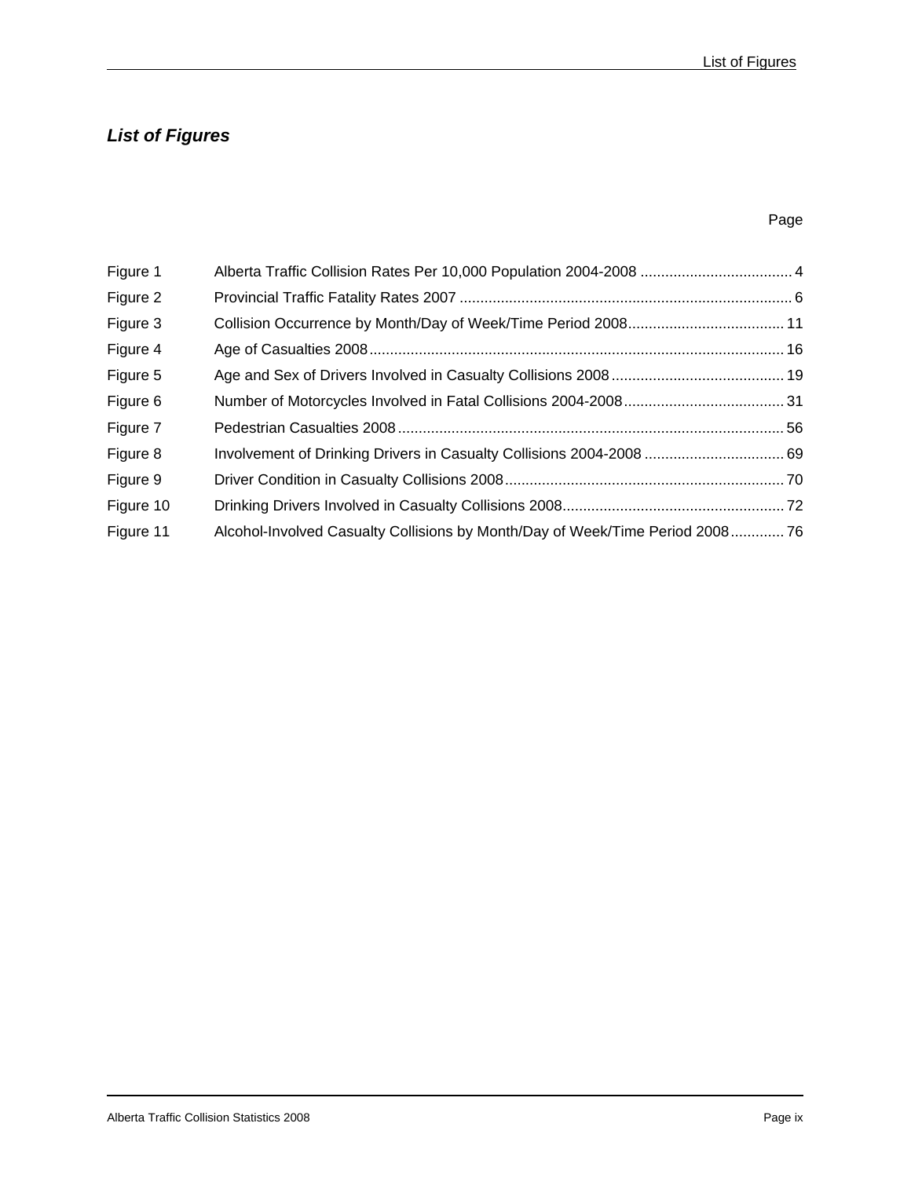## *List of Figures*

| | | Page |
|---|---|---|
| Figure 1 | Alberta Traffic Collision Rates Per 10,000 Population 2004-2008 | 4 |
| Figure 2 | Provincial Traffic Fatality Rates 2007 | 6 |
| Figure 3 | Collision Occurrence by Month/Day of Week/Time Period 2008 | 11 |
| Figure 4 | Age of Casualties 2008 | 16 |
| Figure 5 | Age and Sex of Drivers Involved in Casualty Collisions 2008 | 19 |
| Figure 6 | Number of Motorcycles Involved in Fatal Collisions 2004-2008 | 31 |
| Figure 7 | Pedestrian Casualties 2008 | 56 |
| Figure 8 | Involvement of Drinking Drivers in Casualty Collisions 2004-2008 | 69 |
| Figure 9 | Driver Condition in Casualty Collisions 2008 | 70 |
| Figure 10 | Drinking Drivers Involved in Casualty Collisions 2008 | 72 |
| Figure 11 | Alcohol-Involved Casualty Collisions by Month/Day of Week/Time Period 2008 | 76 |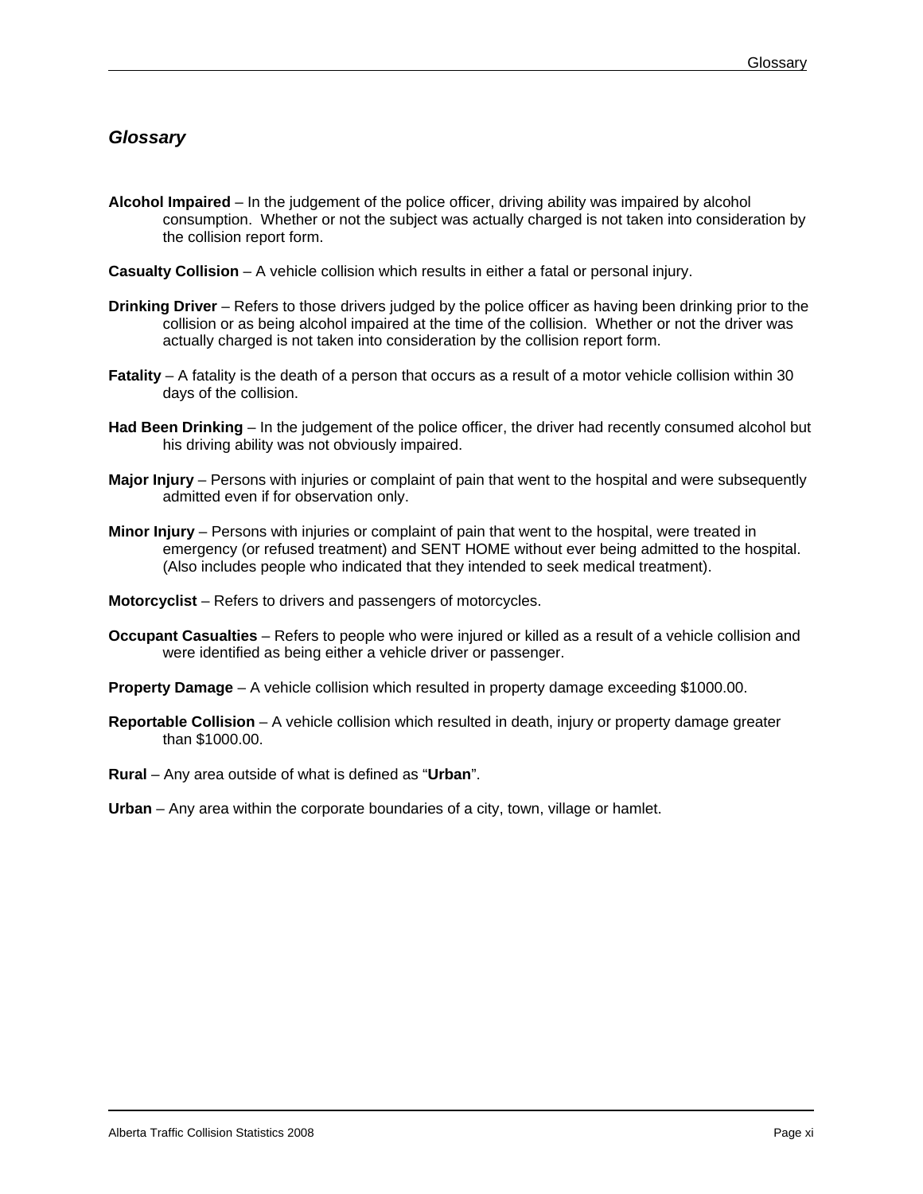## *Glossary*

**Alcohol Impaired** – In the judgement of the police officer, driving ability was impaired by alcohol consumption. Whether or not the subject was actually charged is not taken into consideration by the collision report form.

**Casualty Collision** – A vehicle collision which results in either a fatal or personal injury.

**Drinking Driver** – Refers to those drivers judged by the police officer as having been drinking prior to the collision or as being alcohol impaired at the time of the collision. Whether or not the driver was actually charged is not taken into consideration by the collision report form.

**Fatality** – A fatality is the death of a person that occurs as a result of a motor vehicle collision within 30 days of the collision.

**Had Been Drinking** – In the judgement of the police officer, the driver had recently consumed alcohol but his driving ability was not obviously impaired.

**Major Injury** – Persons with injuries or complaint of pain that went to the hospital and were subsequently admitted even if for observation only.

**Minor Injury** – Persons with injuries or complaint of pain that went to the hospital, were treated in emergency (or refused treatment) and SENT HOME without ever being admitted to the hospital. (Also includes people who indicated that they intended to seek medical treatment).

**Motorcyclist** – Refers to drivers and passengers of motorcycles.

**Occupant Casualties** – Refers to people who were injured or killed as a result of a vehicle collision and were identified as being either a vehicle driver or passenger.

**Property Damage** – A vehicle collision which resulted in property damage exceeding $1000.00.

**Reportable Collision** – A vehicle collision which resulted in death, injury or property damage greater than $1000.00.

**Rural** – Any area outside of what is defined as "**Urban**".

**Urban** – Any area within the corporate boundaries of a city, town, village or hamlet.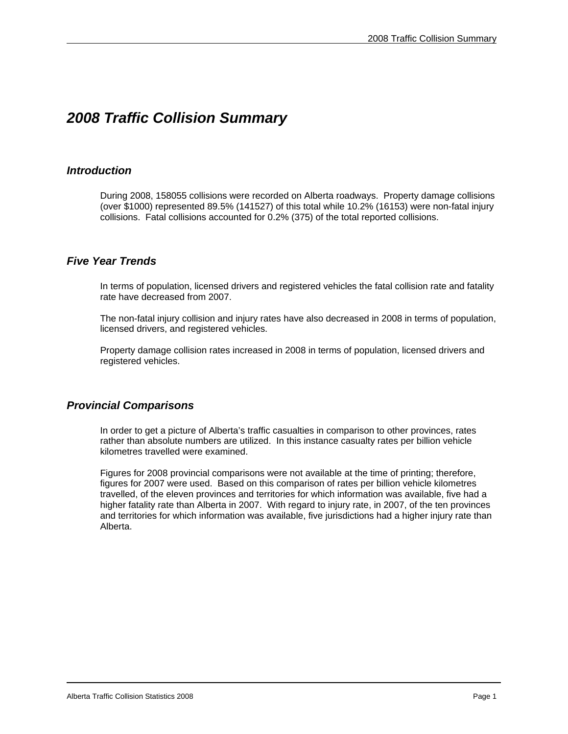# *2008 Traffic Collision Summary*

## *Introduction*

During 2008, 158055 collisions were recorded on Alberta roadways. Property damage collisions (over $1000) represented 89.5% (141527) of this total while 10.2% (16153) were non-fatal injury collisions. Fatal collisions accounted for 0.2% (375) of the total reported collisions.

## *Five Year Trends*

In terms of population, licensed drivers and registered vehicles the fatal collision rate and fatality rate have decreased from 2007.

The non-fatal injury collision and injury rates have also decreased in 2008 in terms of population, licensed drivers, and registered vehicles.

Property damage collision rates increased in 2008 in terms of population, licensed drivers and registered vehicles.

## *Provincial Comparisons*

In order to get a picture of Alberta's traffic casualties in comparison to other provinces, rates rather than absolute numbers are utilized. In this instance casualty rates per billion vehicle kilometres travelled were examined.

Figures for 2008 provincial comparisons were not available at the time of printing; therefore, figures for 2007 were used. Based on this comparison of rates per billion vehicle kilometres travelled, of the eleven provinces and territories for which information was available, five had a higher fatality rate than Alberta in 2007. With regard to injury rate, in 2007, of the ten provinces and territories for which information was available, five jurisdictions had a higher injury rate than Alberta.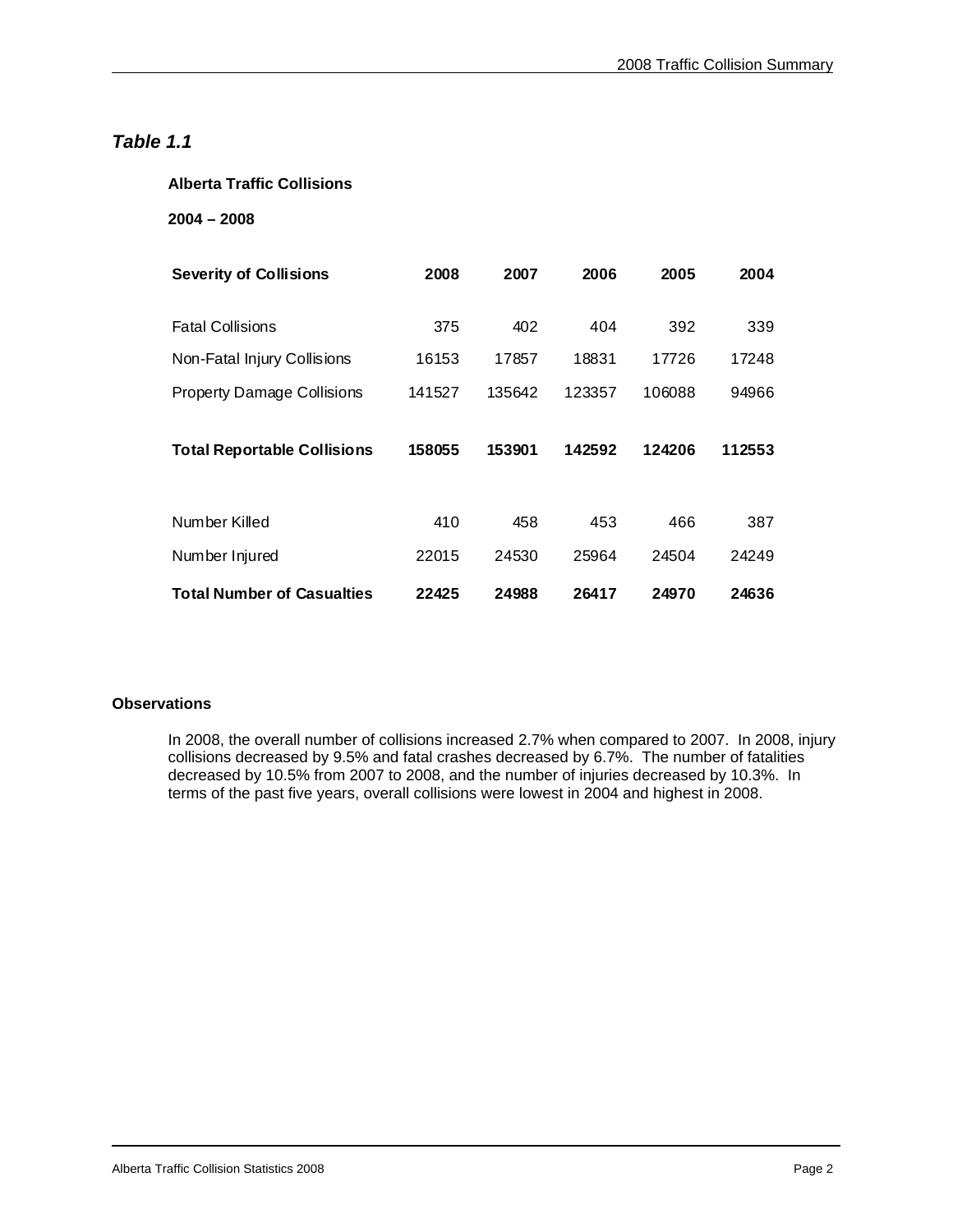## *Table 1.1*

**Alberta Traffic Collisions**

**2004 – 2008**

| **Severity of Collisions** | **2008** | **2007** | **2006** | **2005** | **2004** |
|---|---|---|---|---|---|
| Fatal Collisions | 375 | 402 | 404 | 392 | 339 |
| Non-Fatal Injury Collisions | 16153 | 17857 | 18831 | 17726 | 17248 |
| Property Damage Collisions | 141527 | 135642 | 123357 | 106088 | 94966 |
| **Total Reportable Collisions** | **158055** | **153901** | **142592** | **124206** | **112553** |
| Number Killed | 410 | 458 | 453 | 466 | 387 |
| Number Injured | 22015 | 24530 | 25964 | 24504 | 24249 |
| **Total Number of Casualties** | **22425** | **24988** | **26417** | **24970** | **24636** |

**Observations**

In 2008, the overall number of collisions increased 2.7% when compared to 2007. In 2008, injury collisions decreased by 9.5% and fatal crashes decreased by 6.7%. The number of fatalities decreased by 10.5% from 2007 to 2008, and the number of injuries decreased by 10.3%. In terms of the past five years, overall collisions were lowest in 2004 and highest in 2008.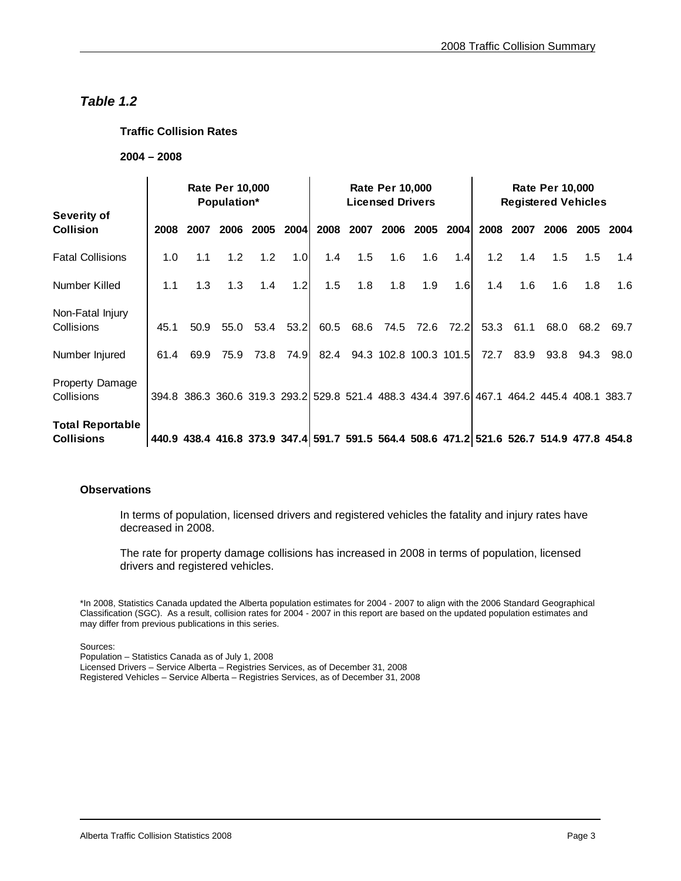## *Table 1.2*

**Traffic Collision Rates**

**2004 – 2008**

| Severity of Collision | Rate Per 10,000 Population* | | | | | Rate Per 10,000 Licensed Drivers | | | | | Rate Per 10,000 Registered Vehicles | | | | |
|---|---|---|---|---|---|---|---|---|---|---|---|---|---|---|---|
| | 2008 | 2007 | 2006 | 2005 | 2004 | 2008 | 2007 | 2006 | 2005 | 2004 | 2008 | 2007 | 2006 | 2005 | 2004 |
| Fatal Collisions | 1.0 | 1.1 | 1.2 | 1.2 | 1.0 | 1.4 | 1.5 | 1.6 | 1.6 | 1.4 | 1.2 | 1.4 | 1.5 | 1.5 | 1.4 |
| Number Killed | 1.1 | 1.3 | 1.3 | 1.4 | 1.2 | 1.5 | 1.8 | 1.8 | 1.9 | 1.6 | 1.4 | 1.6 | 1.6 | 1.8 | 1.6 |
| Non-Fatal Injury Collisions | 45.1 | 50.9 | 55.0 | 53.4 | 53.2 | 60.5 | 68.6 | 74.5 | 72.6 | 72.2 | 53.3 | 61.1 | 68.0 | 68.2 | 69.7 |
| Number Injured | 61.4 | 69.9 | 75.9 | 73.8 | 74.9 | 82.4 | 94.3 | 102.8 | 100.3 | 101.5 | 72.7 | 83.9 | 93.8 | 94.3 | 98.0 |
| Property Damage Collisions | 394.8 | 386.3 | 360.6 | 319.3 | 293.2 | 529.8 | 521.4 | 488.3 | 434.4 | 397.6 | 467.1 | 464.2 | 445.4 | 408.1 | 383.7 |
| **Total Reportable Collisions** | **440.9** | **438.4** | **416.8** | **373.9** | **347.4** | **591.7** | **591.5** | **564.4** | **508.6** | **471.2** | **521.6** | **526.7** | **514.9** | **477.8** | **454.8** |

**Observations**

In terms of population, licensed drivers and registered vehicles the fatality and injury rates have decreased in 2008.

The rate for property damage collisions has increased in 2008 in terms of population, licensed drivers and registered vehicles.

*In 2008, Statistics Canada updated the Alberta population estimates for 2004 - 2007 to align with the 2006 Standard Geographical Classification (SGC). As a result, collision rates for 2004 - 2007 in this report are based on the updated population estimates and may differ from previous publications in this series.

Sources:
Population – Statistics Canada as of July 1, 2008
Licensed Drivers – Service Alberta – Registries Services, as of December 31, 2008
Registered Vehicles – Service Alberta – Registries Services, as of December 31, 2008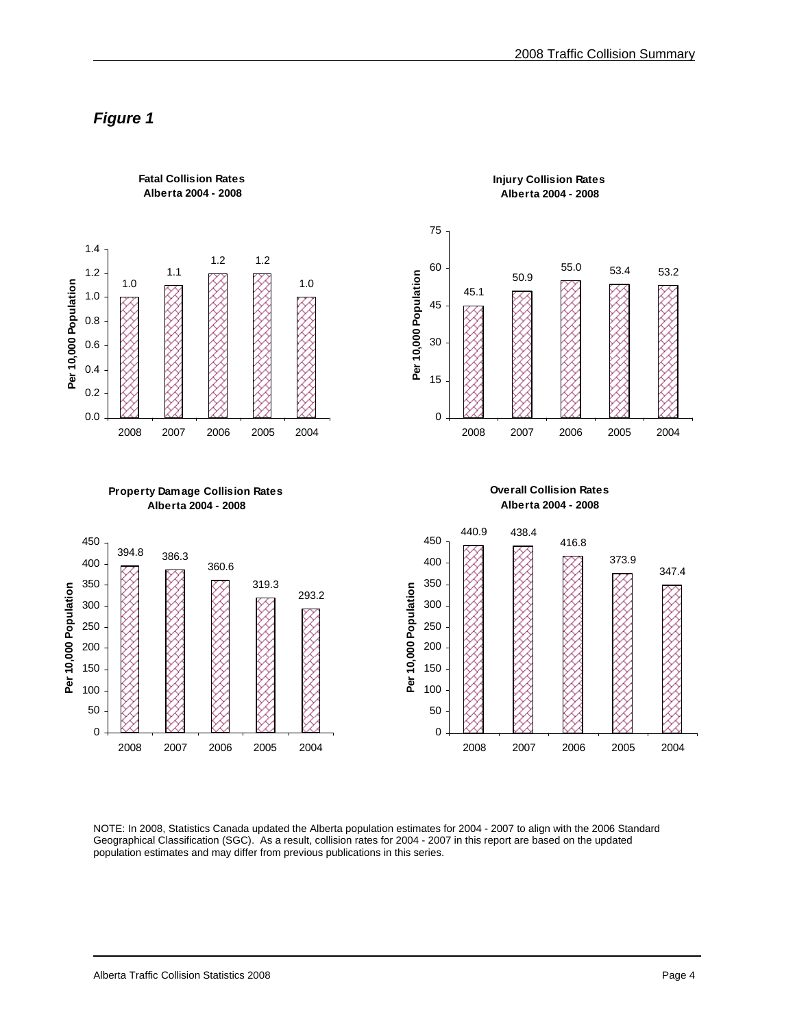## *Figure 1*

**Fatal Collision Rates
Alberta 2004 - 2008**

| Year | Per 10,000 Population |
|---|---|
| 2008 | 1.0 |
| 2007 | 1.1 |
| 2006 | 1.2 |
| 2005 | 1.2 |
| 2004 | 1.0 |

**Injury Collision Rates
Alberta 2004 - 2008**

| Year | Per 10,000 Population |
|---|---|
| 2008 | 45.1 |
| 2007 | 50.9 |
| 2006 | 55.0 |
| 2005 | 53.4 |
| 2004 | 53.2 |

**Property Damage Collision Rates
Alberta 2004 - 2008**

| Year | Per 10,000 Population |
|---|---|
| 2008 | 394.8 |
| 2007 | 386.3 |
| 2006 | 360.6 |
| 2005 | 319.3 |
| 2004 | 293.2 |

**Overall Collision Rates
Alberta 2004 - 2008**

| Year | Per 10,000 Population |
|---|---|
| 2008 | 440.9 |
| 2007 | 438.4 |
| 2006 | 416.8 |
| 2005 | 373.9 |
| 2004 | 347.4 |

NOTE: In 2008, Statistics Canada updated the Alberta population estimates for 2004 - 2007 to align with the 2006 Standard Geographical Classification (SGC). As a result, collision rates for 2004 - 2007 in this report are based on the updated population estimates and may differ from previous publications in this series.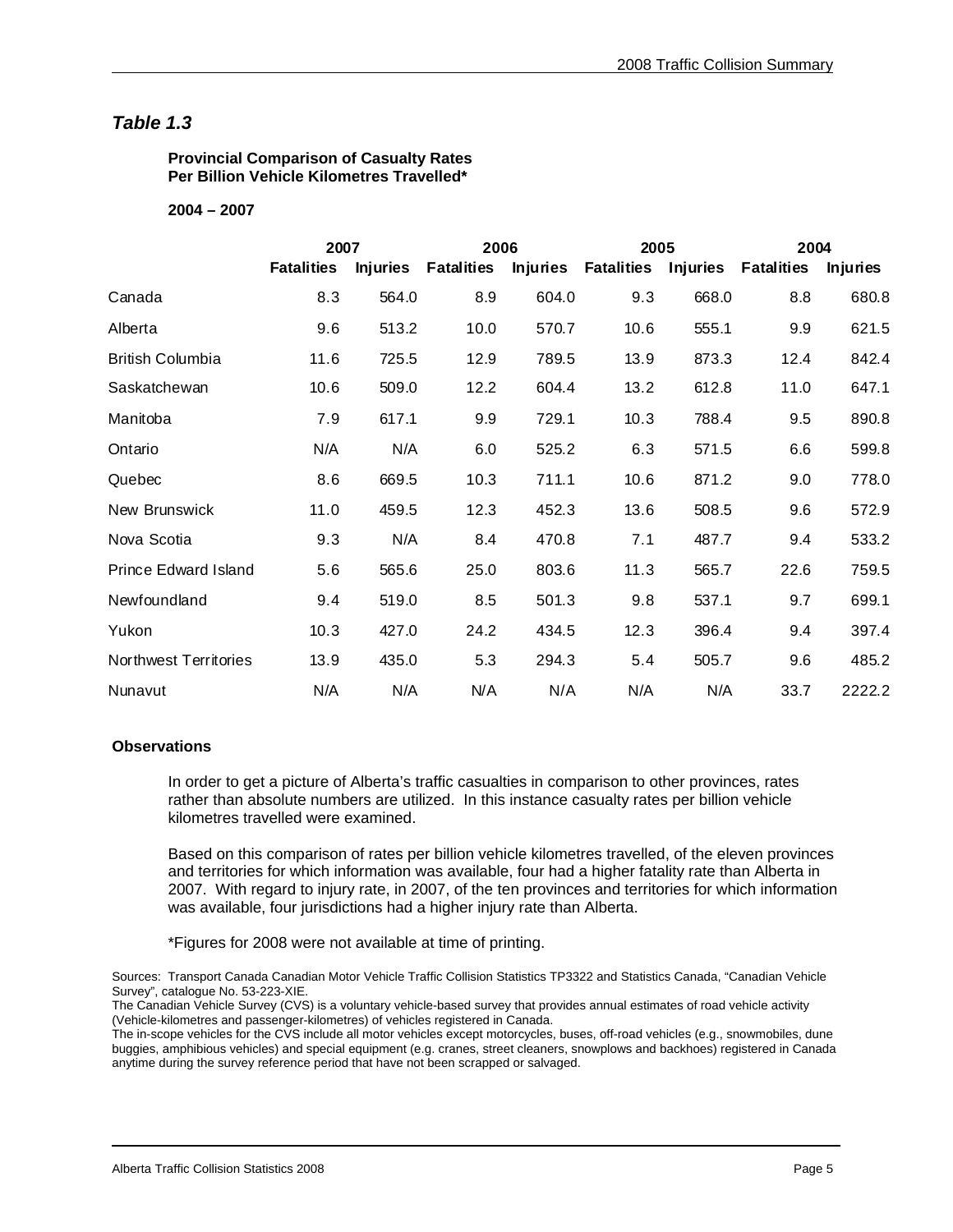## *Table 1.3*

**Provincial Comparison of Casualty Rates Per Billion Vehicle Kilometres Travelled***

**2004 – 2007**

| | 2007 | | 2006 | | 2005 | | 2004 | |
|---|---|---|---|---|---|---|---|---|
| | **Fatalities** | **Injuries** | **Fatalities** | **Injuries** | **Fatalities** | **Injuries** | **Fatalities** | **Injuries** |
| Canada | 8.3 | 564.0 | 8.9 | 604.0 | 9.3 | 668.0 | 8.8 | 680.8 |
| Alberta | 9.6 | 513.2 | 10.0 | 570.7 | 10.6 | 555.1 | 9.9 | 621.5 |
| British Columbia | 11.6 | 725.5 | 12.9 | 789.5 | 13.9 | 873.3 | 12.4 | 842.4 |
| Saskatchewan | 10.6 | 509.0 | 12.2 | 604.4 | 13.2 | 612.8 | 11.0 | 647.1 |
| Manitoba | 7.9 | 617.1 | 9.9 | 729.1 | 10.3 | 788.4 | 9.5 | 890.8 |
| Ontario | N/A | N/A | 6.0 | 525.2 | 6.3 | 571.5 | 6.6 | 599.8 |
| Quebec | 8.6 | 669.5 | 10.3 | 711.1 | 10.6 | 871.2 | 9.0 | 778.0 |
| New Brunswick | 11.0 | 459.5 | 12.3 | 452.3 | 13.6 | 508.5 | 9.6 | 572.9 |
| Nova Scotia | 9.3 | N/A | 8.4 | 470.8 | 7.1 | 487.7 | 9.4 | 533.2 |
| Prince Edward Island | 5.6 | 565.6 | 25.0 | 803.6 | 11.3 | 565.7 | 22.6 | 759.5 |
| Newfoundland | 9.4 | 519.0 | 8.5 | 501.3 | 9.8 | 537.1 | 9.7 | 699.1 |
| Yukon | 10.3 | 427.0 | 24.2 | 434.5 | 12.3 | 396.4 | 9.4 | 397.4 |
| Northwest Territories | 13.9 | 435.0 | 5.3 | 294.3 | 5.4 | 505.7 | 9.6 | 485.2 |
| Nunavut | N/A | N/A | N/A | N/A | N/A | N/A | 33.7 | 2222.2 |

**Observations**

In order to get a picture of Alberta's traffic casualties in comparison to other provinces, rates rather than absolute numbers are utilized. In this instance casualty rates per billion vehicle kilometres travelled were examined.

Based on this comparison of rates per billion vehicle kilometres travelled, of the eleven provinces and territories for which information was available, four had a higher fatality rate than Alberta in 2007. With regard to injury rate, in 2007, of the ten provinces and territories for which information was available, four jurisdictions had a higher injury rate than Alberta.

*Figures for 2008 were not available at time of printing.

Sources: Transport Canada Canadian Motor Vehicle Traffic Collision Statistics TP3322 and Statistics Canada, "Canadian Vehicle Survey", catalogue No. 53-223-XIE.
The Canadian Vehicle Survey (CVS) is a voluntary vehicle-based survey that provides annual estimates of road vehicle activity (Vehicle-kilometres and passenger-kilometres) of vehicles registered in Canada.
The in-scope vehicles for the CVS include all motor vehicles except motorcycles, buses, off-road vehicles (e.g., snowmobiles, dune buggies, amphibious vehicles) and special equipment (e.g. cranes, street cleaners, snowplows and backhoes) registered in Canada anytime during the survey reference period that have not been scrapped or salvaged.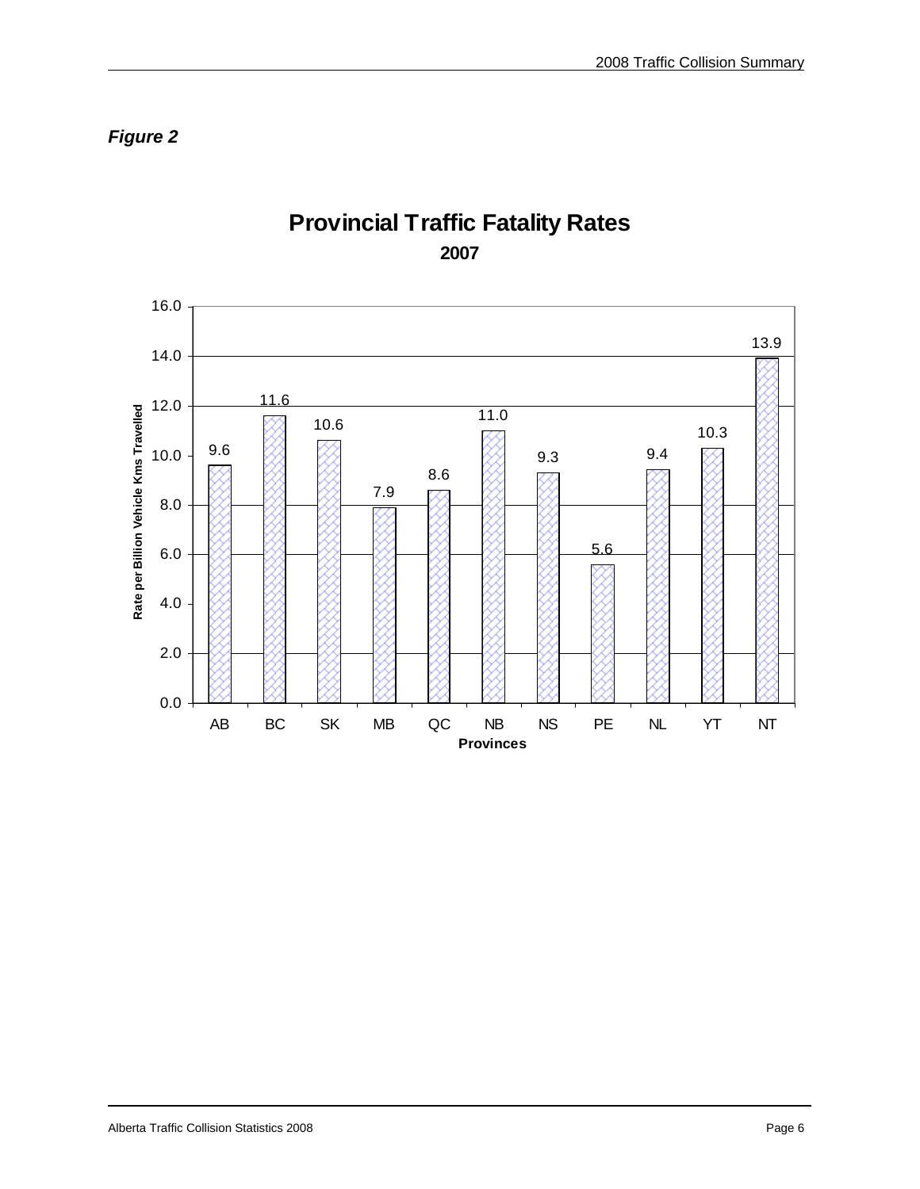*Figure 2*

## Provincial Traffic Fatality Rates

**2007**

| Provinces | Rate per Billion Vehicle Kms Travelled |
|---|---|
| AB | 9.6 |
| BC | 11.6 |
| SK | 10.6 |
| MB | 7.9 |
| QC | 8.6 |
| NB | 11.0 |
| NS | 9.3 |
| PE | 5.6 |
| NL | 9.4 |
| YT | 10.3 |
| NT | 13.9 |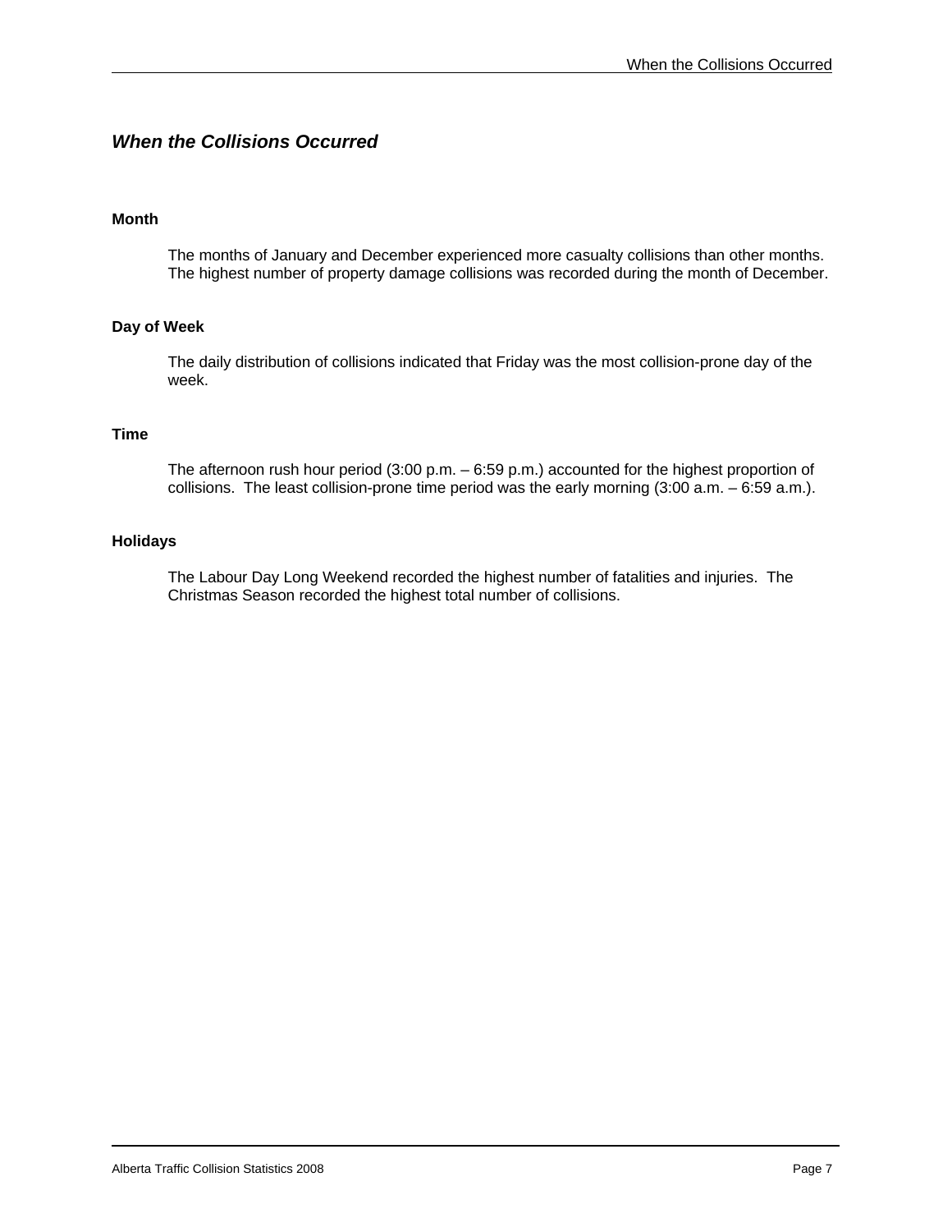## *When the Collisions Occurred*

### Month

The months of January and December experienced more casualty collisions than other months. The highest number of property damage collisions was recorded during the month of December.

### Day of Week

The daily distribution of collisions indicated that Friday was the most collision-prone day of the week.

### Time

The afternoon rush hour period (3:00 p.m. – 6:59 p.m.) accounted for the highest proportion of collisions. The least collision-prone time period was the early morning (3:00 a.m. – 6:59 a.m.).

### Holidays

The Labour Day Long Weekend recorded the highest number of fatalities and injuries. The Christmas Season recorded the highest total number of collisions.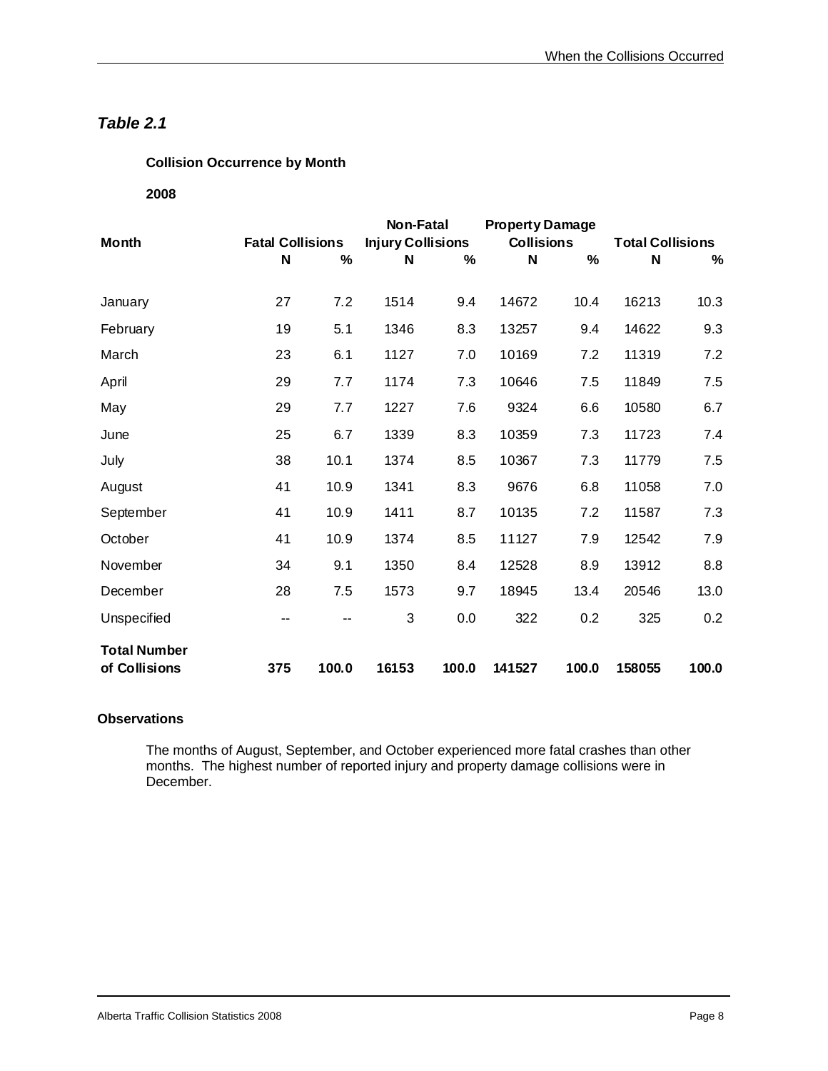## *Table 2.1*

**Collision Occurrence by Month**

**2008**

| Month | Fatal Collisions | | Non-Fatal Injury Collisions | | Property Damage Collisions | | Total Collisions | |
|---|---|---|---|---|---|---|---|---|
| | N | % | N | % | N | % | N | % |
| January | 27 | 7.2 | 1514 | 9.4 | 14672 | 10.4 | 16213 | 10.3 |
| February | 19 | 5.1 | 1346 | 8.3 | 13257 | 9.4 | 14622 | 9.3 |
| March | 23 | 6.1 | 1127 | 7.0 | 10169 | 7.2 | 11319 | 7.2 |
| April | 29 | 7.7 | 1174 | 7.3 | 10646 | 7.5 | 11849 | 7.5 |
| May | 29 | 7.7 | 1227 | 7.6 | 9324 | 6.6 | 10580 | 6.7 |
| June | 25 | 6.7 | 1339 | 8.3 | 10359 | 7.3 | 11723 | 7.4 |
| July | 38 | 10.1 | 1374 | 8.5 | 10367 | 7.3 | 11779 | 7.5 |
| August | 41 | 10.9 | 1341 | 8.3 | 9676 | 6.8 | 11058 | 7.0 |
| September | 41 | 10.9 | 1411 | 8.7 | 10135 | 7.2 | 11587 | 7.3 |
| October | 41 | 10.9 | 1374 | 8.5 | 11127 | 7.9 | 12542 | 7.9 |
| November | 34 | 9.1 | 1350 | 8.4 | 12528 | 8.9 | 13912 | 8.8 |
| December | 28 | 7.5 | 1573 | 9.7 | 18945 | 13.4 | 20546 | 13.0 |
| Unspecified | -- | -- | 3 | 0.0 | 322 | 0.2 | 325 | 0.2 |
| **Total Number of Collisions** | **375** | **100.0** | **16153** | **100.0** | **141527** | **100.0** | **158055** | **100.0** |

**Observations**

The months of August, September, and October experienced more fatal crashes than other months. The highest number of reported injury and property damage collisions were in December.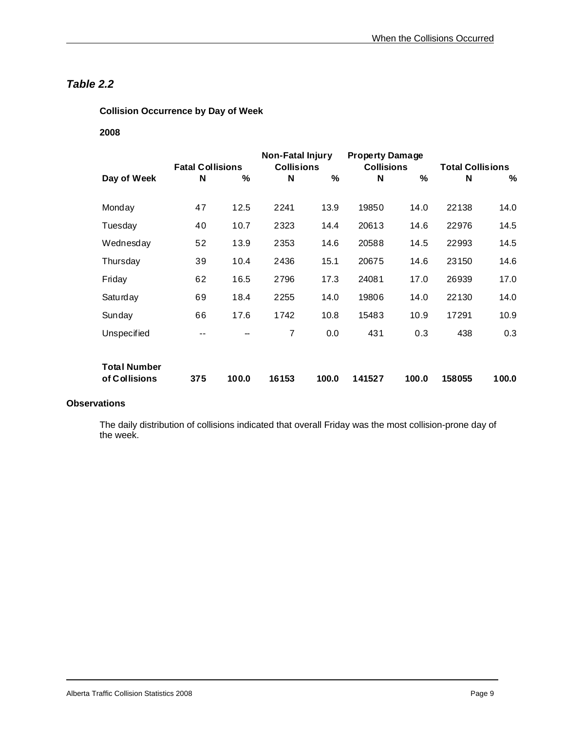## *Table 2.2*

**Collision Occurrence by Day of Week**

**2008**

| Day of Week | Fatal Collisions | | Non-Fatal Injury Collisions | | Property Damage Collisions | | Total Collisions | |
|---|---|---|---|---|---|---|---|---|
| | **N** | **%** | **N** | **%** | **N** | **%** | **N** | **%** |
| Monday | 47 | 12.5 | 2241 | 13.9 | 19850 | 14.0 | 22138 | 14.0 |
| Tuesday | 40 | 10.7 | 2323 | 14.4 | 20613 | 14.6 | 22976 | 14.5 |
| Wednesday | 52 | 13.9 | 2353 | 14.6 | 20588 | 14.5 | 22993 | 14.5 |
| Thursday | 39 | 10.4 | 2436 | 15.1 | 20675 | 14.6 | 23150 | 14.6 |
| Friday | 62 | 16.5 | 2796 | 17.3 | 24081 | 17.0 | 26939 | 17.0 |
| Saturday | 69 | 18.4 | 2255 | 14.0 | 19806 | 14.0 | 22130 | 14.0 |
| Sunday | 66 | 17.6 | 1742 | 10.8 | 15483 | 10.9 | 17291 | 10.9 |
| Unspecified | -- | -- | 7 | 0.0 | 431 | 0.3 | 438 | 0.3 |
| **Total Number of Collisions** | **375** | **100.0** | **16153** | **100.0** | **141527** | **100.0** | **158055** | **100.0** |

**Observations**

The daily distribution of collisions indicated that overall Friday was the most collision-prone day of the week.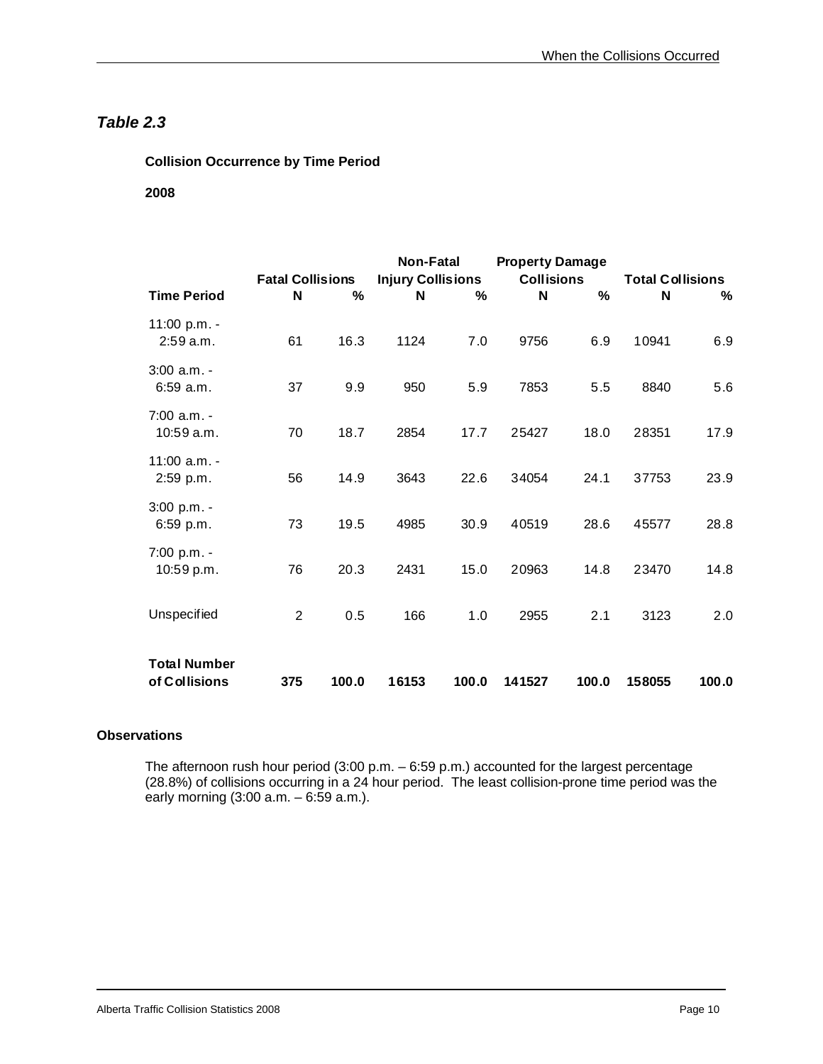## *Table 2.3*

**Collision Occurrence by Time Period**

**2008**

| Time Period | Fatal Collisions | | Non-Fatal Injury Collisions | | Property Damage Collisions | | Total Collisions | |
|---|---|---|---|---|---|---|---|---|
| | N | % | N | % | N | % | N | % |
| 11:00 p.m. - 2:59 a.m. | 61 | 16.3 | 1124 | 7.0 | 9756 | 6.9 | 10941 | 6.9 |
| 3:00 a.m. - 6:59 a.m. | 37 | 9.9 | 950 | 5.9 | 7853 | 5.5 | 8840 | 5.6 |
| 7:00 a.m. - 10:59 a.m. | 70 | 18.7 | 2854 | 17.7 | 25427 | 18.0 | 28351 | 17.9 |
| 11:00 a.m. - 2:59 p.m. | 56 | 14.9 | 3643 | 22.6 | 34054 | 24.1 | 37753 | 23.9 |
| 3:00 p.m. - 6:59 p.m. | 73 | 19.5 | 4985 | 30.9 | 40519 | 28.6 | 45577 | 28.8 |
| 7:00 p.m. - 10:59 p.m. | 76 | 20.3 | 2431 | 15.0 | 20963 | 14.8 | 23470 | 14.8 |
| Unspecified | 2 | 0.5 | 166 | 1.0 | 2955 | 2.1 | 3123 | 2.0 |
| **Total Number of Collisions** | **375** | **100.0** | **16153** | **100.0** | **141527** | **100.0** | **158055** | **100.0** |

**Observations**

The afternoon rush hour period (3:00 p.m. – 6:59 p.m.) accounted for the largest percentage (28.8%) of collisions occurring in a 24 hour period. The least collision-prone time period was the early morning (3:00 a.m. – 6:59 a.m.).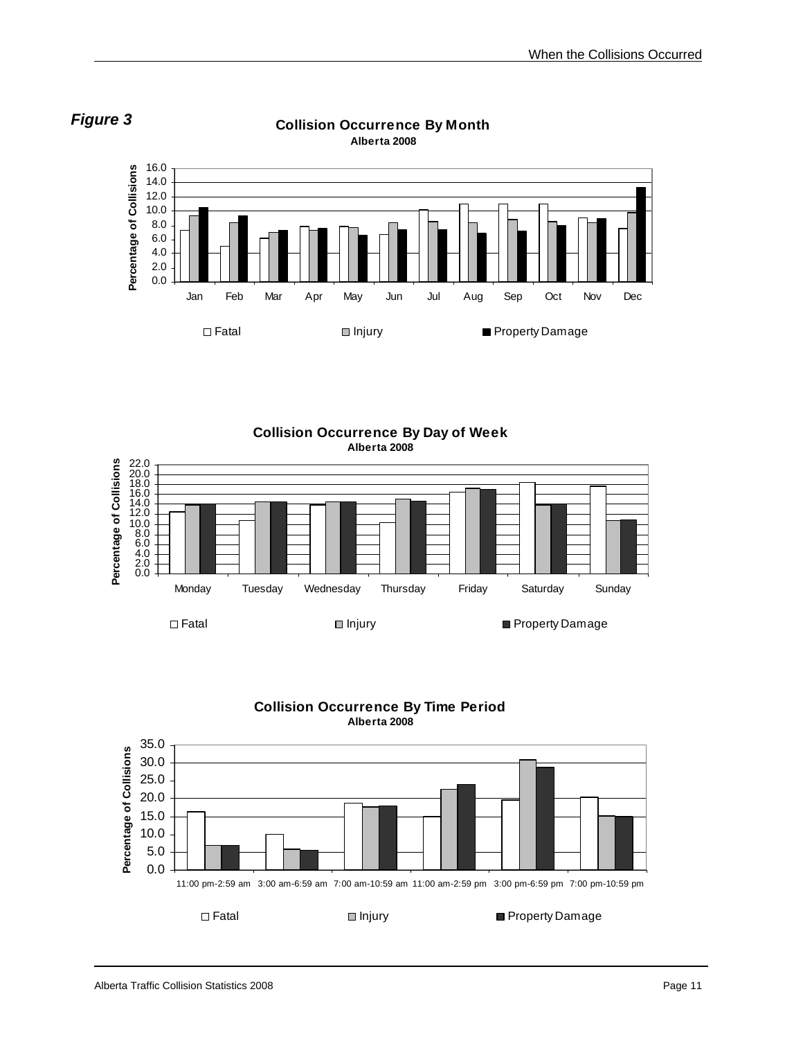*Figure 3*

**Collision Occurrence By Month**
**Alberta 2008**

**Collision Occurrence By Day of Week**
**Alberta 2008**

**Collision Occurrence By Time Period**
**Alberta 2008**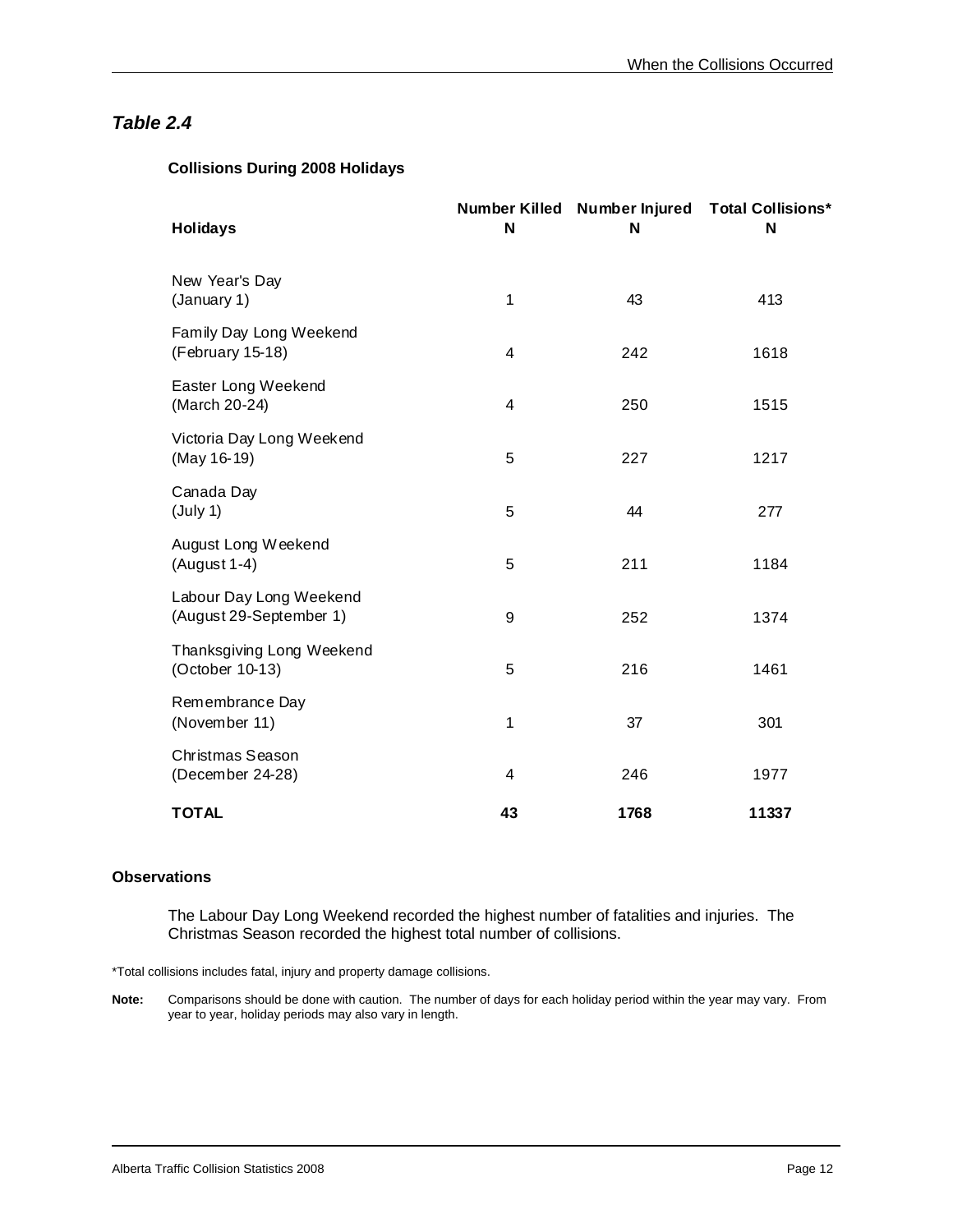## *Table 2.4*

**Collisions During 2008 Holidays**

| Holidays | Number Killed N | Number Injured N | Total Collisions* N |
|---|---|---|---|
| New Year's Day (January 1) | 1 | 43 | 413 |
| Family Day Long Weekend (February 15-18) | 4 | 242 | 1618 |
| Easter Long Weekend (March 20-24) | 4 | 250 | 1515 |
| Victoria Day Long Weekend (May 16-19) | 5 | 227 | 1217 |
| Canada Day (July 1) | 5 | 44 | 277 |
| August Long Weekend (August 1-4) | 5 | 211 | 1184 |
| Labour Day Long Weekend (August 29-September 1) | 9 | 252 | 1374 |
| Thanksgiving Long Weekend (October 10-13) | 5 | 216 | 1461 |
| Remembrance Day (November 11) | 1 | 37 | 301 |
| Christmas Season (December 24-28) | 4 | 246 | 1977 |
| **TOTAL** | **43** | **1768** | **11337** |

**Observations**

The Labour Day Long Weekend recorded the highest number of fatalities and injuries. The Christmas Season recorded the highest total number of collisions.

*Total collisions includes fatal, injury and property damage collisions.

**Note:** Comparisons should be done with caution. The number of days for each holiday period within the year may vary. From year to year, holiday periods may also vary in length.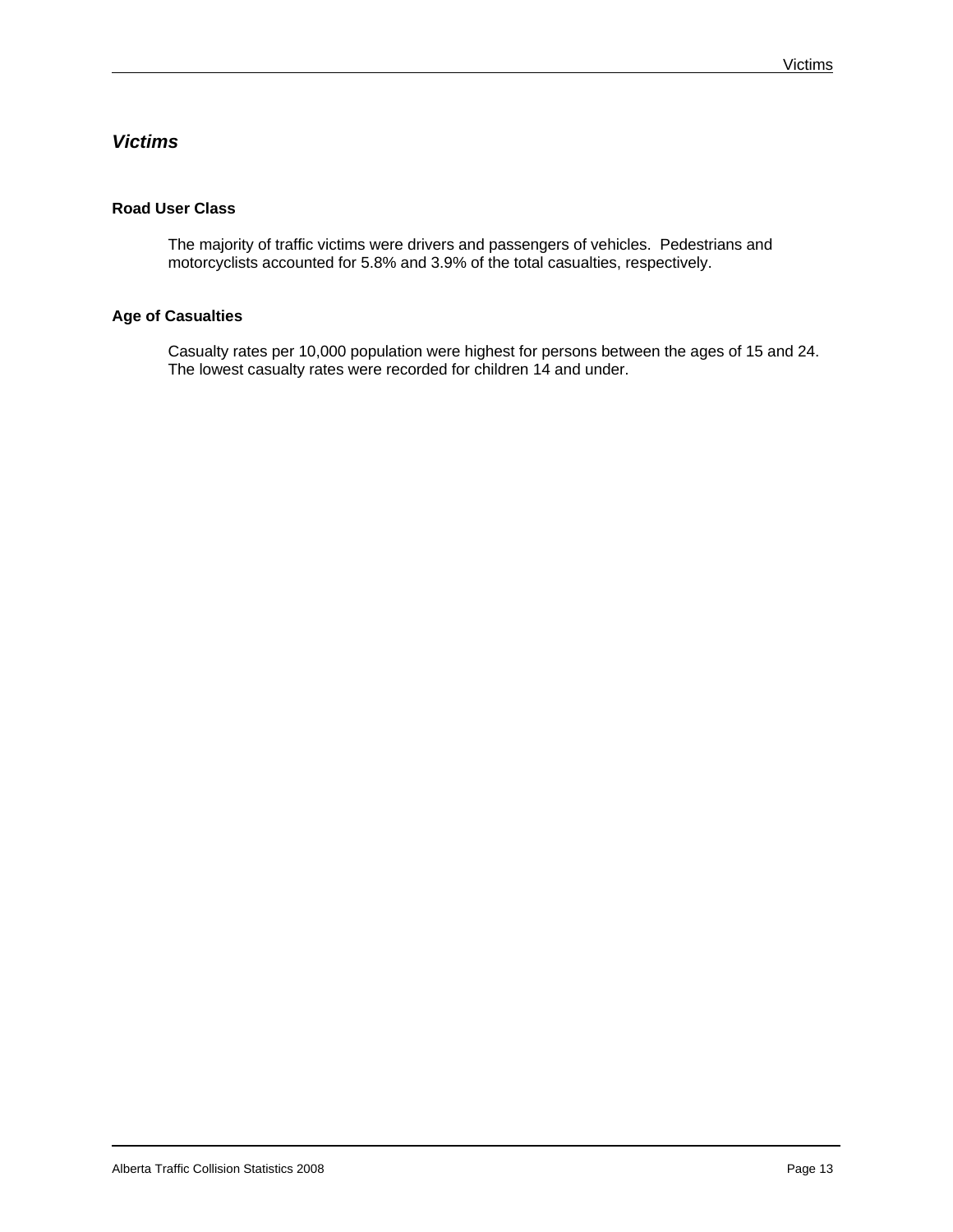## *Victims*

### Road User Class

The majority of traffic victims were drivers and passengers of vehicles. Pedestrians and motorcyclists accounted for 5.8% and 3.9% of the total casualties, respectively.

### Age of Casualties

Casualty rates per 10,000 population were highest for persons between the ages of 15 and 24. The lowest casualty rates were recorded for children 14 and under.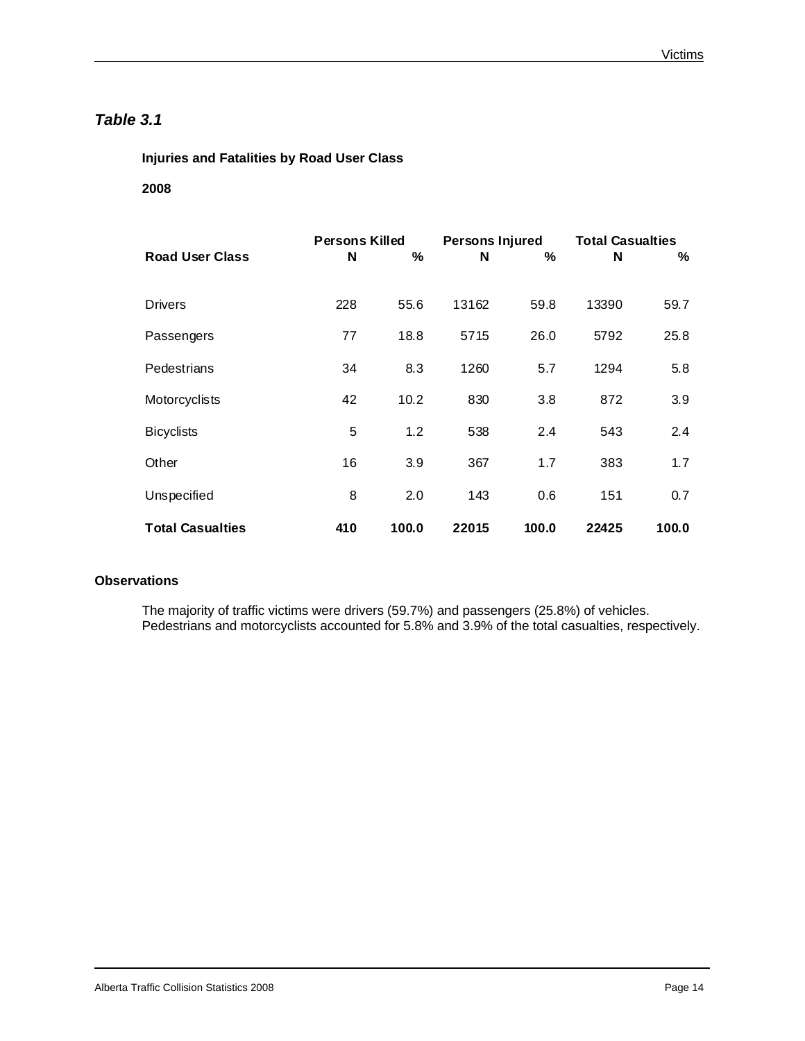## *Table 3.1*

**Injuries and Fatalities by Road User Class**

**2008**

| **Road User Class** | **Persons Killed** | | **Persons Injured** | | **Total Casualties** | |
|---|---|---|---|---|---|---|
| | **N** | **%** | **N** | **%** | **N** | **%** |
| Drivers | 228 | 55.6 | 13162 | 59.8 | 13390 | 59.7 |
| Passengers | 77 | 18.8 | 5715 | 26.0 | 5792 | 25.8 |
| Pedestrians | 34 | 8.3 | 1260 | 5.7 | 1294 | 5.8 |
| Motorcyclists | 42 | 10.2 | 830 | 3.8 | 872 | 3.9 |
| Bicyclists | 5 | 1.2 | 538 | 2.4 | 543 | 2.4 |
| Other | 16 | 3.9 | 367 | 1.7 | 383 | 1.7 |
| Unspecified | 8 | 2.0 | 143 | 0.6 | 151 | 0.7 |
| **Total Casualties** | **410** | **100.0** | **22015** | **100.0** | **22425** | **100.0** |

**Observations**

The majority of traffic victims were drivers (59.7%) and passengers (25.8%) of vehicles. Pedestrians and motorcyclists accounted for 5.8% and 3.9% of the total casualties, respectively.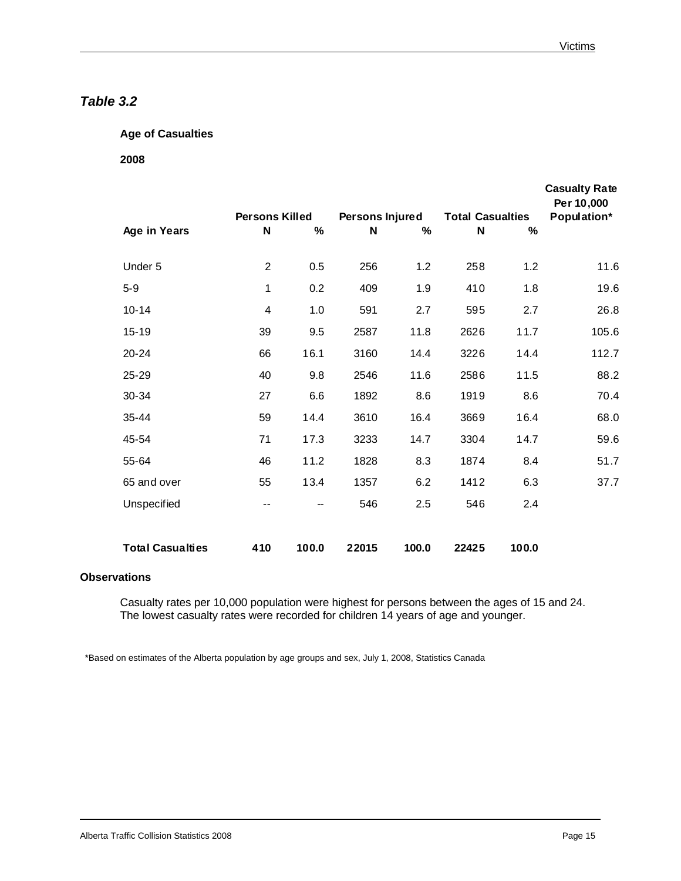## *Table 3.2*

**Age of Casualties**

**2008**

| Age in Years | Persons Killed | | Persons Injured | | Total Casualties | | Casualty Rate Per 10,000 Population* |
|---|---|---|---|---|---|---|---|
| | N | % | N | % | N | % | |
| Under 5 | 2 | 0.5 | 256 | 1.2 | 258 | 1.2 | 11.6 |
| 5-9 | 1 | 0.2 | 409 | 1.9 | 410 | 1.8 | 19.6 |
| 10-14 | 4 | 1.0 | 591 | 2.7 | 595 | 2.7 | 26.8 |
| 15-19 | 39 | 9.5 | 2587 | 11.8 | 2626 | 11.7 | 105.6 |
| 20-24 | 66 | 16.1 | 3160 | 14.4 | 3226 | 14.4 | 112.7 |
| 25-29 | 40 | 9.8 | 2546 | 11.6 | 2586 | 11.5 | 88.2 |
| 30-34 | 27 | 6.6 | 1892 | 8.6 | 1919 | 8.6 | 70.4 |
| 35-44 | 59 | 14.4 | 3610 | 16.4 | 3669 | 16.4 | 68.0 |
| 45-54 | 71 | 17.3 | 3233 | 14.7 | 3304 | 14.7 | 59.6 |
| 55-64 | 46 | 11.2 | 1828 | 8.3 | 1874 | 8.4 | 51.7 |
| 65 and over | 55 | 13.4 | 1357 | 6.2 | 1412 | 6.3 | 37.7 |
| Unspecified | -- | -- | 546 | 2.5 | 546 | 2.4 | |
| **Total Casualties** | **410** | **100.0** | **22015** | **100.0** | **22425** | **100.0** | |

**Observations**

Casualty rates per 10,000 population were highest for persons between the ages of 15 and 24. The lowest casualty rates were recorded for children 14 years of age and younger.

*Based on estimates of the Alberta population by age groups and sex, July 1, 2008, Statistics Canada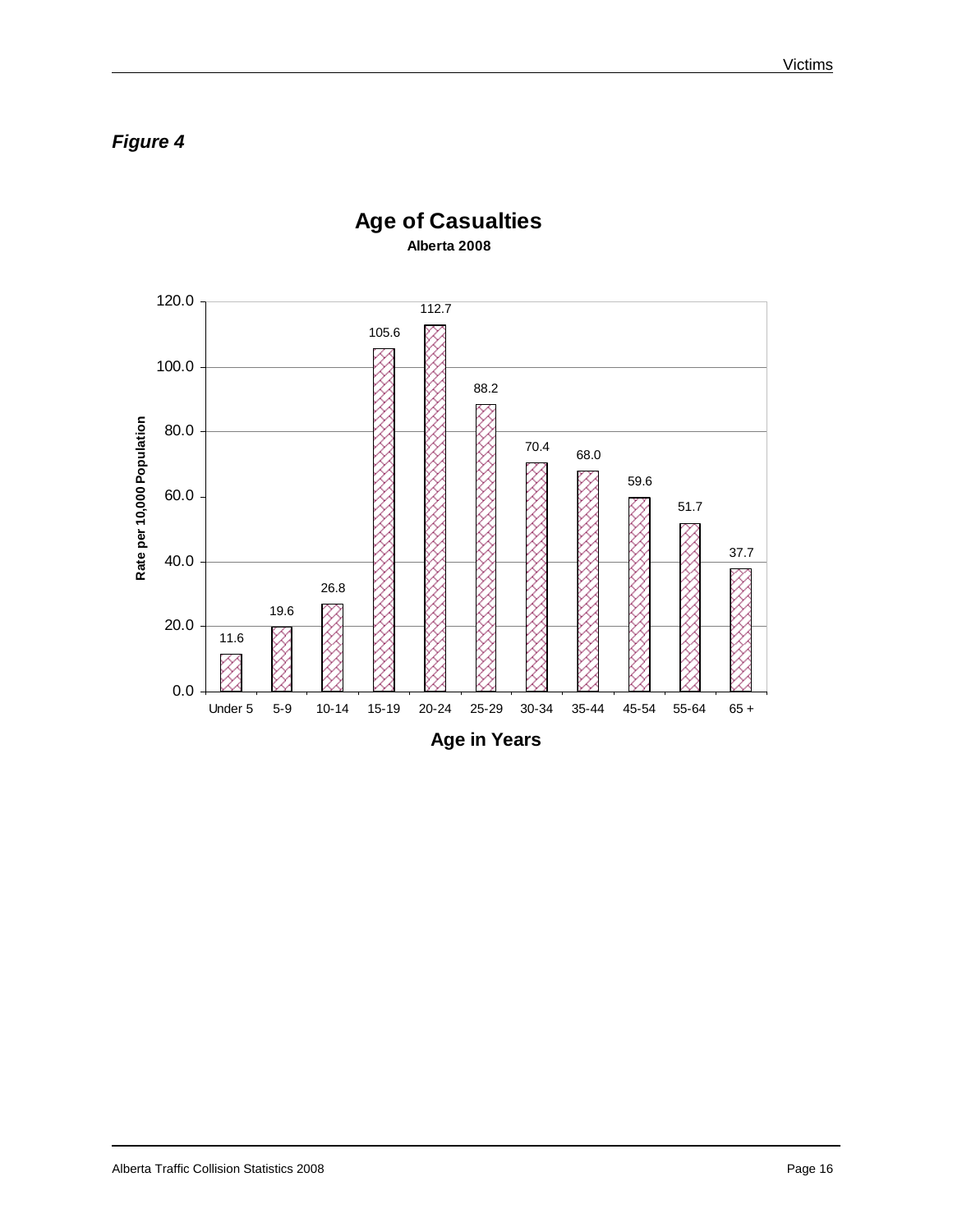***Figure 4***

## Age of Casualties

**Alberta 2008**

| Age in Years | Rate per 10,000 Population |
|---|---|
| Under 5 | 11.6 |
| 5-9 | 19.6 |
| 10-14 | 26.8 |
| 15-19 | 105.6 |
| 20-24 | 112.7 |
| 25-29 | 88.2 |
| 30-34 | 70.4 |
| 35-44 | 68.0 |
| 45-54 | 59.6 |
| 55-64 | 51.7 |
| 65 + | 37.7 |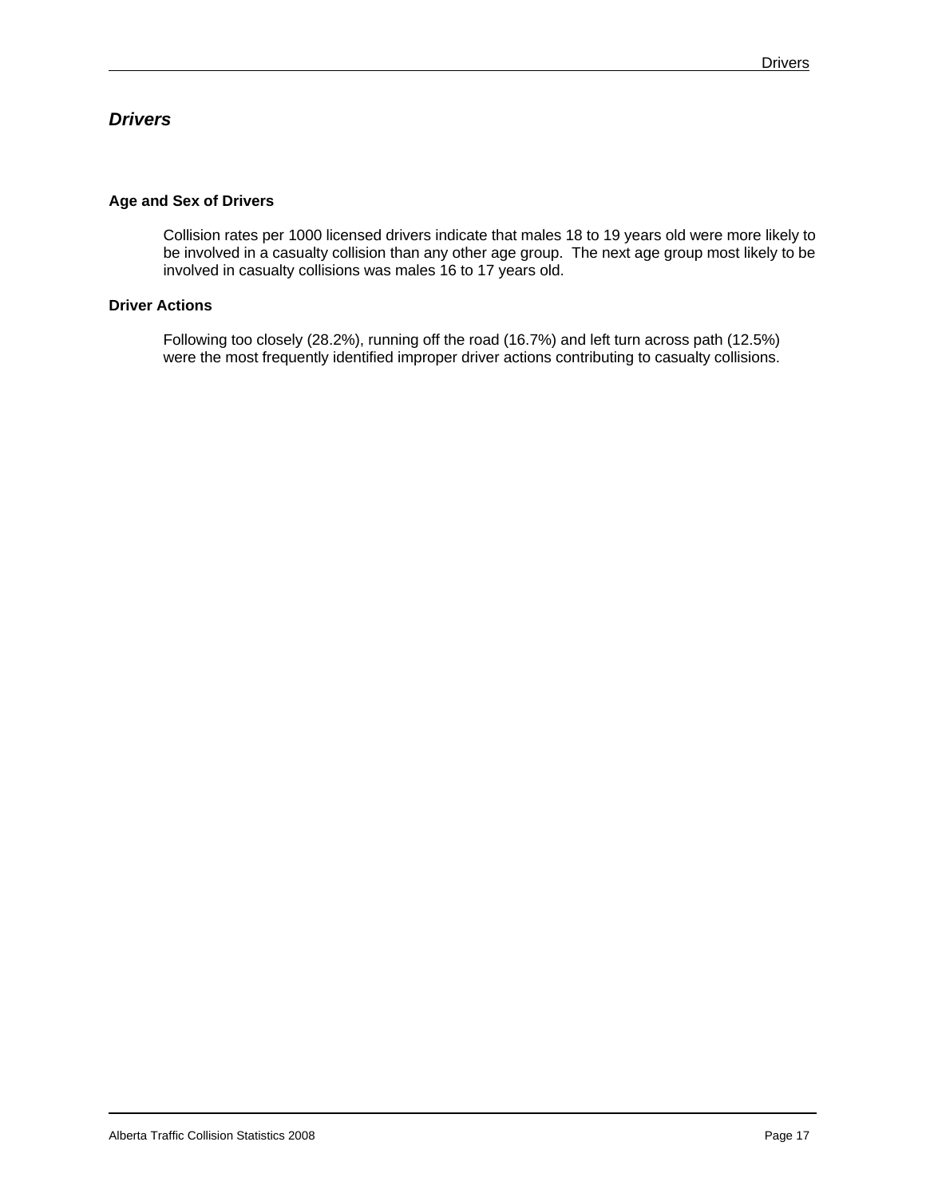## *Drivers*

### Age and Sex of Drivers

Collision rates per 1000 licensed drivers indicate that males 18 to 19 years old were more likely to be involved in a casualty collision than any other age group. The next age group most likely to be involved in casualty collisions was males 16 to 17 years old.

### Driver Actions

Following too closely (28.2%), running off the road (16.7%) and left turn across path (12.5%) were the most frequently identified improper driver actions contributing to casualty collisions.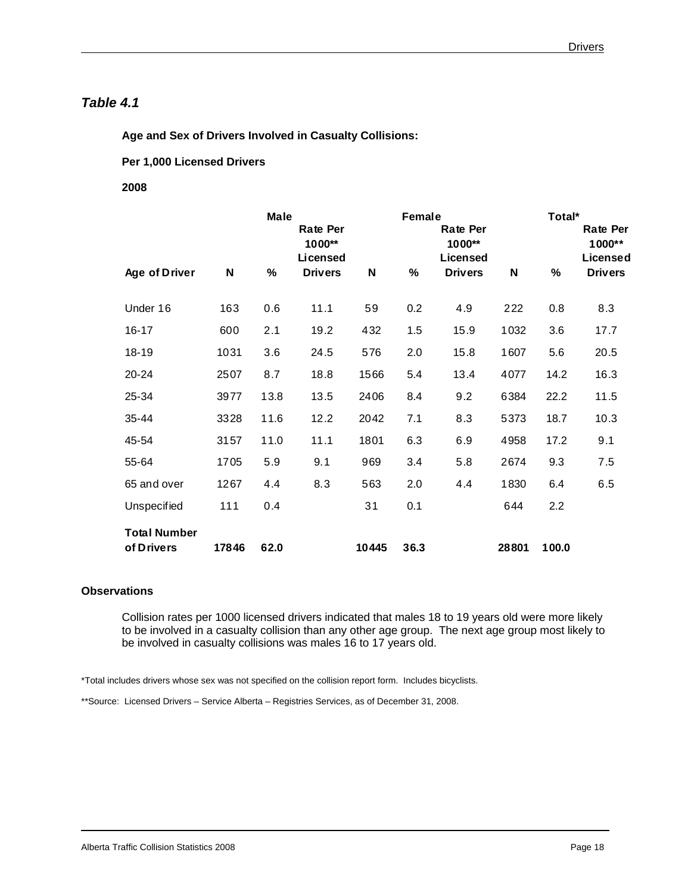## *Table 4.1*

**Age and Sex of Drivers Involved in Casualty Collisions:**

**Per 1,000 Licensed Drivers**

**2008**

| | Male | | | Female | | | Total* | | |
|---|---|---|---|---|---|---|---|---|---|
| **Age of Driver** | **N** | **%** | **Rate Per 1000** Licensed Drivers** | **N** | **%** | **Rate Per 1000** Licensed Drivers** | **N** | **%** | **Rate Per 1000** Licensed Drivers** |
| Under 16 | 163 | 0.6 | 11.1 | 59 | 0.2 | 4.9 | 222 | 0.8 | 8.3 |
| 16-17 | 600 | 2.1 | 19.2 | 432 | 1.5 | 15.9 | 1032 | 3.6 | 17.7 |
| 18-19 | 1031 | 3.6 | 24.5 | 576 | 2.0 | 15.8 | 1607 | 5.6 | 20.5 |
| 20-24 | 2507 | 8.7 | 18.8 | 1566 | 5.4 | 13.4 | 4077 | 14.2 | 16.3 |
| 25-34 | 3977 | 13.8 | 13.5 | 2406 | 8.4 | 9.2 | 6384 | 22.2 | 11.5 |
| 35-44 | 3328 | 11.6 | 12.2 | 2042 | 7.1 | 8.3 | 5373 | 18.7 | 10.3 |
| 45-54 | 3157 | 11.0 | 11.1 | 1801 | 6.3 | 6.9 | 4958 | 17.2 | 9.1 |
| 55-64 | 1705 | 5.9 | 9.1 | 969 | 3.4 | 5.8 | 2674 | 9.3 | 7.5 |
| 65 and over | 1267 | 4.4 | 8.3 | 563 | 2.0 | 4.4 | 1830 | 6.4 | 6.5 |
| Unspecified | 111 | 0.4 | | 31 | 0.1 | | 644 | 2.2 | |
| **Total Number of Drivers** | **17846** | **62.0** | | **10445** | **36.3** | | **28801** | **100.0** | |

**Observations**

Collision rates per 1000 licensed drivers indicated that males 18 to 19 years old were more likely to be involved in a casualty collision than any other age group. The next age group most likely to be involved in casualty collisions was males 16 to 17 years old.

*Total includes drivers whose sex was not specified on the collision report form. Includes bicyclists.

**Source: Licensed Drivers – Service Alberta – Registries Services, as of December 31, 2008.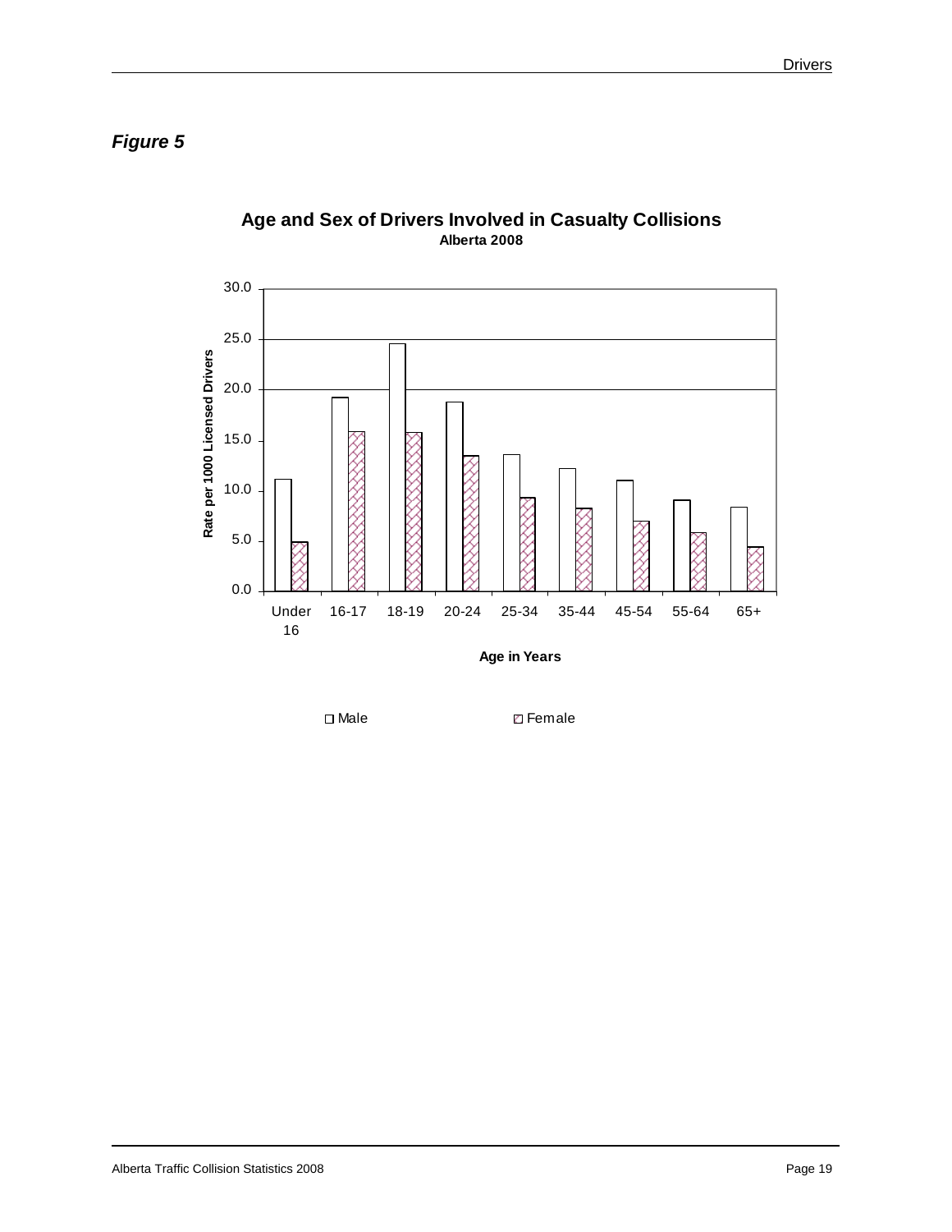*Figure 5*

**Age and Sex of Drivers Involved in Casualty Collisions**
**Alberta 2008**

| Age in Years | Male | Female |
|---|---|---|
| Under 16 | 11.2 | 4.9 |
| 16-17 | 19.3 | 15.9 |
| 18-19 | 24.6 | 15.8 |
| 20-24 | 18.8 | 13.5 |
| 25-34 | 13.6 | 9.3 |
| 35-44 | 12.2 | 8.3 |
| 45-54 | 11.1 | 7.0 |
| 55-64 | 9.1 | 5.8 |
| 65+ | 8.4 | 4.4 |

Rate per 1000 Licensed Drivers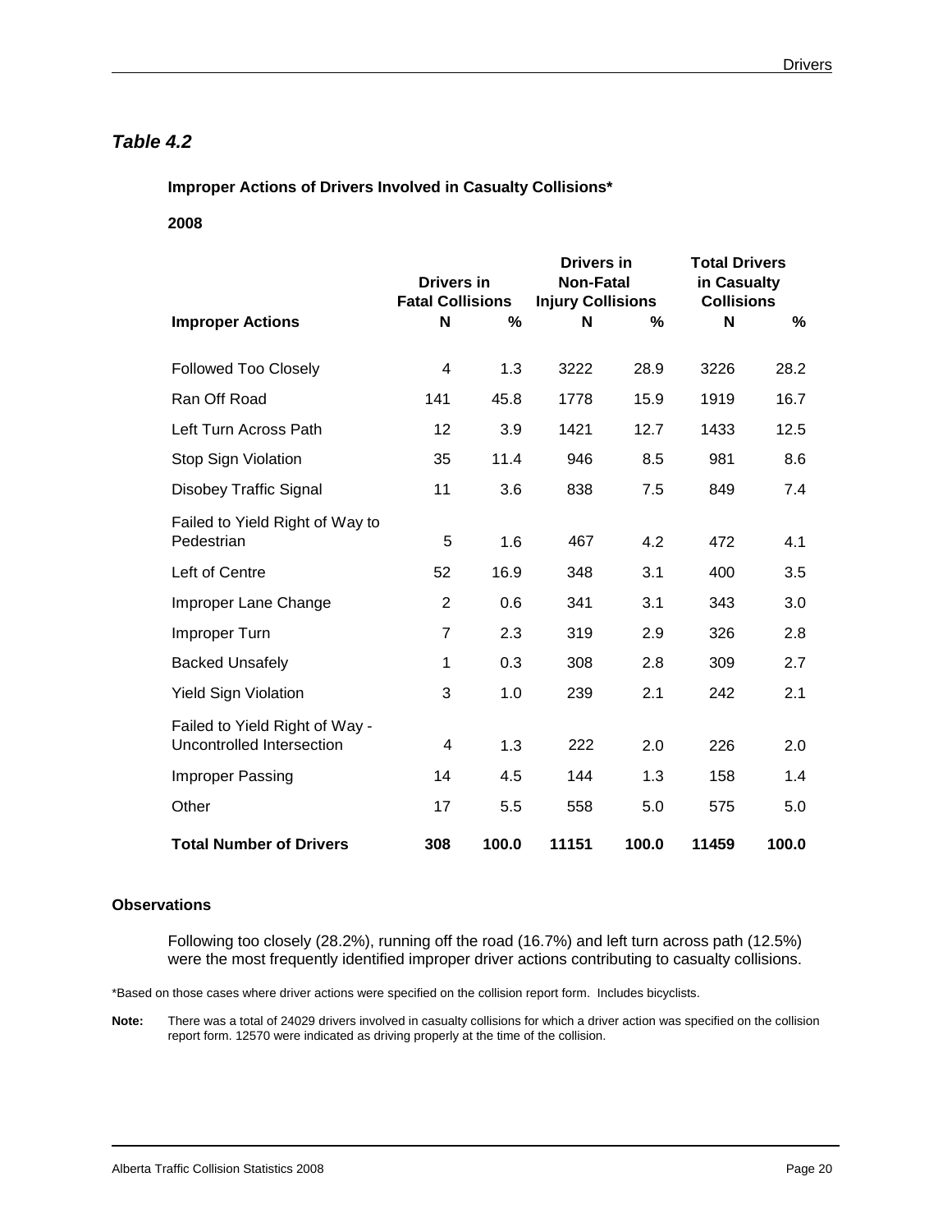## *Table 4.2*

**Improper Actions of Drivers Involved in Casualty Collisions***

**2008**

| Improper Actions | Drivers in Fatal Collisions | | Drivers in Non-Fatal Injury Collisions | | Total Drivers in Casualty Collisions | |
|---|---|---|---|---|---|---|
| | **N** | **%** | **N** | **%** | **N** | **%** |
| Followed Too Closely | 4 | 1.3 | 3222 | 28.9 | 3226 | 28.2 |
| Ran Off Road | 141 | 45.8 | 1778 | 15.9 | 1919 | 16.7 |
| Left Turn Across Path | 12 | 3.9 | 1421 | 12.7 | 1433 | 12.5 |
| Stop Sign Violation | 35 | 11.4 | 946 | 8.5 | 981 | 8.6 |
| Disobey Traffic Signal | 11 | 3.6 | 838 | 7.5 | 849 | 7.4 |
| Failed to Yield Right of Way to Pedestrian | 5 | 1.6 | 467 | 4.2 | 472 | 4.1 |
| Left of Centre | 52 | 16.9 | 348 | 3.1 | 400 | 3.5 |
| Improper Lane Change | 2 | 0.6 | 341 | 3.1 | 343 | 3.0 |
| Improper Turn | 7 | 2.3 | 319 | 2.9 | 326 | 2.8 |
| Backed Unsafely | 1 | 0.3 | 308 | 2.8 | 309 | 2.7 |
| Yield Sign Violation | 3 | 1.0 | 239 | 2.1 | 242 | 2.1 |
| Failed to Yield Right of Way - Uncontrolled Intersection | 4 | 1.3 | 222 | 2.0 | 226 | 2.0 |
| Improper Passing | 14 | 4.5 | 144 | 1.3 | 158 | 1.4 |
| Other | 17 | 5.5 | 558 | 5.0 | 575 | 5.0 |
| **Total Number of Drivers** | **308** | **100.0** | **11151** | **100.0** | **11459** | **100.0** |

**Observations**

Following too closely (28.2%), running off the road (16.7%) and left turn across path (12.5%) were the most frequently identified improper driver actions contributing to casualty collisions.

*Based on those cases where driver actions were specified on the collision report form. Includes bicyclists.

**Note:** There was a total of 24029 drivers involved in casualty collisions for which a driver action was specified on the collision report form. 12570 were indicated as driving properly at the time of the collision.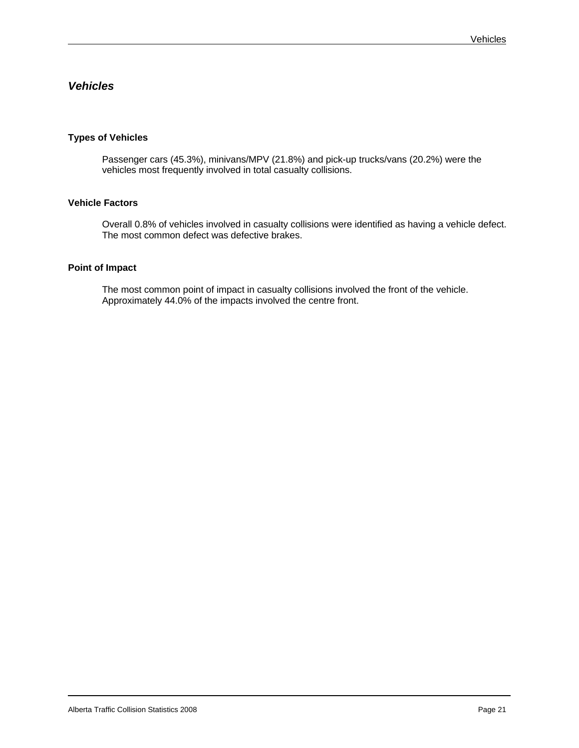## *Vehicles*

### Types of Vehicles

Passenger cars (45.3%), minivans/MPV (21.8%) and pick-up trucks/vans (20.2%) were the vehicles most frequently involved in total casualty collisions.

### Vehicle Factors

Overall 0.8% of vehicles involved in casualty collisions were identified as having a vehicle defect. The most common defect was defective brakes.

### Point of Impact

The most common point of impact in casualty collisions involved the front of the vehicle. Approximately 44.0% of the impacts involved the centre front.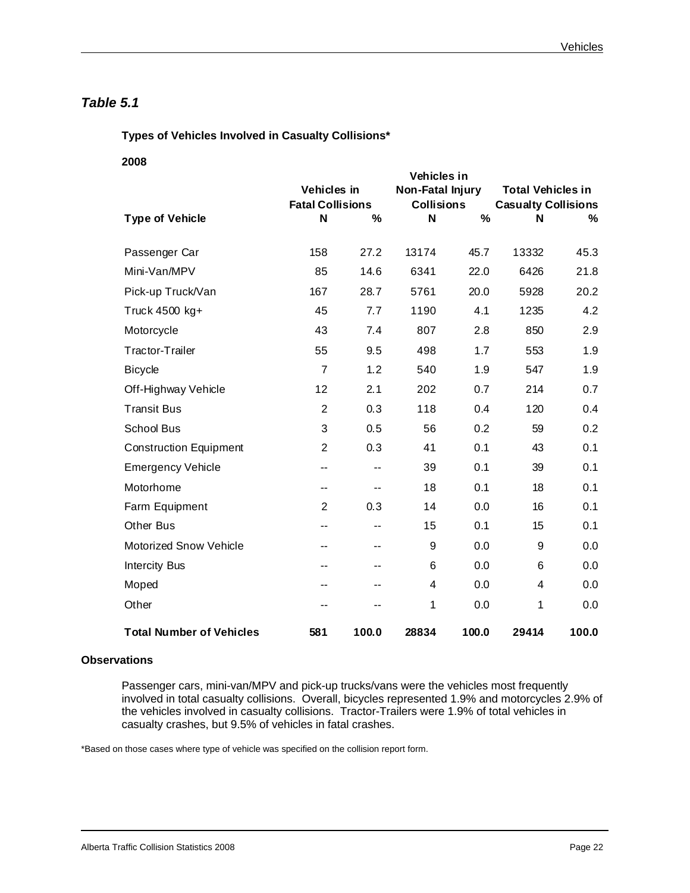## *Table 5.1*

**Types of Vehicles Involved in Casualty Collisions***

**2008**

| Type of Vehicle | Vehicles in Fatal Collisions | | Vehicles in Non-Fatal Injury Collisions | | Total Vehicles in Casualty Collisions | |
|---|---|---|---|---|---|---|
| | **N** | **%** | **N** | **%** | **N** | **%** |
| Passenger Car | 158 | 27.2 | 13174 | 45.7 | 13332 | 45.3 |
| Mini-Van/MPV | 85 | 14.6 | 6341 | 22.0 | 6426 | 21.8 |
| Pick-up Truck/Van | 167 | 28.7 | 5761 | 20.0 | 5928 | 20.2 |
| Truck 4500 kg+ | 45 | 7.7 | 1190 | 4.1 | 1235 | 4.2 |
| Motorcycle | 43 | 7.4 | 807 | 2.8 | 850 | 2.9 |
| Tractor-Trailer | 55 | 9.5 | 498 | 1.7 | 553 | 1.9 |
| Bicycle | 7 | 1.2 | 540 | 1.9 | 547 | 1.9 |
| Off-Highway Vehicle | 12 | 2.1 | 202 | 0.7 | 214 | 0.7 |
| Transit Bus | 2 | 0.3 | 118 | 0.4 | 120 | 0.4 |
| School Bus | 3 | 0.5 | 56 | 0.2 | 59 | 0.2 |
| Construction Equipment | 2 | 0.3 | 41 | 0.1 | 43 | 0.1 |
| Emergency Vehicle | -- | -- | 39 | 0.1 | 39 | 0.1 |
| Motorhome | -- | -- | 18 | 0.1 | 18 | 0.1 |
| Farm Equipment | 2 | 0.3 | 14 | 0.0 | 16 | 0.1 |
| Other Bus | -- | -- | 15 | 0.1 | 15 | 0.1 |
| Motorized Snow Vehicle | -- | -- | 9 | 0.0 | 9 | 0.0 |
| Intercity Bus | -- | -- | 6 | 0.0 | 6 | 0.0 |
| Moped | -- | -- | 4 | 0.0 | 4 | 0.0 |
| Other | -- | -- | 1 | 0.0 | 1 | 0.0 |
| **Total Number of Vehicles** | **581** | **100.0** | **28834** | **100.0** | **29414** | **100.0** |

**Observations**

Passenger cars, mini-van/MPV and pick-up trucks/vans were the vehicles most frequently involved in total casualty collisions. Overall, bicycles represented 1.9% and motorcycles 2.9% of the vehicles involved in casualty collisions. Tractor-Trailers were 1.9% of total vehicles in casualty crashes, but 9.5% of vehicles in fatal crashes.

*Based on those cases where type of vehicle was specified on the collision report form.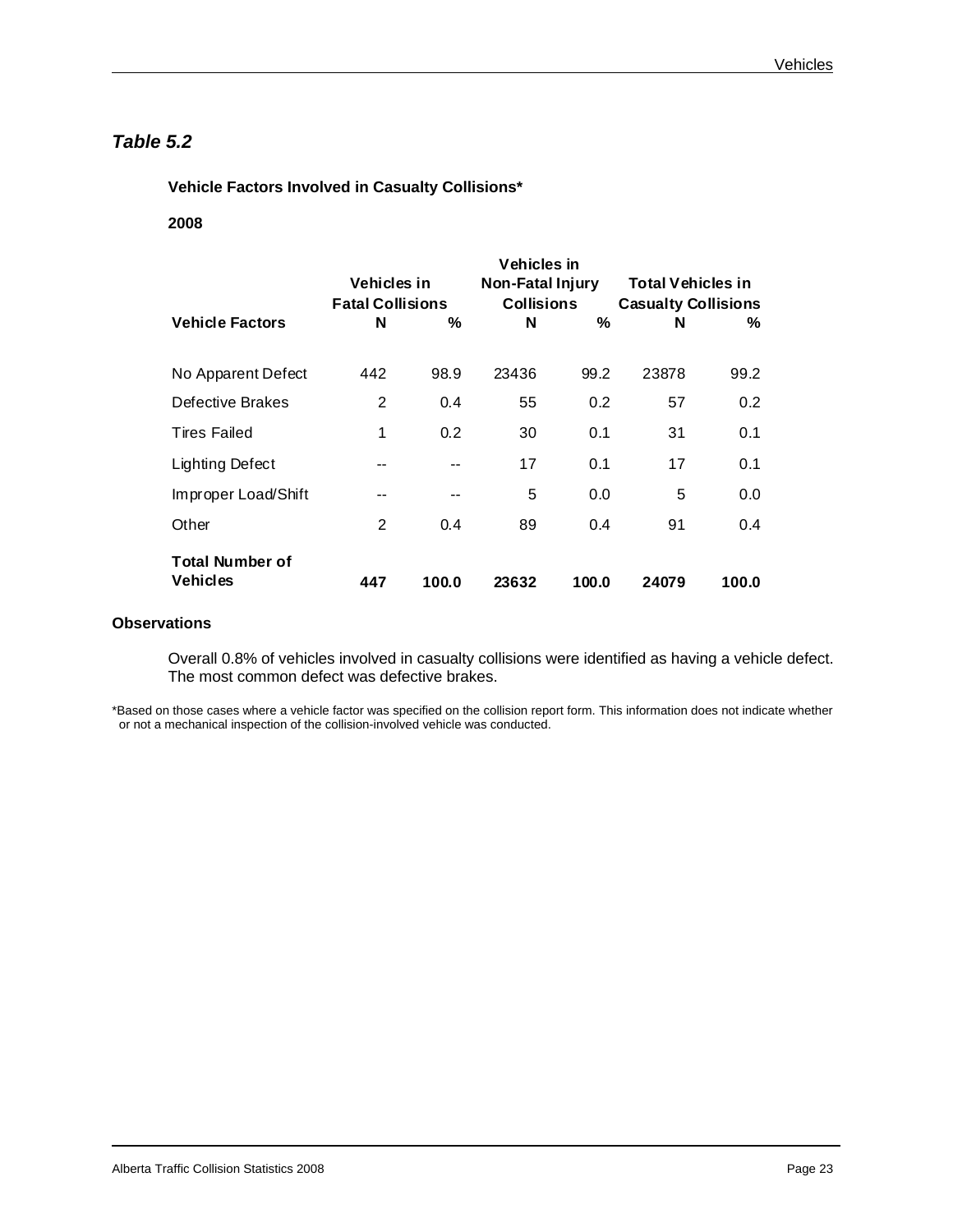## *Table 5.2*

**Vehicle Factors Involved in Casualty Collisions***

**2008**

| Vehicle Factors | Vehicles in Fatal Collisions | | Vehicles in Non-Fatal Injury Collisions | | Total Vehicles in Casualty Collisions | |
|---|---|---|---|---|---|---|
| | **N** | **%** | **N** | **%** | **N** | **%** |
| No Apparent Defect | 442 | 98.9 | 23436 | 99.2 | 23878 | 99.2 |
| Defective Brakes | 2 | 0.4 | 55 | 0.2 | 57 | 0.2 |
| Tires Failed | 1 | 0.2 | 30 | 0.1 | 31 | 0.1 |
| Lighting Defect | -- | -- | 17 | 0.1 | 17 | 0.1 |
| Improper Load/Shift | -- | -- | 5 | 0.0 | 5 | 0.0 |
| Other | 2 | 0.4 | 89 | 0.4 | 91 | 0.4 |
| **Total Number of Vehicles** | **447** | **100.0** | **23632** | **100.0** | **24079** | **100.0** |

**Observations**

Overall 0.8% of vehicles involved in casualty collisions were identified as having a vehicle defect. The most common defect was defective brakes.

*Based on those cases where a vehicle factor was specified on the collision report form. This information does not indicate whether or not a mechanical inspection of the collision-involved vehicle was conducted.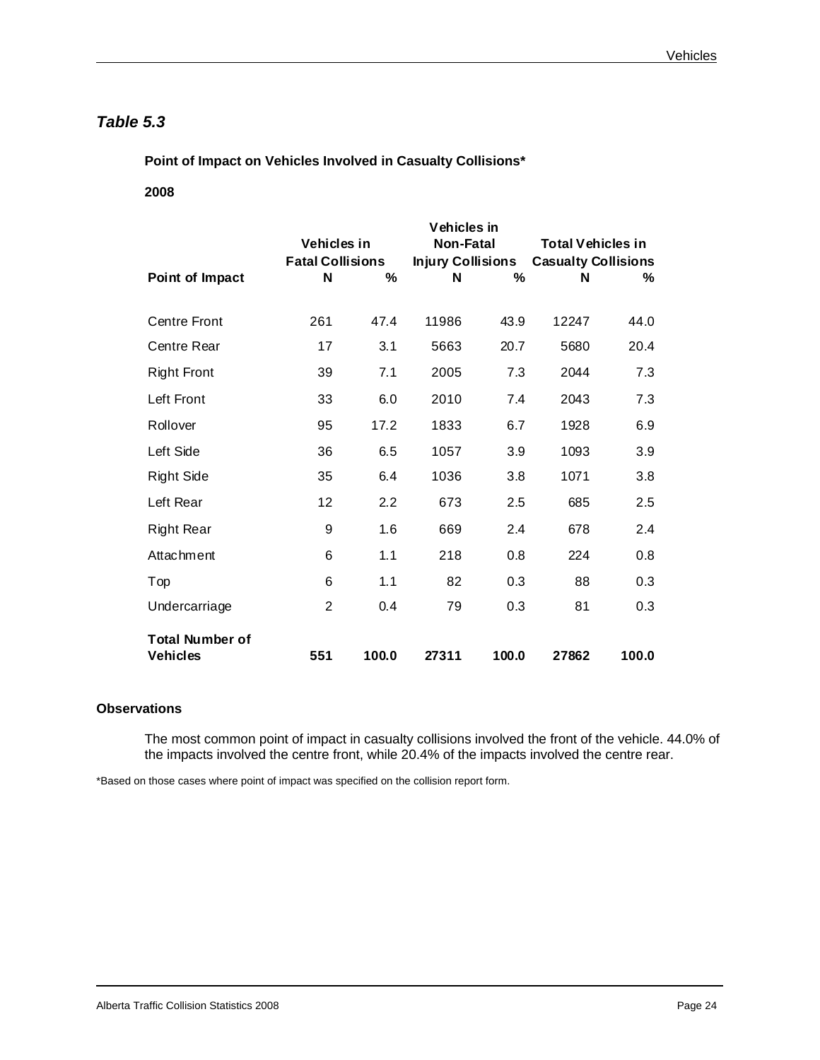## *Table 5.3*

**Point of Impact on Vehicles Involved in Casualty Collisions***

**2008**

| Point of Impact | Vehicles in Fatal Collisions | | Vehicles in Non-Fatal Injury Collisions | | Total Vehicles in Casualty Collisions | |
|---|---|---|---|---|---|---|
| | N | % | N | % | N | % |
| Centre Front | 261 | 47.4 | 11986 | 43.9 | 12247 | 44.0 |
| Centre Rear | 17 | 3.1 | 5663 | 20.7 | 5680 | 20.4 |
| Right Front | 39 | 7.1 | 2005 | 7.3 | 2044 | 7.3 |
| Left Front | 33 | 6.0 | 2010 | 7.4 | 2043 | 7.3 |
| Rollover | 95 | 17.2 | 1833 | 6.7 | 1928 | 6.9 |
| Left Side | 36 | 6.5 | 1057 | 3.9 | 1093 | 3.9 |
| Right Side | 35 | 6.4 | 1036 | 3.8 | 1071 | 3.8 |
| Left Rear | 12 | 2.2 | 673 | 2.5 | 685 | 2.5 |
| Right Rear | 9 | 1.6 | 669 | 2.4 | 678 | 2.4 |
| Attachment | 6 | 1.1 | 218 | 0.8 | 224 | 0.8 |
| Top | 6 | 1.1 | 82 | 0.3 | 88 | 0.3 |
| Undercarriage | 2 | 0.4 | 79 | 0.3 | 81 | 0.3 |
| **Total Number of Vehicles** | **551** | **100.0** | **27311** | **100.0** | **27862** | **100.0** |

**Observations**

The most common point of impact in casualty collisions involved the front of the vehicle. 44.0% of the impacts involved the centre front, while 20.4% of the impacts involved the centre rear.

*Based on those cases where point of impact was specified on the collision report form.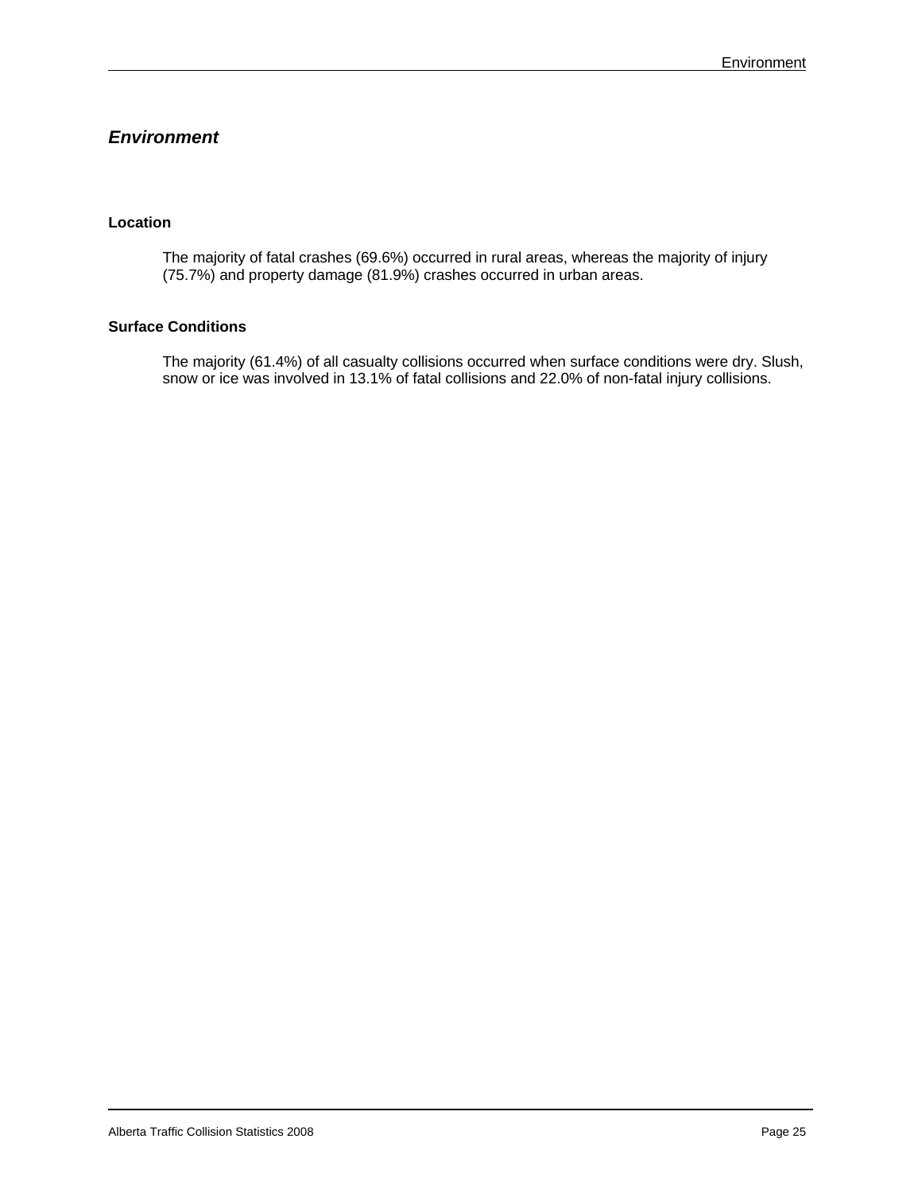## *Environment*

### Location

The majority of fatal crashes (69.6%) occurred in rural areas, whereas the majority of injury (75.7%) and property damage (81.9%) crashes occurred in urban areas.

### Surface Conditions

The majority (61.4%) of all casualty collisions occurred when surface conditions were dry. Slush, snow or ice was involved in 13.1% of fatal collisions and 22.0% of non-fatal injury collisions.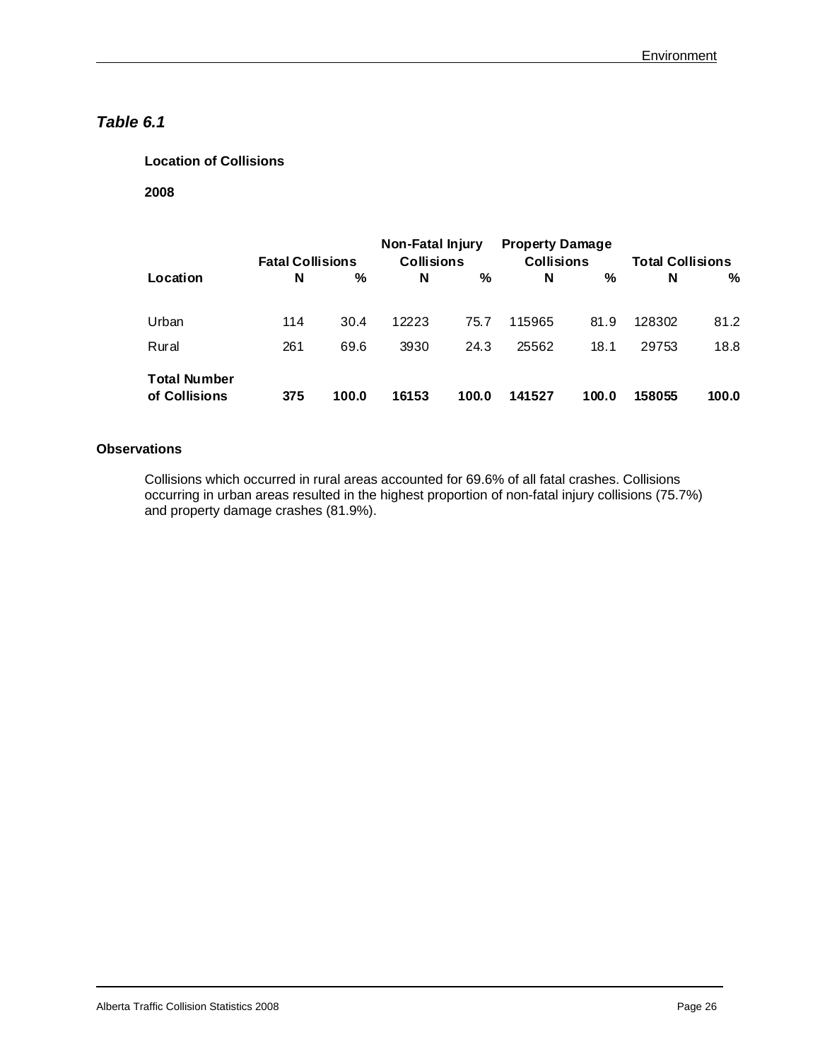## *Table 6.1*

**Location of Collisions**

**2008**

| Location | Fatal Collisions | | Non-Fatal Injury Collisions | | Property Damage Collisions | | Total Collisions | |
|---|---|---|---|---|---|---|---|---|
| | N | % | N | % | N | % | N | % |
| Urban | 114 | 30.4 | 12223 | 75.7 | 115965 | 81.9 | 128302 | 81.2 |
| Rural | 261 | 69.6 | 3930 | 24.3 | 25562 | 18.1 | 29753 | 18.8 |
| **Total Number of Collisions** | **375** | **100.0** | **16153** | **100.0** | **141527** | **100.0** | **158055** | **100.0** |

**Observations**

Collisions which occurred in rural areas accounted for 69.6% of all fatal crashes. Collisions occurring in urban areas resulted in the highest proportion of non-fatal injury collisions (75.7%) and property damage crashes (81.9%).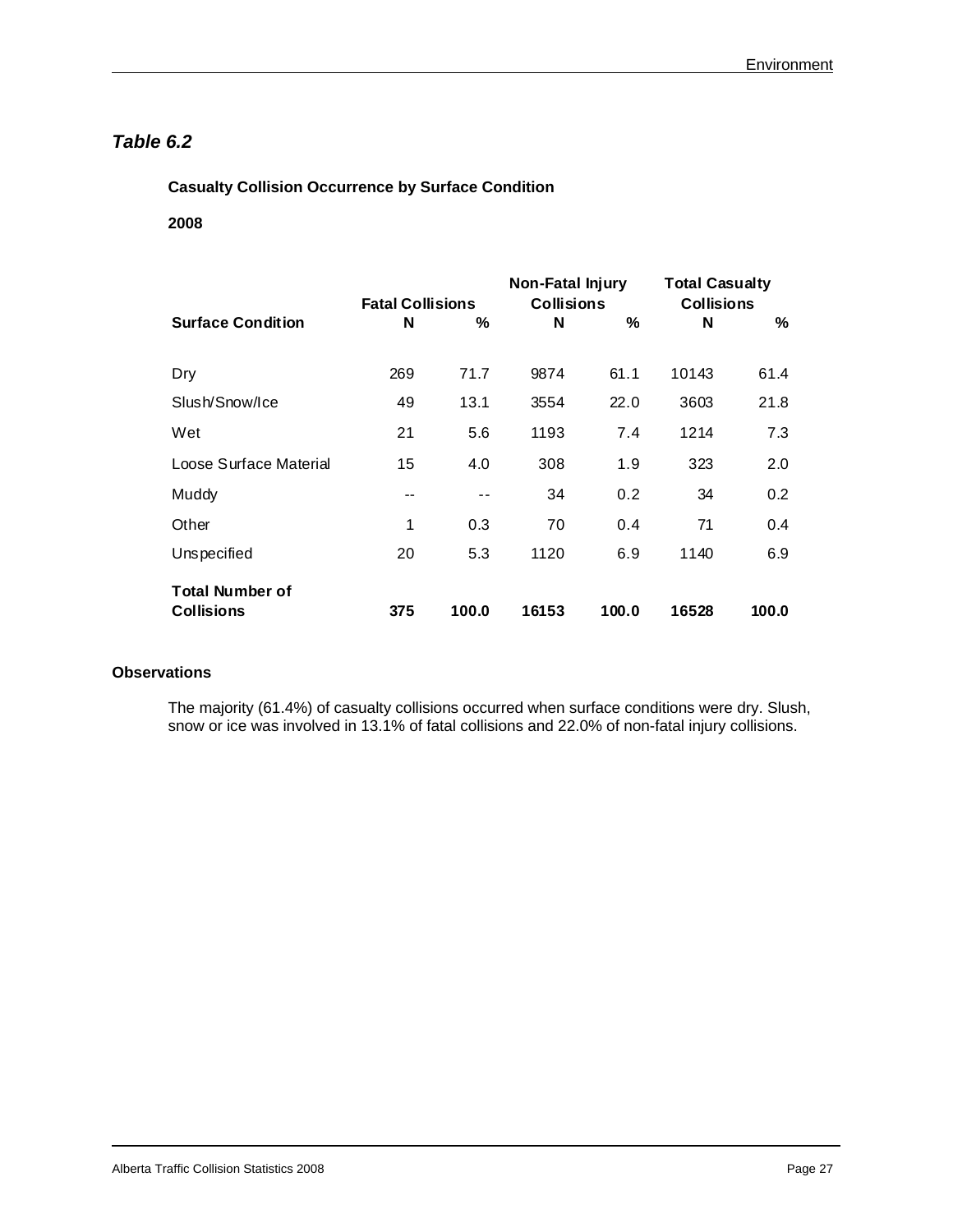## *Table 6.2*

**Casualty Collision Occurrence by Surface Condition**

**2008**

| Surface Condition | Fatal Collisions | | Non-Fatal Injury Collisions | | Total Casualty Collisions | |
|---|---|---|---|---|---|---|
| | N | % | N | % | N | % |
| Dry | 269 | 71.7 | 9874 | 61.1 | 10143 | 61.4 |
| Slush/Snow/Ice | 49 | 13.1 | 3554 | 22.0 | 3603 | 21.8 |
| Wet | 21 | 5.6 | 1193 | 7.4 | 1214 | 7.3 |
| Loose Surface Material | 15 | 4.0 | 308 | 1.9 | 323 | 2.0 |
| Muddy | -- | -- | 34 | 0.2 | 34 | 0.2 |
| Other | 1 | 0.3 | 70 | 0.4 | 71 | 0.4 |
| Unspecified | 20 | 5.3 | 1120 | 6.9 | 1140 | 6.9 |
| **Total Number of Collisions** | **375** | **100.0** | **16153** | **100.0** | **16528** | **100.0** |

**Observations**

The majority (61.4%) of casualty collisions occurred when surface conditions were dry. Slush, snow or ice was involved in 13.1% of fatal collisions and 22.0% of non-fatal injury collisions.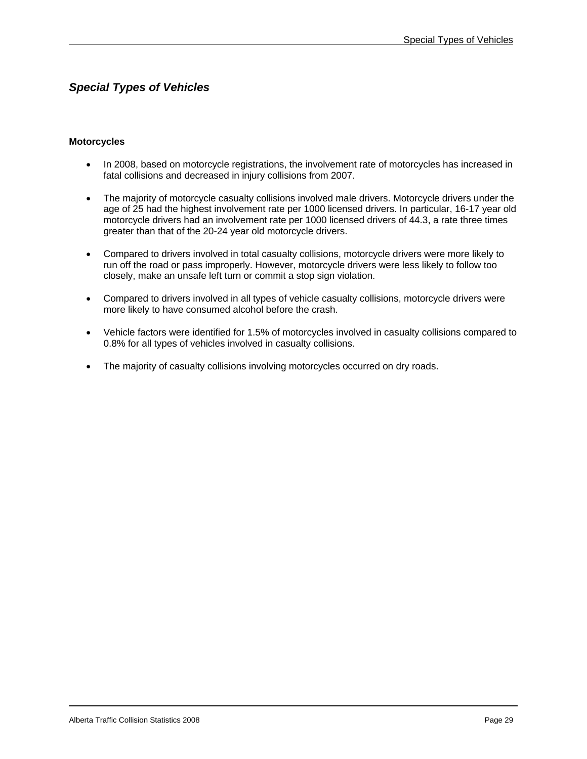## *Special Types of Vehicles*

### Motorcycles

- In 2008, based on motorcycle registrations, the involvement rate of motorcycles has increased in fatal collisions and decreased in injury collisions from 2007.

- The majority of motorcycle casualty collisions involved male drivers. Motorcycle drivers under the age of 25 had the highest involvement rate per 1000 licensed drivers. In particular, 16-17 year old motorcycle drivers had an involvement rate per 1000 licensed drivers of 44.3, a rate three times greater than that of the 20-24 year old motorcycle drivers.

- Compared to drivers involved in total casualty collisions, motorcycle drivers were more likely to run off the road or pass improperly. However, motorcycle drivers were less likely to follow too closely, make an unsafe left turn or commit a stop sign violation.

- Compared to drivers involved in all types of vehicle casualty collisions, motorcycle drivers were more likely to have consumed alcohol before the crash.

- Vehicle factors were identified for 1.5% of motorcycles involved in casualty collisions compared to 0.8% for all types of vehicles involved in casualty collisions.

- The majority of casualty collisions involving motorcycles occurred on dry roads.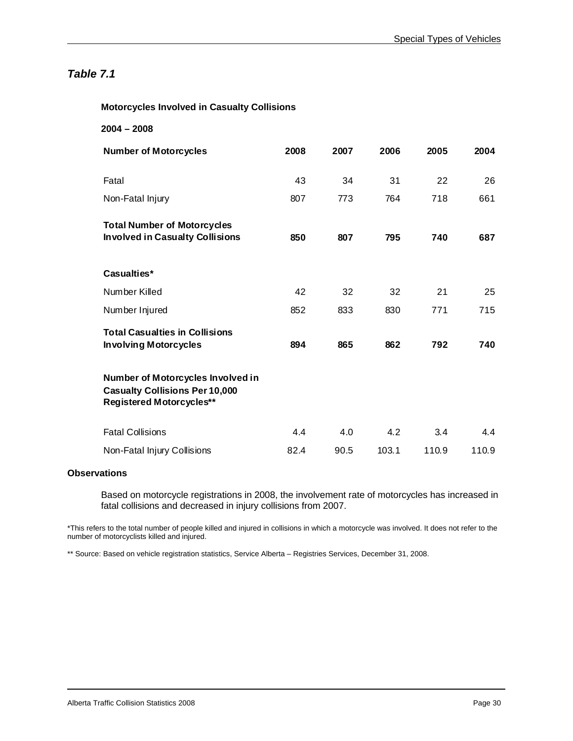## *Table 7.1*

**Motorcycles Involved in Casualty Collisions**

**2004 – 2008**

| **Number of Motorcycles** | **2008** | **2007** | **2006** | **2005** | **2004** |
|---|---|---|---|---|---|
| Fatal | 43 | 34 | 31 | 22 | 26 |
| Non-Fatal Injury | 807 | 773 | 764 | 718 | 661 |
| **Total Number of Motorcycles Involved in Casualty Collisions** | **850** | **807** | **795** | **740** | **687** |
| **Casualties*** | | | | | |
| Number Killed | 42 | 32 | 32 | 21 | 25 |
| Number Injured | 852 | 833 | 830 | 771 | 715 |
| **Total Casualties in Collisions Involving Motorcycles** | **894** | **865** | **862** | **792** | **740** |
| **Number of Motorcycles Involved in Casualty Collisions Per 10,000 Registered Motorcycles**** | | | | | |
| Fatal Collisions | 4.4 | 4.0 | 4.2 | 3.4 | 4.4 |
| Non-Fatal Injury Collisions | 82.4 | 90.5 | 103.1 | 110.9 | 110.9 |

**Observations**

Based on motorcycle registrations in 2008, the involvement rate of motorcycles has increased in fatal collisions and decreased in injury collisions from 2007.

*This refers to the total number of people killed and injured in collisions in which a motorcycle was involved. It does not refer to the number of motorcyclists killed and injured.

** Source: Based on vehicle registration statistics, Service Alberta – Registries Services, December 31, 2008.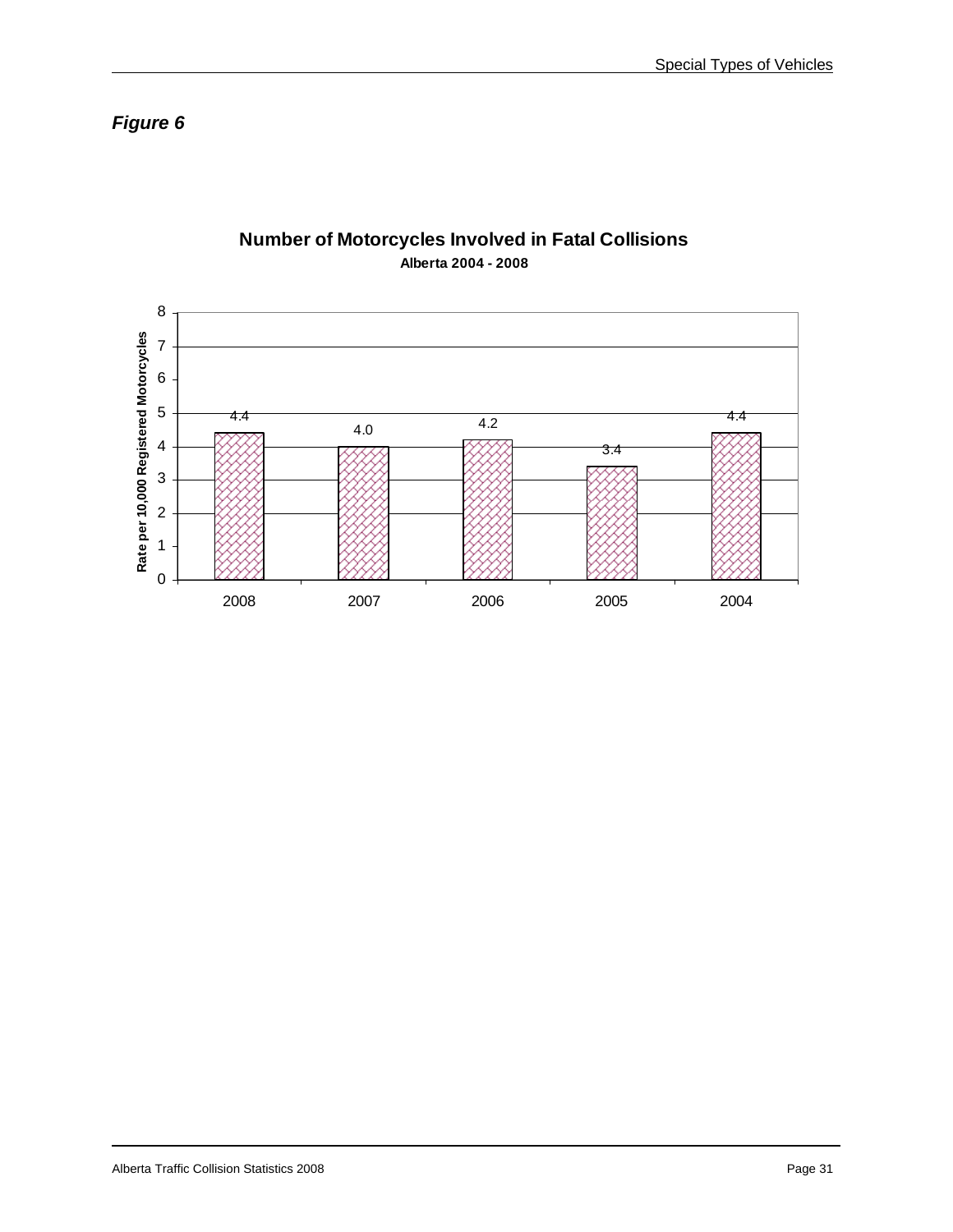*Figure 6*

**Number of Motorcycles Involved in Fatal Collisions**
**Alberta 2004 - 2008**

| Year | Rate per 10,000 Registered Motorcycles |
|---|---|
| 2008 | 4.4 |
| 2007 | 4.0 |
| 2006 | 4.2 |
| 2005 | 3.4 |
| 2004 | 4.4 |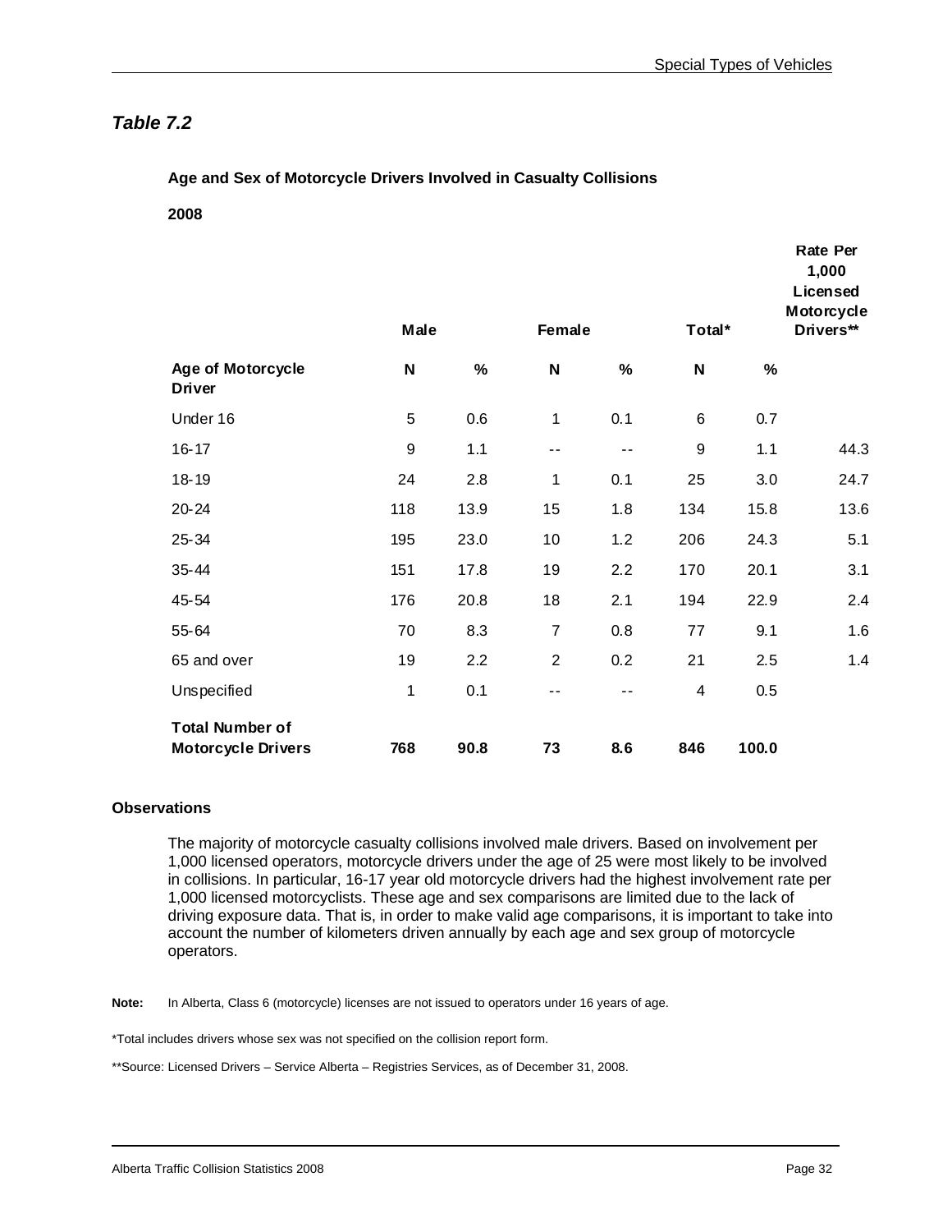## *Table 7.2*

**Age and Sex of Motorcycle Drivers Involved in Casualty Collisions**

**2008**

| | Male | | Female | | Total* | | Rate Per 1,000 Licensed Motorcycle Drivers** |
|---|---|---|---|---|---|---|---|
| **Age of Motorcycle Driver** | **N** | **%** | **N** | **%** | **N** | **%** | |
| Under 16 | 5 | 0.6 | 1 | 0.1 | 6 | 0.7 | |
| 16-17 | 9 | 1.1 | -- | -- | 9 | 1.1 | 44.3 |
| 18-19 | 24 | 2.8 | 1 | 0.1 | 25 | 3.0 | 24.7 |
| 20-24 | 118 | 13.9 | 15 | 1.8 | 134 | 15.8 | 13.6 |
| 25-34 | 195 | 23.0 | 10 | 1.2 | 206 | 24.3 | 5.1 |
| 35-44 | 151 | 17.8 | 19 | 2.2 | 170 | 20.1 | 3.1 |
| 45-54 | 176 | 20.8 | 18 | 2.1 | 194 | 22.9 | 2.4 |
| 55-64 | 70 | 8.3 | 7 | 0.8 | 77 | 9.1 | 1.6 |
| 65 and over | 19 | 2.2 | 2 | 0.2 | 21 | 2.5 | 1.4 |
| Unspecified | 1 | 0.1 | -- | -- | 4 | 0.5 | |
| **Total Number of Motorcycle Drivers** | **768** | **90.8** | **73** | **8.6** | **846** | **100.0** | |

**Observations**

The majority of motorcycle casualty collisions involved male drivers. Based on involvement per 1,000 licensed operators, motorcycle drivers under the age of 25 were most likely to be involved in collisions. In particular, 16-17 year old motorcycle drivers had the highest involvement rate per 1,000 licensed motorcyclists. These age and sex comparisons are limited due to the lack of driving exposure data. That is, in order to make valid age comparisons, it is important to take into account the number of kilometers driven annually by each age and sex group of motorcycle operators.

**Note:** In Alberta, Class 6 (motorcycle) licenses are not issued to operators under 16 years of age.

*Total includes drivers whose sex was not specified on the collision report form.

**Source: Licensed Drivers – Service Alberta – Registries Services, as of December 31, 2008.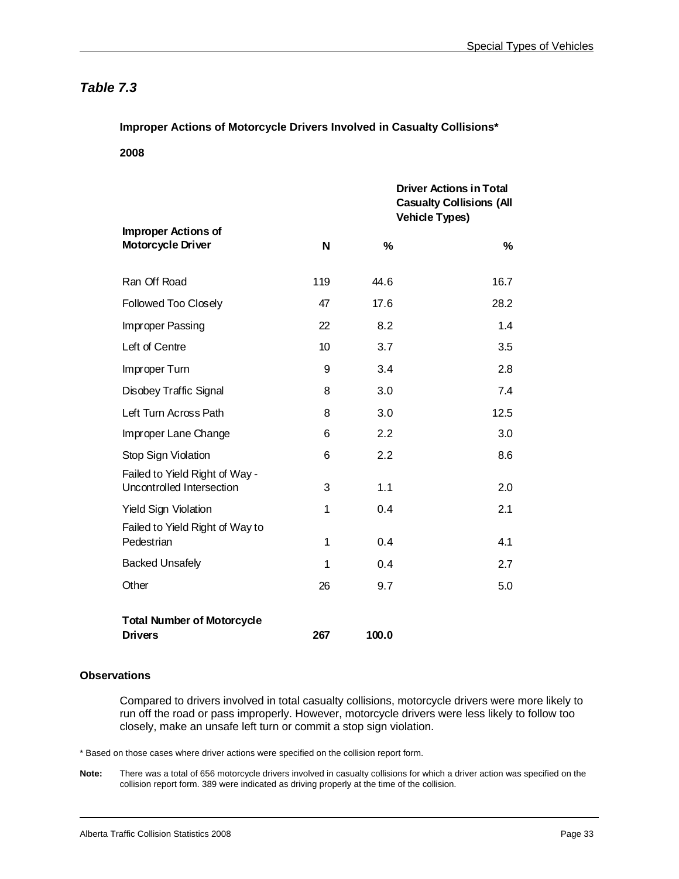## *Table 7.3*

**Improper Actions of Motorcycle Drivers Involved in Casualty Collisions\***

**2008**

| Improper Actions of Motorcycle Driver | N | % | Driver Actions in Total Casualty Collisions (All Vehicle Types) % |
|---|---|---|---|
| Ran Off Road | 119 | 44.6 | 16.7 |
| Followed Too Closely | 47 | 17.6 | 28.2 |
| Improper Passing | 22 | 8.2 | 1.4 |
| Left of Centre | 10 | 3.7 | 3.5 |
| Improper Turn | 9 | 3.4 | 2.8 |
| Disobey Traffic Signal | 8 | 3.0 | 7.4 |
| Left Turn Across Path | 8 | 3.0 | 12.5 |
| Improper Lane Change | 6 | 2.2 | 3.0 |
| Stop Sign Violation | 6 | 2.2 | 8.6 |
| Failed to Yield Right of Way - Uncontrolled Intersection | 3 | 1.1 | 2.0 |
| Yield Sign Violation | 1 | 0.4 | 2.1 |
| Failed to Yield Right of Way to Pedestrian | 1 | 0.4 | 4.1 |
| Backed Unsafely | 1 | 0.4 | 2.7 |
| Other | 26 | 9.7 | 5.0 |
| **Total Number of Motorcycle Drivers** | **267** | **100.0** | |

**Observations**

Compared to drivers involved in total casualty collisions, motorcycle drivers were more likely to run off the road or pass improperly. However, motorcycle drivers were less likely to follow too closely, make an unsafe left turn or commit a stop sign violation.

\* Based on those cases where driver actions were specified on the collision report form.

**Note:** There was a total of 656 motorcycle drivers involved in casualty collisions for which a driver action was specified on the collision report form. 389 were indicated as driving properly at the time of the collision.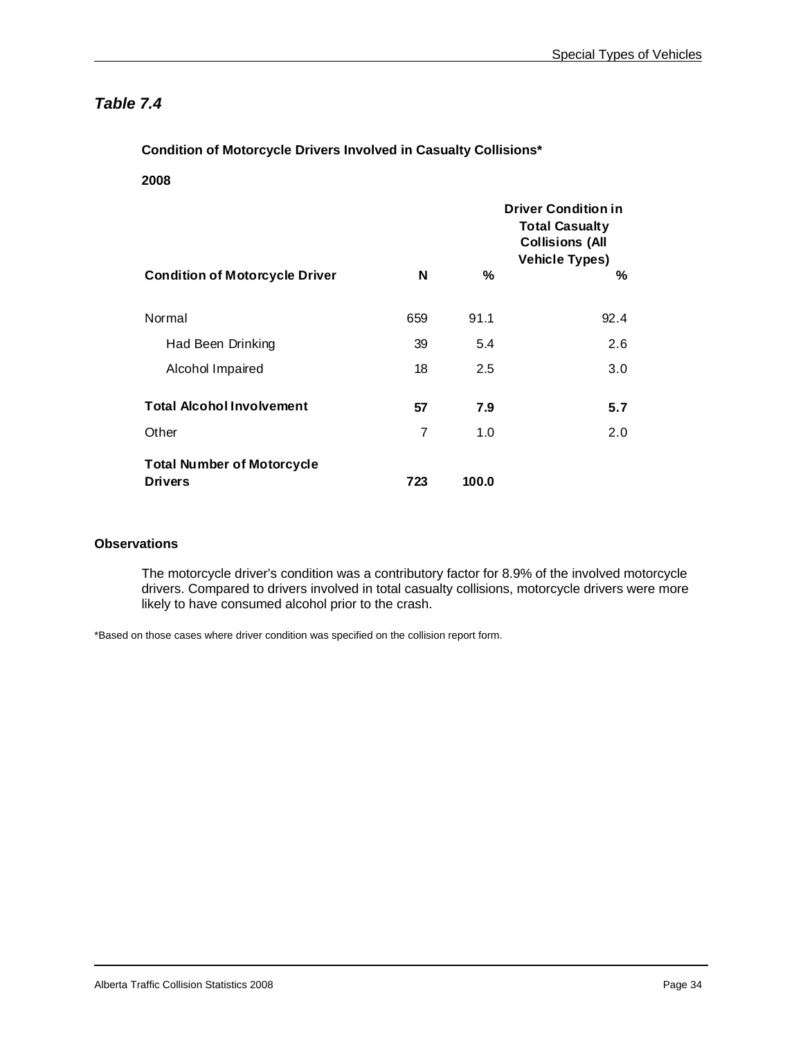*Table 7.4*

**Condition of Motorcycle Drivers Involved in Casualty Collisions***

**2008**

| Condition of Motorcycle Driver | N | % | Driver Condition in Total Casualty Collisions (All Vehicle Types) % |
|---|---|---|---|
| Normal | 659 | 91.1 | 92.4 |
| Had Been Drinking | 39 | 5.4 | 2.6 |
| Alcohol Impaired | 18 | 2.5 | 3.0 |
| **Total Alcohol Involvement** | **57** | **7.9** | **5.7** |
| Other | 7 | 1.0 | 2.0 |
| **Total Number of Motorcycle Drivers** | **723** | **100.0** | |

**Observations**

The motorcycle driver's condition was a contributory factor for 8.9% of the involved motorcycle drivers. Compared to drivers involved in total casualty collisions, motorcycle drivers were more likely to have consumed alcohol prior to the crash.

*Based on those cases where driver condition was specified on the collision report form.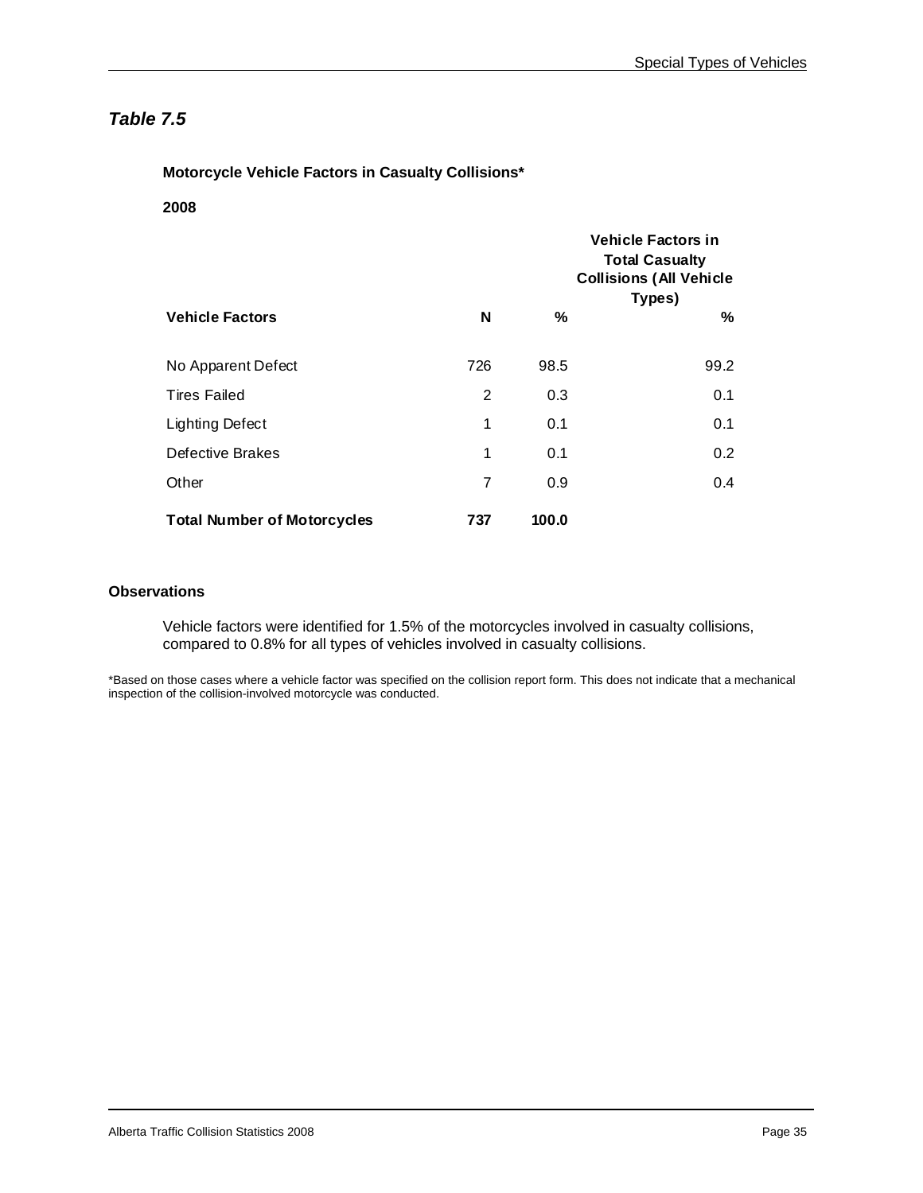## *Table 7.5*

**Motorcycle Vehicle Factors in Casualty Collisions***

**2008**

| Vehicle Factors | N | % | Vehicle Factors in Total Casualty Collisions (All Vehicle Types) % |
|---|---|---|---|
| No Apparent Defect | 726 | 98.5 | 99.2 |
| Tires Failed | 2 | 0.3 | 0.1 |
| Lighting Defect | 1 | 0.1 | 0.1 |
| Defective Brakes | 1 | 0.1 | 0.2 |
| Other | 7 | 0.9 | 0.4 |
| **Total Number of Motorcycles** | **737** | **100.0** | |

**Observations**

Vehicle factors were identified for 1.5% of the motorcycles involved in casualty collisions, compared to 0.8% for all types of vehicles involved in casualty collisions.

*Based on those cases where a vehicle factor was specified on the collision report form. This does not indicate that a mechanical inspection of the collision-involved motorcycle was conducted.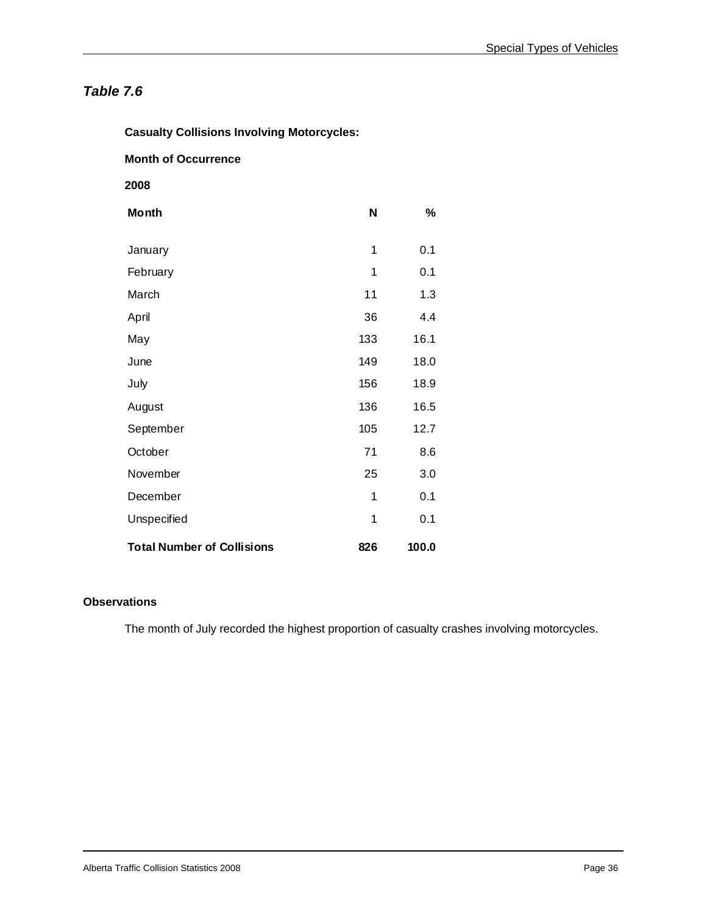## *Table 7.6*

**Casualty Collisions Involving Motorcycles:**

**Month of Occurrence**

**2008**

| Month | N | % |
|---|---|---|
| January | 1 | 0.1 |
| February | 1 | 0.1 |
| March | 11 | 1.3 |
| April | 36 | 4.4 |
| May | 133 | 16.1 |
| June | 149 | 18.0 |
| July | 156 | 18.9 |
| August | 136 | 16.5 |
| September | 105 | 12.7 |
| October | 71 | 8.6 |
| November | 25 | 3.0 |
| December | 1 | 0.1 |
| Unspecified | 1 | 0.1 |
| **Total Number of Collisions** | **826** | **100.0** |

**Observations**

The month of July recorded the highest proportion of casualty crashes involving motorcycles.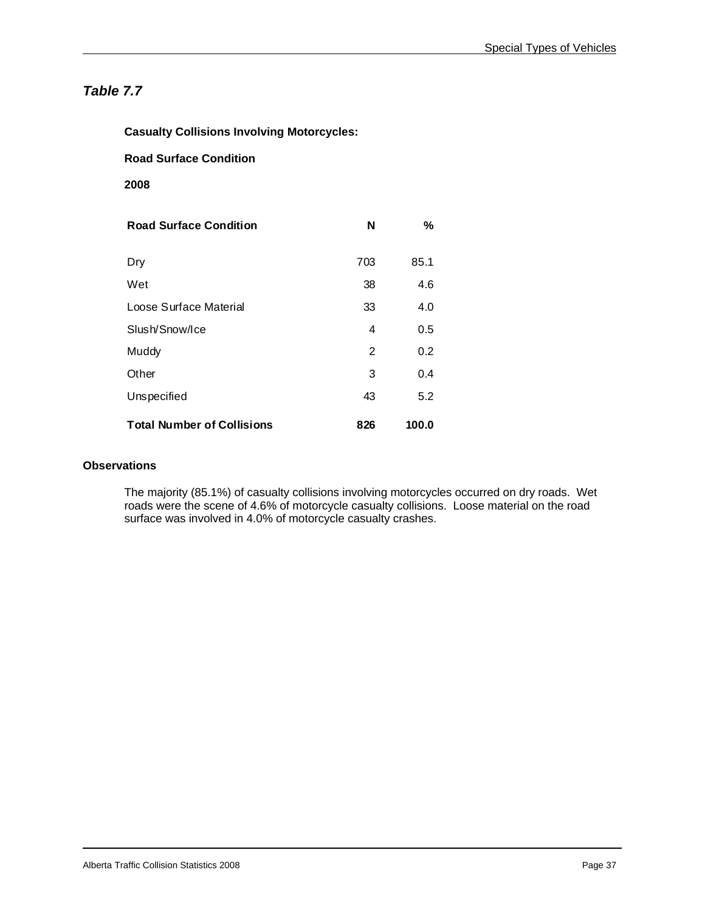## *Table 7.7*

**Casualty Collisions Involving Motorcycles:**

**Road Surface Condition**

**2008**

| Road Surface Condition | N | % |
|---|---|---|
| Dry | 703 | 85.1 |
| Wet | 38 | 4.6 |
| Loose Surface Material | 33 | 4.0 |
| Slush/Snow/Ice | 4 | 0.5 |
| Muddy | 2 | 0.2 |
| Other | 3 | 0.4 |
| Unspecified | 43 | 5.2 |
| **Total Number of Collisions** | **826** | **100.0** |

### Observations

The majority (85.1%) of casualty collisions involving motorcycles occurred on dry roads. Wet roads were the scene of 4.6% of motorcycle casualty collisions. Loose material on the road surface was involved in 4.0% of motorcycle casualty crashes.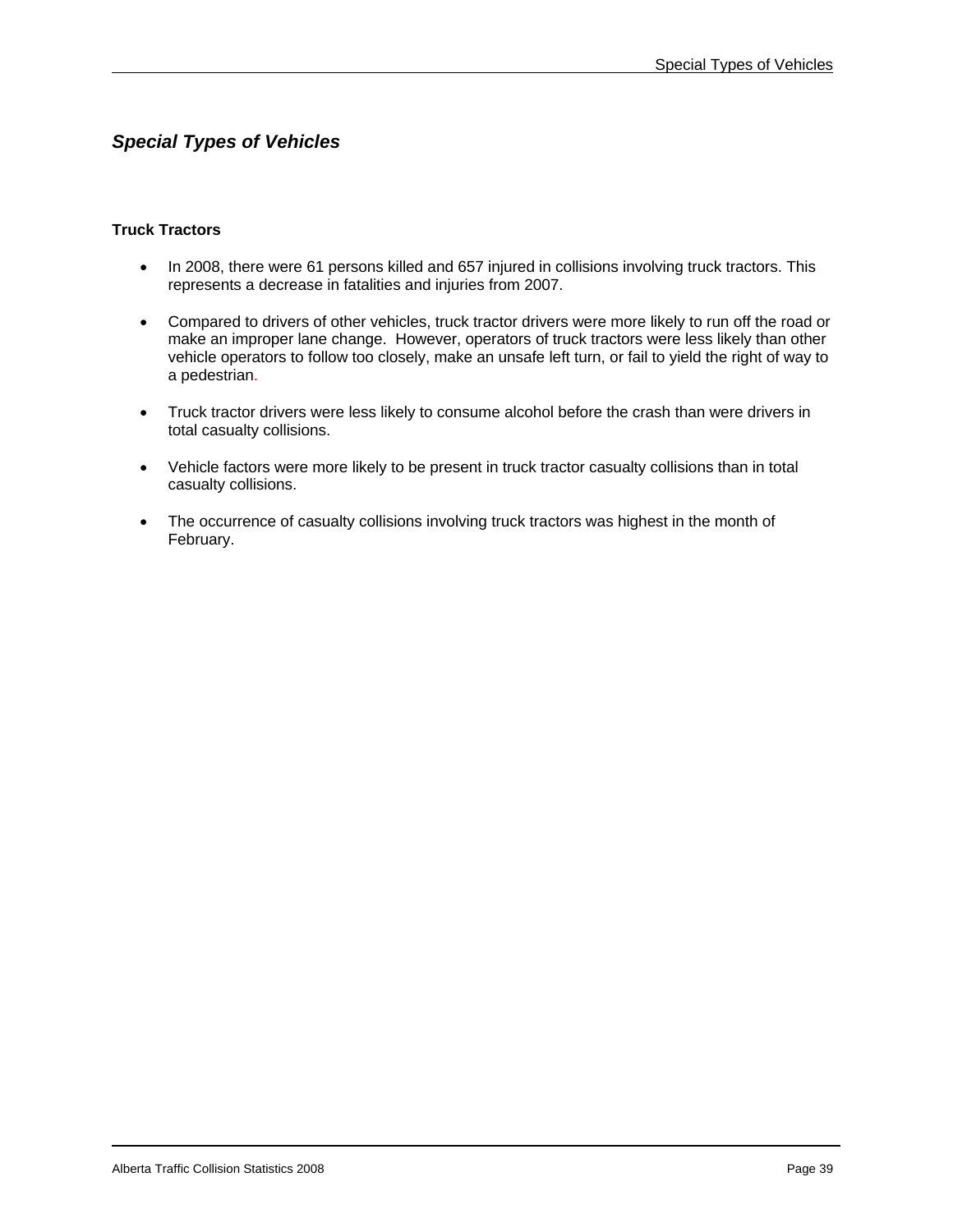## *Special Types of Vehicles*

### Truck Tractors

- In 2008, there were 61 persons killed and 657 injured in collisions involving truck tractors. This represents a decrease in fatalities and injuries from 2007.

- Compared to drivers of other vehicles, truck tractor drivers were more likely to run off the road or make an improper lane change. However, operators of truck tractors were less likely than other vehicle operators to follow too closely, make an unsafe left turn, or fail to yield the right of way to a pedestrian.

- Truck tractor drivers were less likely to consume alcohol before the crash than were drivers in total casualty collisions.

- Vehicle factors were more likely to be present in truck tractor casualty collisions than in total casualty collisions.

- The occurrence of casualty collisions involving truck tractors was highest in the month of February.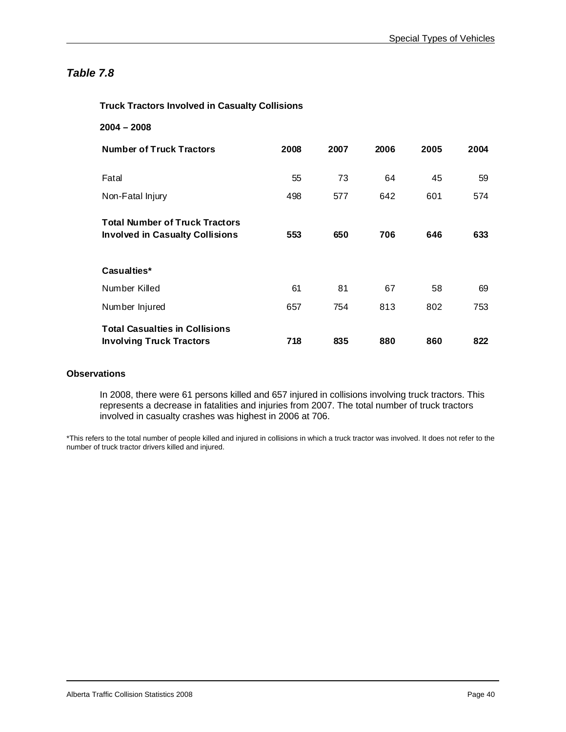## *Table 7.8*

**Truck Tractors Involved in Casualty Collisions**

**2004 – 2008**

| **Number of Truck Tractors** | **2008** | **2007** | **2006** | **2005** | **2004** |
|---|---|---|---|---|---|
| Fatal | 55 | 73 | 64 | 45 | 59 |
| Non-Fatal Injury | 498 | 577 | 642 | 601 | 574 |
| **Total Number of Truck Tractors Involved in Casualty Collisions** | **553** | **650** | **706** | **646** | **633** |
| **Casualties*** | | | | | |
| Number Killed | 61 | 81 | 67 | 58 | 69 |
| Number Injured | 657 | 754 | 813 | 802 | 753 |
| **Total Casualties in Collisions Involving Truck Tractors** | **718** | **835** | **880** | **860** | **822** |

**Observations**

In 2008, there were 61 persons killed and 657 injured in collisions involving truck tractors. This represents a decrease in fatalities and injuries from 2007. The total number of truck tractors involved in casualty crashes was highest in 2006 at 706.

*This refers to the total number of people killed and injured in collisions in which a truck tractor was involved. It does not refer to the number of truck tractor drivers killed and injured.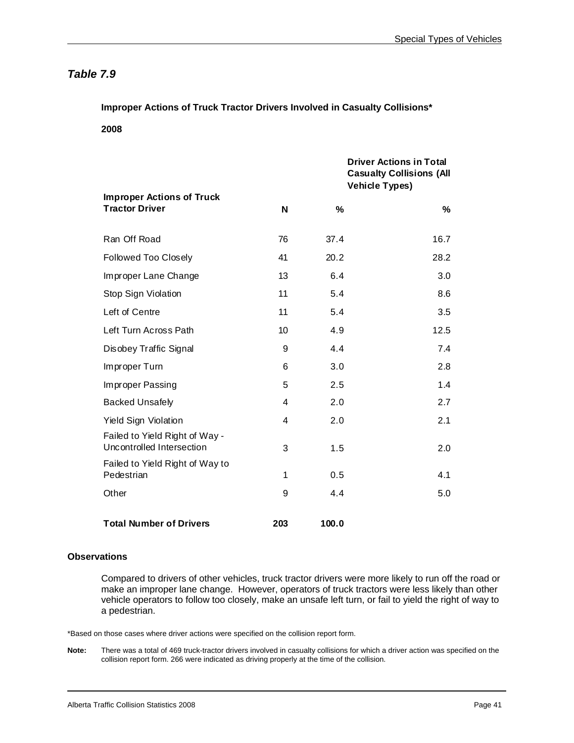## *Table 7.9*

**Improper Actions of Truck Tractor Drivers Involved in Casualty Collisions\***

**2008**

| Improper Actions of Truck Tractor Driver | N | % | Driver Actions in Total Casualty Collisions (All Vehicle Types) % |
|---|---|---|---|
| Ran Off Road | 76 | 37.4 | 16.7 |
| Followed Too Closely | 41 | 20.2 | 28.2 |
| Improper Lane Change | 13 | 6.4 | 3.0 |
| Stop Sign Violation | 11 | 5.4 | 8.6 |
| Left of Centre | 11 | 5.4 | 3.5 |
| Left Turn Across Path | 10 | 4.9 | 12.5 |
| Disobey Traffic Signal | 9 | 4.4 | 7.4 |
| Improper Turn | 6 | 3.0 | 2.8 |
| Improper Passing | 5 | 2.5 | 1.4 |
| Backed Unsafely | 4 | 2.0 | 2.7 |
| Yield Sign Violation | 4 | 2.0 | 2.1 |
| Failed to Yield Right of Way - Uncontrolled Intersection | 3 | 1.5 | 2.0 |
| Failed to Yield Right of Way to Pedestrian | 1 | 0.5 | 4.1 |
| Other | 9 | 4.4 | 5.0 |
| **Total Number of Drivers** | **203** | **100.0** | |

**Observations**

Compared to drivers of other vehicles, truck tractor drivers were more likely to run off the road or make an improper lane change. However, operators of truck tractors were less likely than other vehicle operators to follow too closely, make an unsafe left turn, or fail to yield the right of way to a pedestrian.

\*Based on those cases where driver actions were specified on the collision report form.

**Note:** There was a total of 469 truck-tractor drivers involved in casualty collisions for which a driver action was specified on the collision report form. 266 were indicated as driving properly at the time of the collision.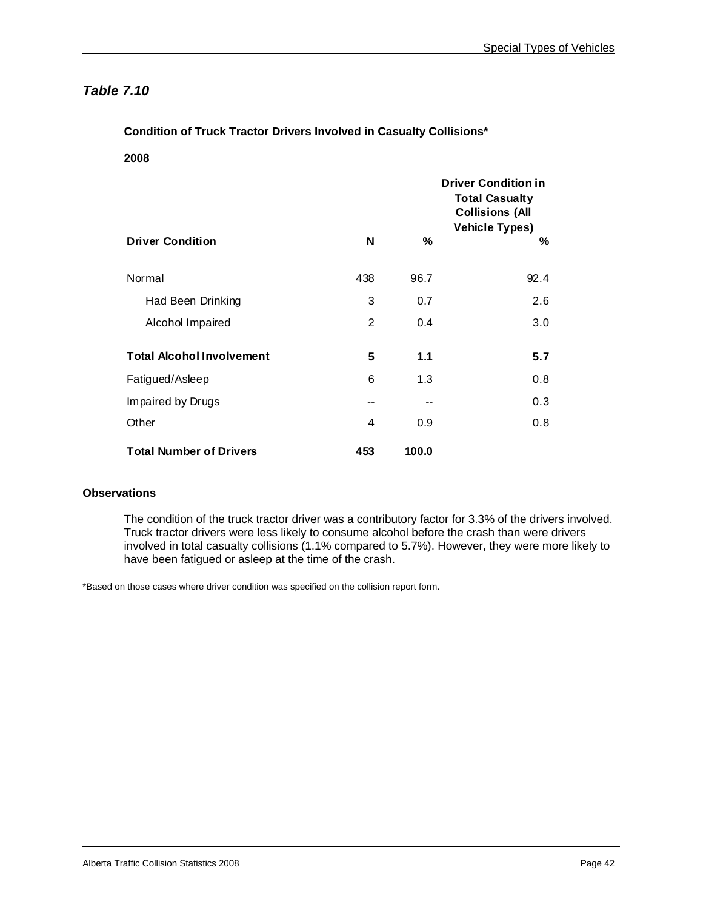## *Table 7.10*

**Condition of Truck Tractor Drivers Involved in Casualty Collisions***

**2008**

| **Driver Condition** | **N** | **%** | **Driver Condition in Total Casualty Collisions (All Vehicle Types) %** |
|---|---|---|---|
| Normal | 438 | 96.7 | 92.4 |
| Had Been Drinking | 3 | 0.7 | 2.6 |
| Alcohol Impaired | 2 | 0.4 | 3.0 |
| **Total Alcohol Involvement** | **5** | **1.1** | **5.7** |
| Fatigued/Asleep | 6 | 1.3 | 0.8 |
| Impaired by Drugs | -- | -- | 0.3 |
| Other | 4 | 0.9 | 0.8 |
| **Total Number of Drivers** | **453** | **100.0** | |

### Observations

The condition of the truck tractor driver was a contributory factor for 3.3% of the drivers involved. Truck tractor drivers were less likely to consume alcohol before the crash than were drivers involved in total casualty collisions (1.1% compared to 5.7%). However, they were more likely to have been fatigued or asleep at the time of the crash.

*Based on those cases where driver condition was specified on the collision report form.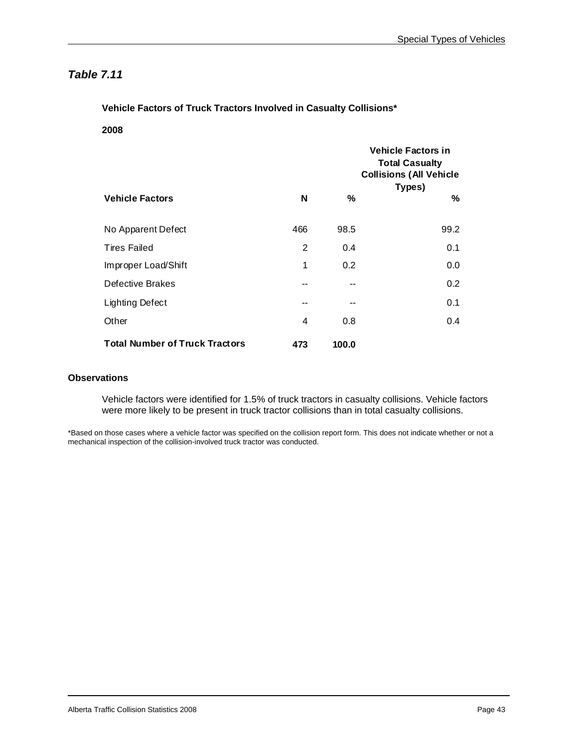## *Table 7.11*

**Vehicle Factors of Truck Tractors Involved in Casualty Collisions***

**2008**

| Vehicle Factors | N | % | Vehicle Factors in Total Casualty Collisions (All Vehicle Types) % |
|---|---|---|---|
| No Apparent Defect | 466 | 98.5 | 99.2 |
| Tires Failed | 2 | 0.4 | 0.1 |
| Improper Load/Shift | 1 | 0.2 | 0.0 |
| Defective Brakes | -- | -- | 0.2 |
| Lighting Defect | -- | -- | 0.1 |
| Other | 4 | 0.8 | 0.4 |
| **Total Number of Truck Tractors** | **473** | **100.0** | |

**Observations**

Vehicle factors were identified for 1.5% of truck tractors in casualty collisions. Vehicle factors were more likely to be present in truck tractor collisions than in total casualty collisions.

*Based on those cases where a vehicle factor was specified on the collision report form. This does not indicate whether or not a mechanical inspection of the collision-involved truck tractor was conducted.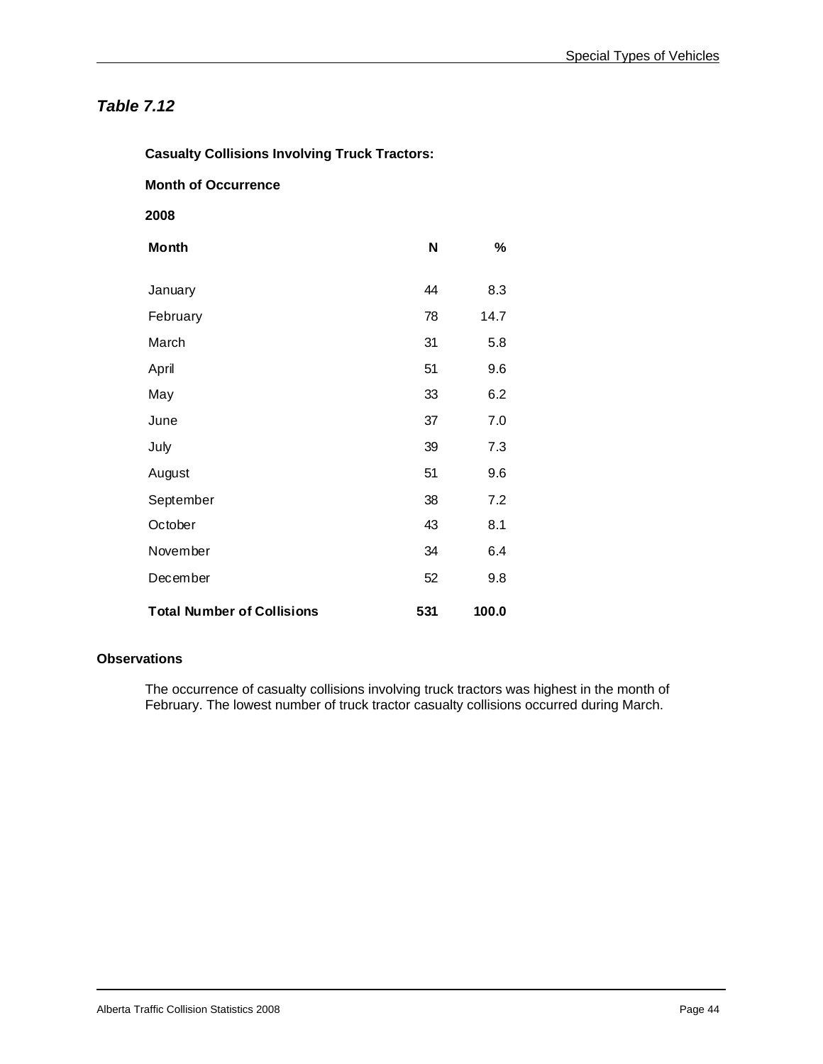## *Table 7.12*

**Casualty Collisions Involving Truck Tractors:**

**Month of Occurrence**

**2008**

| Month | N | % |
|---|---|---|
| January | 44 | 8.3 |
| February | 78 | 14.7 |
| March | 31 | 5.8 |
| April | 51 | 9.6 |
| May | 33 | 6.2 |
| June | 37 | 7.0 |
| July | 39 | 7.3 |
| August | 51 | 9.6 |
| September | 38 | 7.2 |
| October | 43 | 8.1 |
| November | 34 | 6.4 |
| December | 52 | 9.8 |
| **Total Number of Collisions** | **531** | **100.0** |

**Observations**

The occurrence of casualty collisions involving truck tractors was highest in the month of February. The lowest number of truck tractor casualty collisions occurred during March.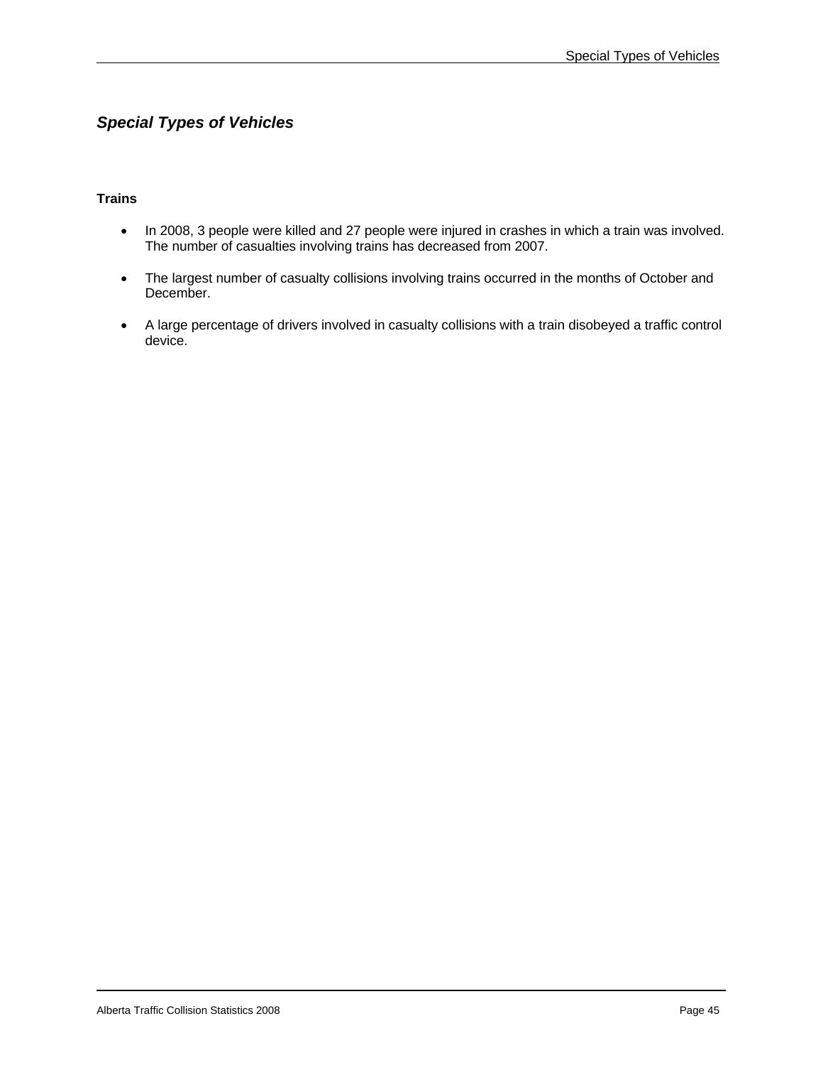## *Special Types of Vehicles*

### Trains

- In 2008, 3 people were killed and 27 people were injured in crashes in which a train was involved. The number of casualties involving trains has decreased from 2007.
- The largest number of casualty collisions involving trains occurred in the months of October and December.
- A large percentage of drivers involved in casualty collisions with a train disobeyed a traffic control device.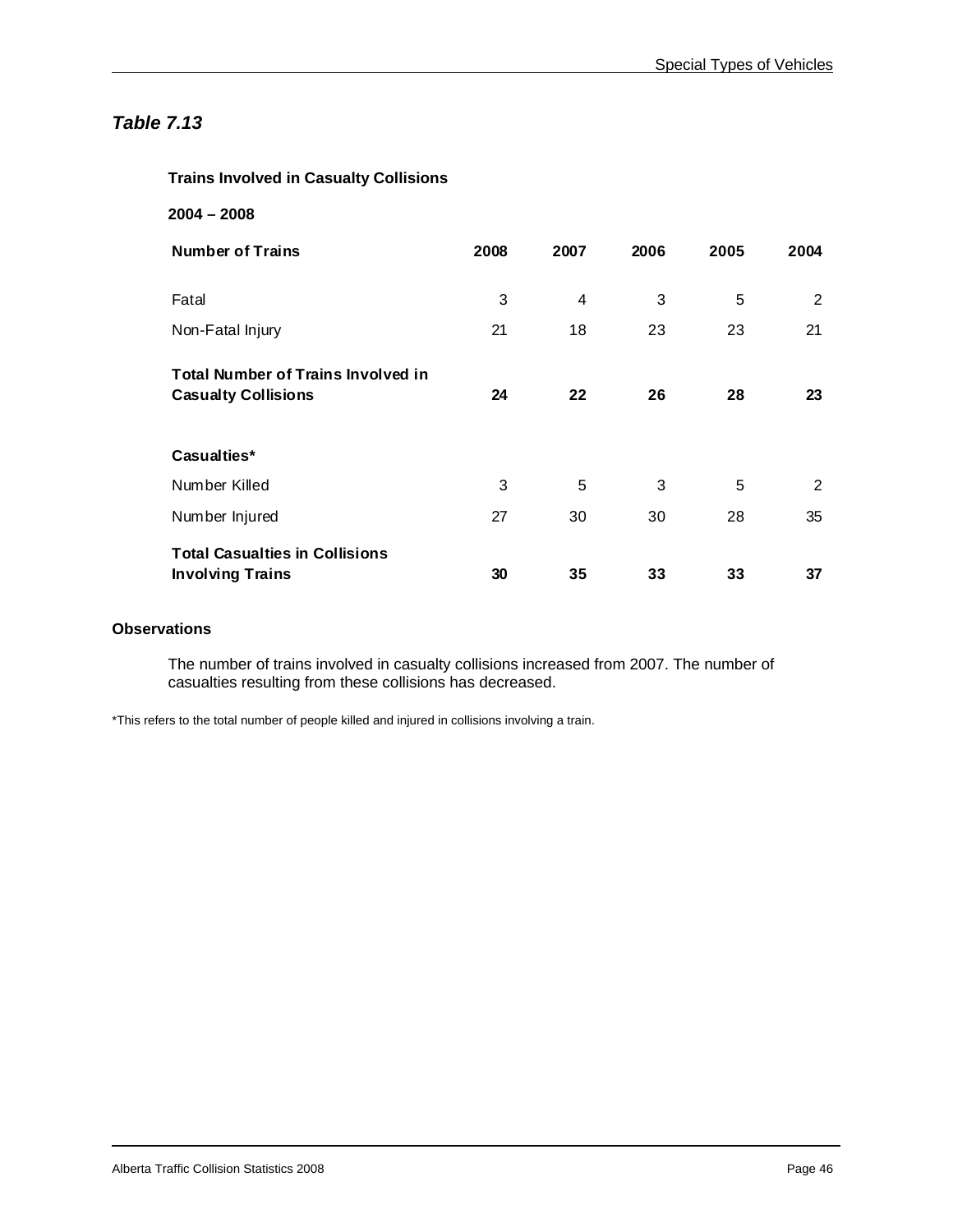## *Table 7.13*

**Trains Involved in Casualty Collisions**

**2004 – 2008**

| Number of Trains | 2008 | 2007 | 2006 | 2005 | 2004 |
|---|---|---|---|---|---|
| Fatal | 3 | 4 | 3 | 5 | 2 |
| Non-Fatal Injury | 21 | 18 | 23 | 23 | 21 |
| **Total Number of Trains Involved in Casualty Collisions** | **24** | **22** | **26** | **28** | **23** |
| **Casualties*** | | | | | |
| Number Killed | 3 | 5 | 3 | 5 | 2 |
| Number Injured | 27 | 30 | 30 | 28 | 35 |
| **Total Casualties in Collisions Involving Trains** | **30** | **35** | **33** | **33** | **37** |

**Observations**

The number of trains involved in casualty collisions increased from 2007. The number of casualties resulting from these collisions has decreased.

*This refers to the total number of people killed and injured in collisions involving a train.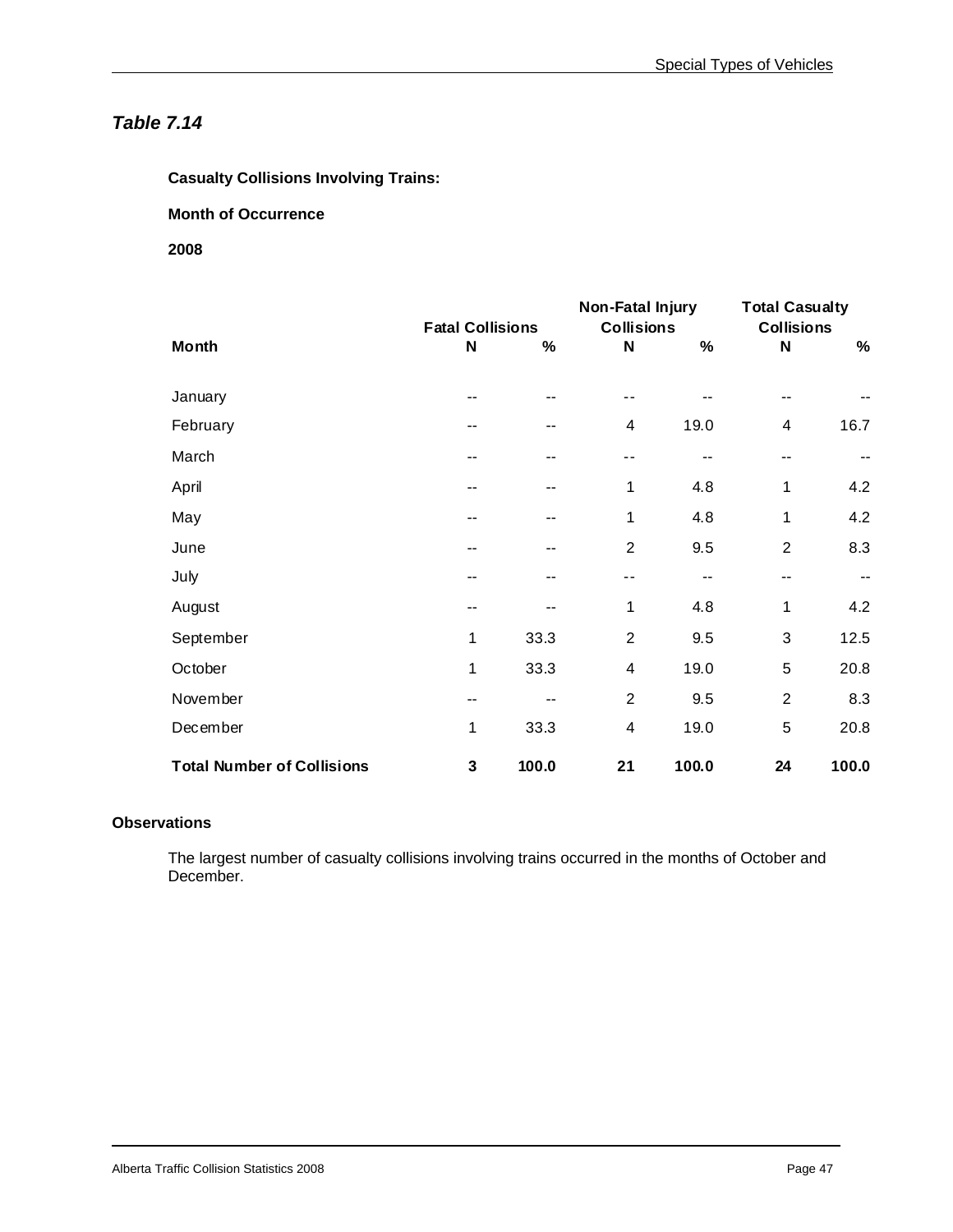## *Table 7.14*

**Casualty Collisions Involving Trains:**

**Month of Occurrence**

**2008**

| | Fatal Collisions | | Non-Fatal Injury Collisions | | Total Casualty Collisions | |
|---|---|---|---|---|---|---|
| **Month** | **N** | **%** | **N** | **%** | **N** | **%** |
| January | -- | -- | -- | -- | -- | -- |
| February | -- | -- | 4 | 19.0 | 4 | 16.7 |
| March | -- | -- | -- | -- | -- | -- |
| April | -- | -- | 1 | 4.8 | 1 | 4.2 |
| May | -- | -- | 1 | 4.8 | 1 | 4.2 |
| June | -- | -- | 2 | 9.5 | 2 | 8.3 |
| July | -- | -- | -- | -- | -- | -- |
| August | -- | -- | 1 | 4.8 | 1 | 4.2 |
| September | 1 | 33.3 | 2 | 9.5 | 3 | 12.5 |
| October | 1 | 33.3 | 4 | 19.0 | 5 | 20.8 |
| November | -- | -- | 2 | 9.5 | 2 | 8.3 |
| December | 1 | 33.3 | 4 | 19.0 | 5 | 20.8 |
| **Total Number of Collisions** | **3** | **100.0** | **21** | **100.0** | **24** | **100.0** |

**Observations**

The largest number of casualty collisions involving trains occurred in the months of October and December.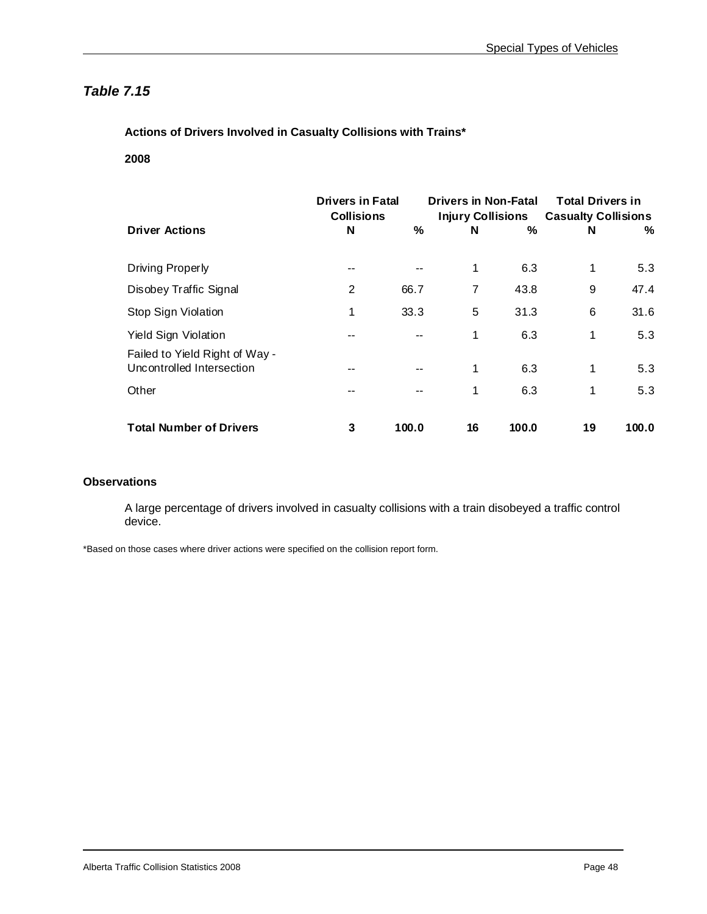## *Table 7.15*

**Actions of Drivers Involved in Casualty Collisions with Trains***

**2008**

| **Driver Actions** | **Drivers in Fatal Collisions** | | **Drivers in Non-Fatal Injury Collisions** | | **Total Drivers in Casualty Collisions** | |
|---|---|---|---|---|---|---|
| | **N** | **%** | **N** | **%** | **N** | **%** |
| Driving Properly | -- | -- | 1 | 6.3 | 1 | 5.3 |
| Disobey Traffic Signal | 2 | 66.7 | 7 | 43.8 | 9 | 47.4 |
| Stop Sign Violation | 1 | 33.3 | 5 | 31.3 | 6 | 31.6 |
| Yield Sign Violation | -- | -- | 1 | 6.3 | 1 | 5.3 |
| Failed to Yield Right of Way - Uncontrolled Intersection | -- | -- | 1 | 6.3 | 1 | 5.3 |
| Other | -- | -- | 1 | 6.3 | 1 | 5.3 |
| **Total Number of Drivers** | **3** | **100.0** | **16** | **100.0** | **19** | **100.0** |

**Observations**

A large percentage of drivers involved in casualty collisions with a train disobeyed a traffic control device.

*Based on those cases where driver actions were specified on the collision report form.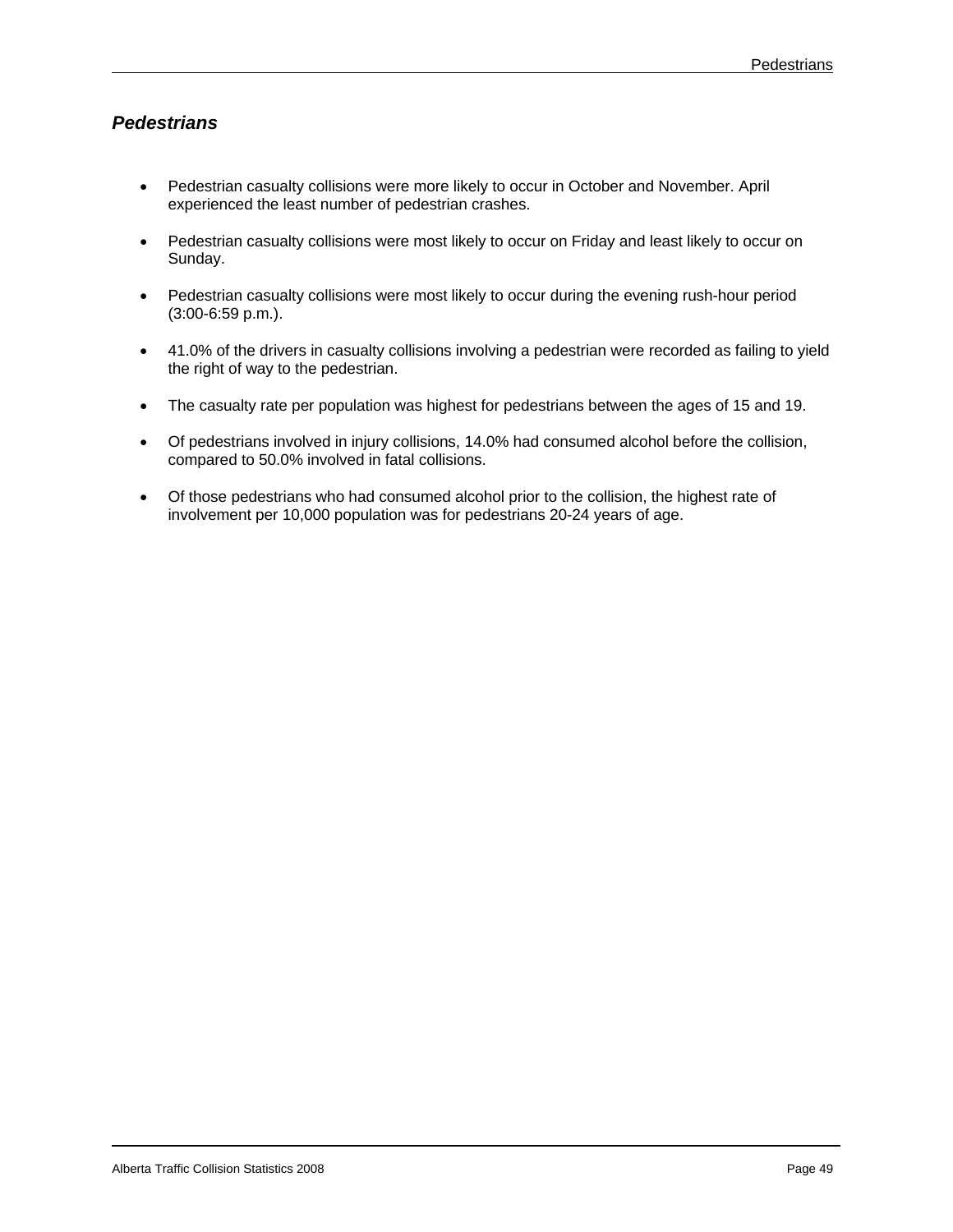## *Pedestrians*

- Pedestrian casualty collisions were more likely to occur in October and November. April experienced the least number of pedestrian crashes.
- Pedestrian casualty collisions were most likely to occur on Friday and least likely to occur on Sunday.
- Pedestrian casualty collisions were most likely to occur during the evening rush-hour period (3:00-6:59 p.m.).
- 41.0% of the drivers in casualty collisions involving a pedestrian were recorded as failing to yield the right of way to the pedestrian.
- The casualty rate per population was highest for pedestrians between the ages of 15 and 19.
- Of pedestrians involved in injury collisions, 14.0% had consumed alcohol before the collision, compared to 50.0% involved in fatal collisions.
- Of those pedestrians who had consumed alcohol prior to the collision, the highest rate of involvement per 10,000 population was for pedestrians 20-24 years of age.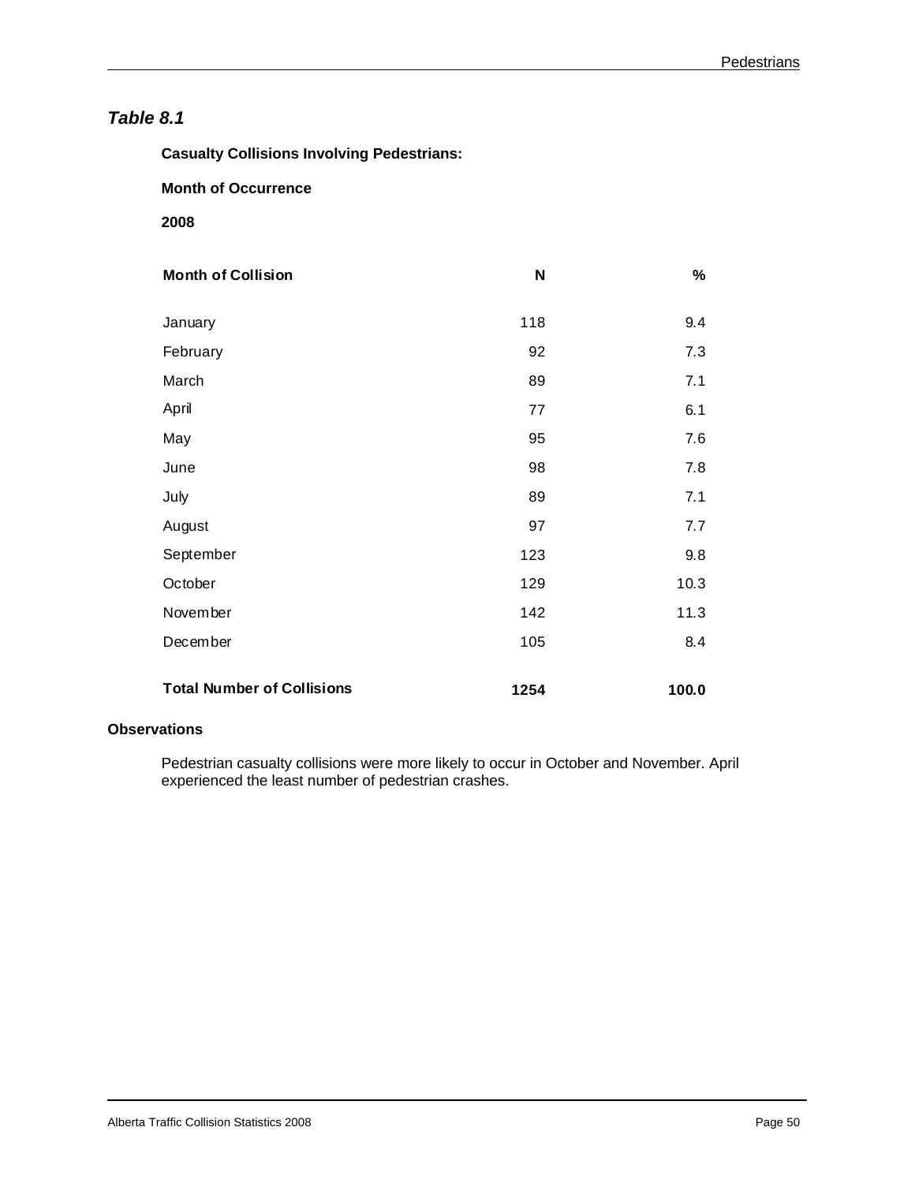## *Table 8.1*

**Casualty Collisions Involving Pedestrians:**

**Month of Occurrence**

**2008**

| Month of Collision | N | % |
|---|---|---|
| January | 118 | 9.4 |
| February | 92 | 7.3 |
| March | 89 | 7.1 |
| April | 77 | 6.1 |
| May | 95 | 7.6 |
| June | 98 | 7.8 |
| July | 89 | 7.1 |
| August | 97 | 7.7 |
| September | 123 | 9.8 |
| October | 129 | 10.3 |
| November | 142 | 11.3 |
| December | 105 | 8.4 |
| **Total Number of Collisions** | **1254** | **100.0** |

**Observations**

Pedestrian casualty collisions were more likely to occur in October and November. April experienced the least number of pedestrian crashes.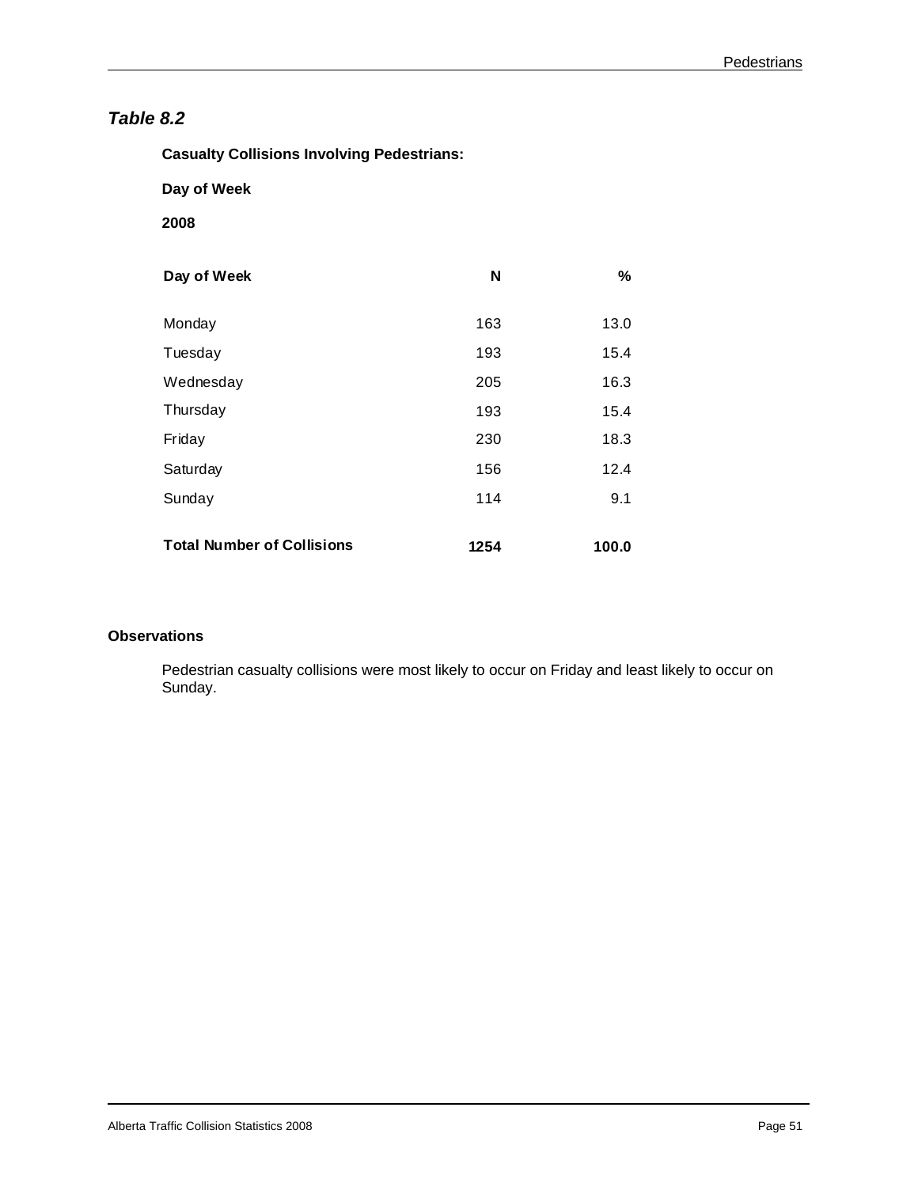## *Table 8.2*

**Casualty Collisions Involving Pedestrians:**

**Day of Week**

**2008**

| Day of Week | N | % |
|---|---|---|
| Monday | 163 | 13.0 |
| Tuesday | 193 | 15.4 |
| Wednesday | 205 | 16.3 |
| Thursday | 193 | 15.4 |
| Friday | 230 | 18.3 |
| Saturday | 156 | 12.4 |
| Sunday | 114 | 9.1 |
| **Total Number of Collisions** | **1254** | **100.0** |

### Observations

Pedestrian casualty collisions were most likely to occur on Friday and least likely to occur on Sunday.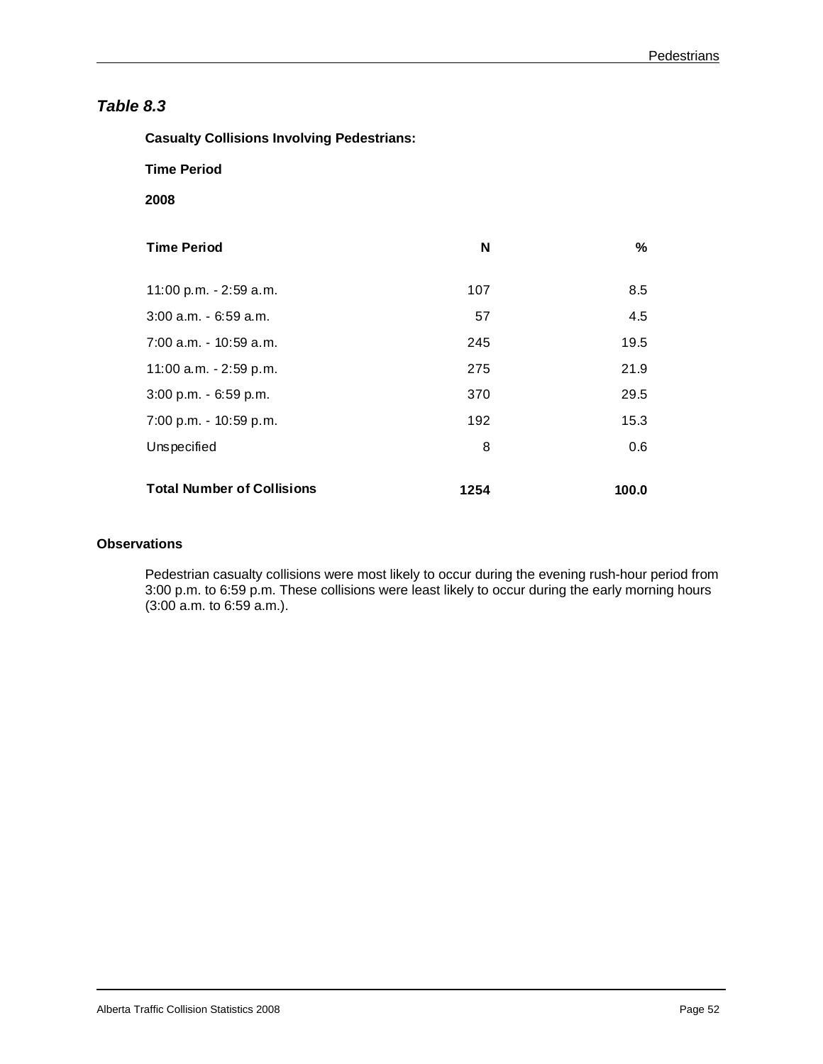## *Table 8.3*

**Casualty Collisions Involving Pedestrians:**

**Time Period**

**2008**

| Time Period | N | % |
|---|---|---|
| 11:00 p.m. - 2:59 a.m. | 107 | 8.5 |
| 3:00 a.m. - 6:59 a.m. | 57 | 4.5 |
| 7:00 a.m. - 10:59 a.m. | 245 | 19.5 |
| 11:00 a.m. - 2:59 p.m. | 275 | 21.9 |
| 3:00 p.m. - 6:59 p.m. | 370 | 29.5 |
| 7:00 p.m. - 10:59 p.m. | 192 | 15.3 |
| Unspecified | 8 | 0.6 |
| **Total Number of Collisions** | **1254** | **100.0** |

### Observations

Pedestrian casualty collisions were most likely to occur during the evening rush-hour period from 3:00 p.m. to 6:59 p.m. These collisions were least likely to occur during the early morning hours (3:00 a.m. to 6:59 a.m.).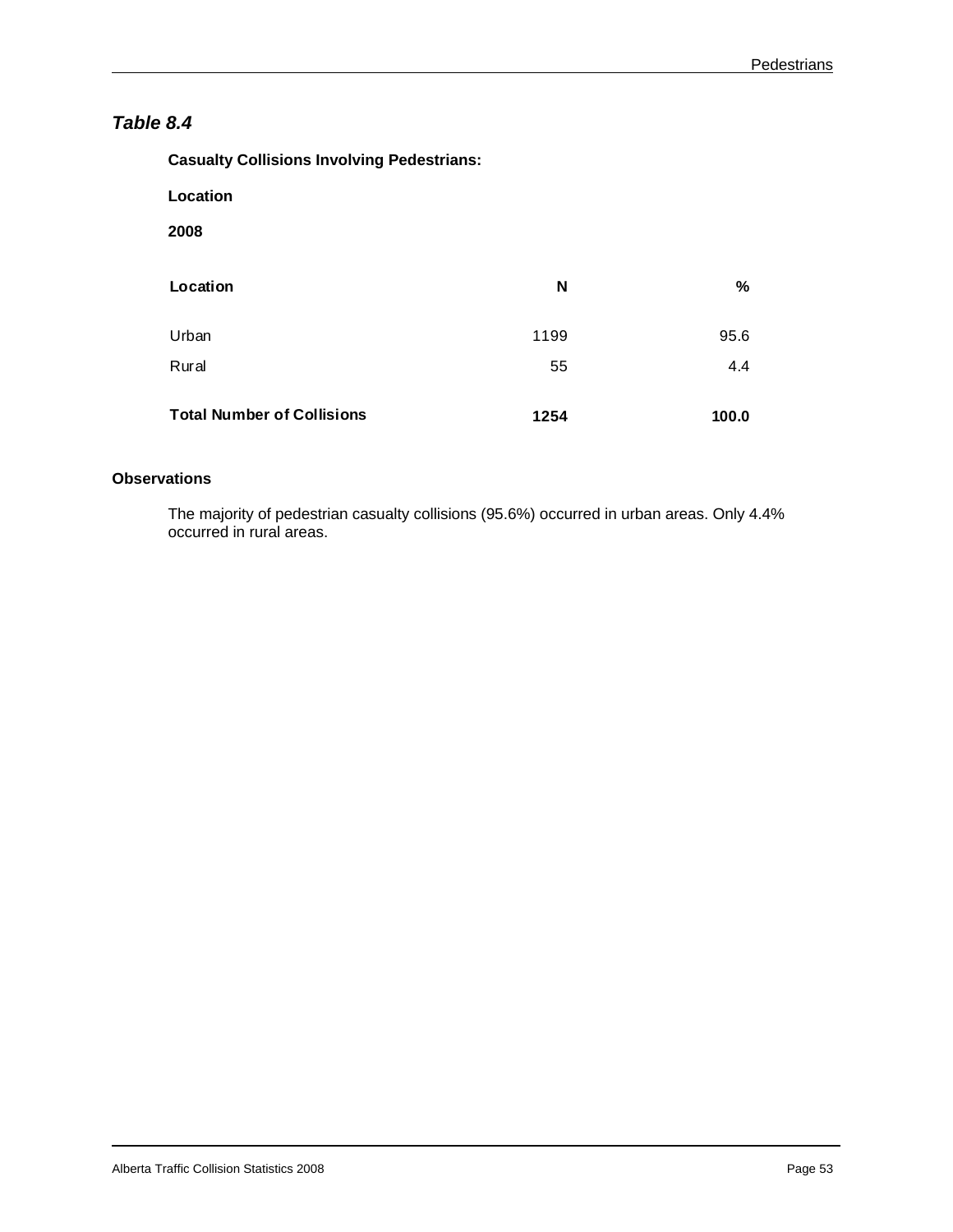## *Table 8.4*

**Casualty Collisions Involving Pedestrians:**

**Location**

**2008**

| Location | N | % |
|---|---|---|
| Urban | 1199 | 95.6 |
| Rural | 55 | 4.4 |
| **Total Number of Collisions** | **1254** | **100.0** |

### Observations

The majority of pedestrian casualty collisions (95.6%) occurred in urban areas. Only 4.4% occurred in rural areas.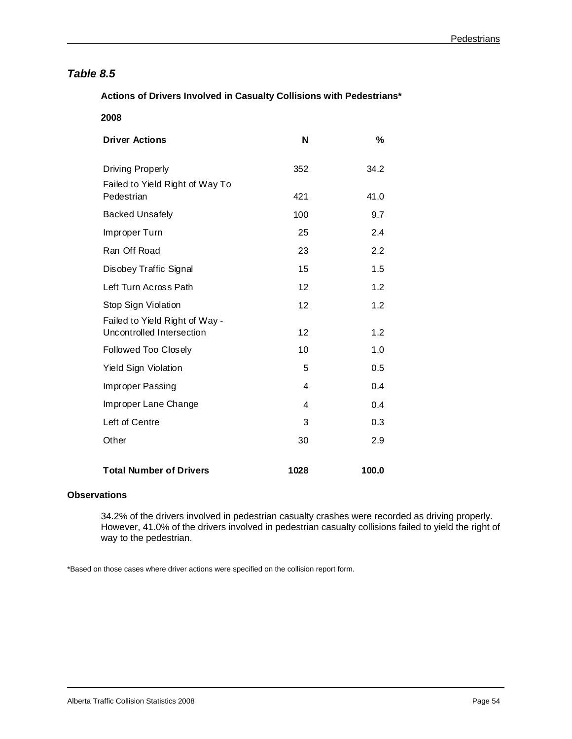## *Table 8.5*

**Actions of Drivers Involved in Casualty Collisions with Pedestrians***

**2008**

| Driver Actions | N | % |
|---|---|---|
| Driving Properly | 352 | 34.2 |
| Failed to Yield Right of Way To Pedestrian | 421 | 41.0 |
| Backed Unsafely | 100 | 9.7 |
| Improper Turn | 25 | 2.4 |
| Ran Off Road | 23 | 2.2 |
| Disobey Traffic Signal | 15 | 1.5 |
| Left Turn Across Path | 12 | 1.2 |
| Stop Sign Violation | 12 | 1.2 |
| Failed to Yield Right of Way - Uncontrolled Intersection | 12 | 1.2 |
| Followed Too Closely | 10 | 1.0 |
| Yield Sign Violation | 5 | 0.5 |
| Improper Passing | 4 | 0.4 |
| Improper Lane Change | 4 | 0.4 |
| Left of Centre | 3 | 0.3 |
| Other | 30 | 2.9 |
| **Total Number of Drivers** | **1028** | **100.0** |

**Observations**

34.2% of the drivers involved in pedestrian casualty crashes were recorded as driving properly. However, 41.0% of the drivers involved in pedestrian casualty collisions failed to yield the right of way to the pedestrian.

*Based on those cases where driver actions were specified on the collision report form.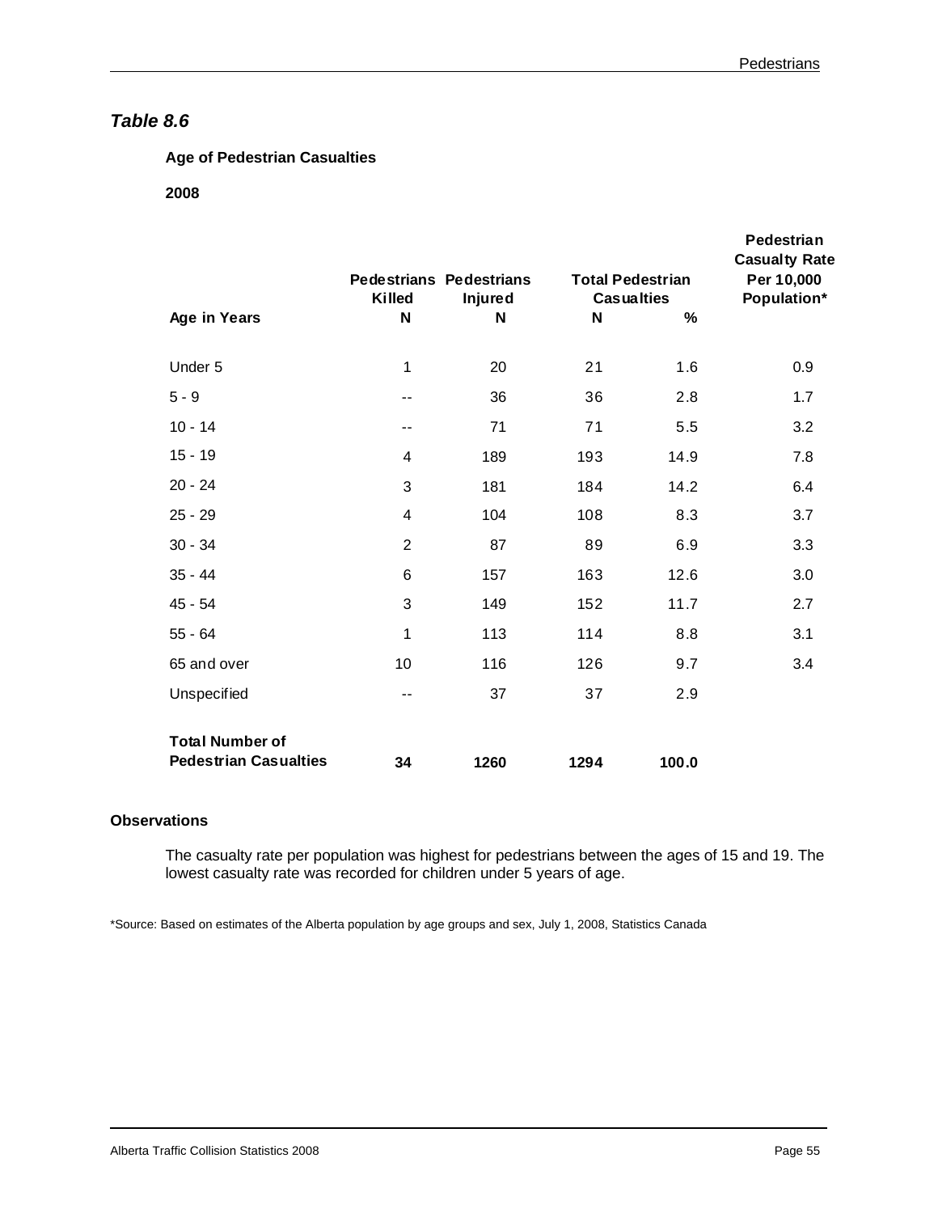## *Table 8.6*

**Age of Pedestrian Casualties**

**2008**

| Age in Years | Pedestrians Killed | Pedestrians Injured | Total Pedestrian Casualties | | Pedestrian Casualty Rate Per 10,000 Population* |
|---|---|---|---|---|---|
| | N | N | N | % | |
| Under 5 | 1 | 20 | 21 | 1.6 | 0.9 |
| 5 - 9 | -- | 36 | 36 | 2.8 | 1.7 |
| 10 - 14 | -- | 71 | 71 | 5.5 | 3.2 |
| 15 - 19 | 4 | 189 | 193 | 14.9 | 7.8 |
| 20 - 24 | 3 | 181 | 184 | 14.2 | 6.4 |
| 25 - 29 | 4 | 104 | 108 | 8.3 | 3.7 |
| 30 - 34 | 2 | 87 | 89 | 6.9 | 3.3 |
| 35 - 44 | 6 | 157 | 163 | 12.6 | 3.0 |
| 45 - 54 | 3 | 149 | 152 | 11.7 | 2.7 |
| 55 - 64 | 1 | 113 | 114 | 8.8 | 3.1 |
| 65 and over | 10 | 116 | 126 | 9.7 | 3.4 |
| Unspecified | -- | 37 | 37 | 2.9 | |
| **Total Number of Pedestrian Casualties** | **34** | **1260** | **1294** | **100.0** | |

**Observations**

The casualty rate per population was highest for pedestrians between the ages of 15 and 19. The lowest casualty rate was recorded for children under 5 years of age.

*Source: Based on estimates of the Alberta population by age groups and sex, July 1, 2008, Statistics Canada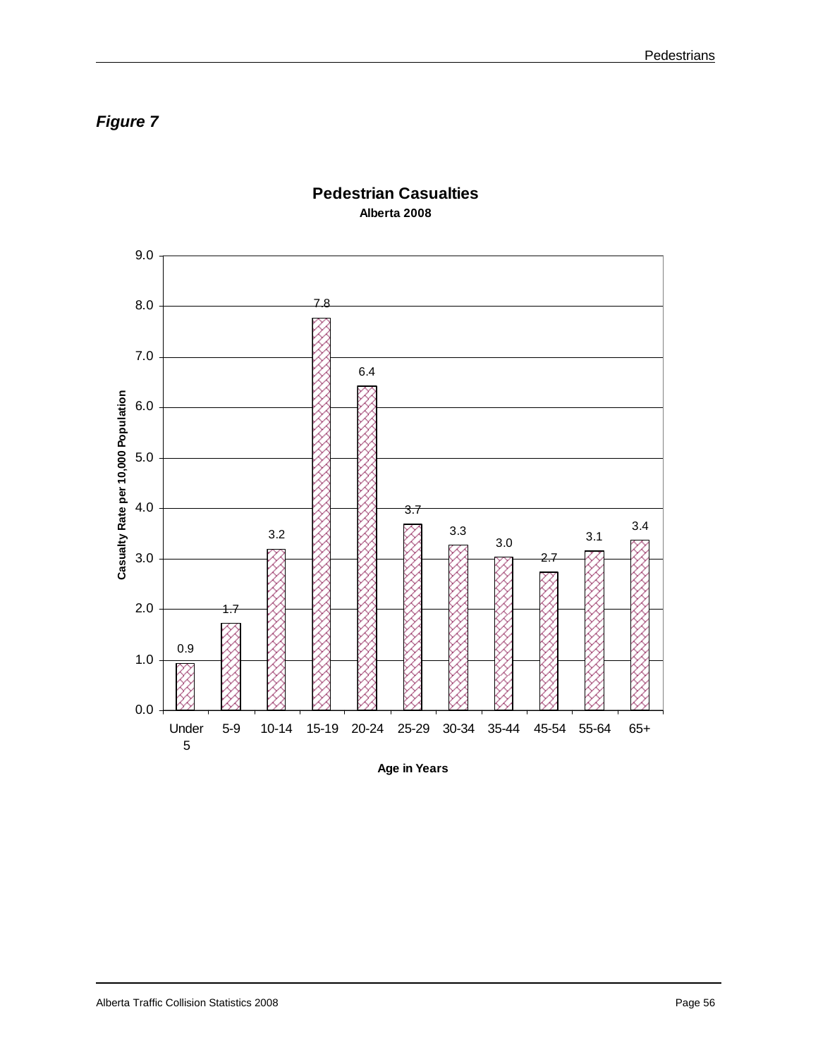*Figure 7*

**Pedestrian Casualties**
**Alberta 2008**

| Age in Years | Casualty Rate per 10,000 Population |
|---|---|
| Under 5 | 0.9 |
| 5-9 | 1.7 |
| 10-14 | 3.2 |
| 15-19 | 7.8 |
| 20-24 | 6.4 |
| 25-29 | 3.7 |
| 30-34 | 3.3 |
| 35-44 | 3.0 |
| 45-54 | 2.7 |
| 55-64 | 3.1 |
| 65+ | 3.4 |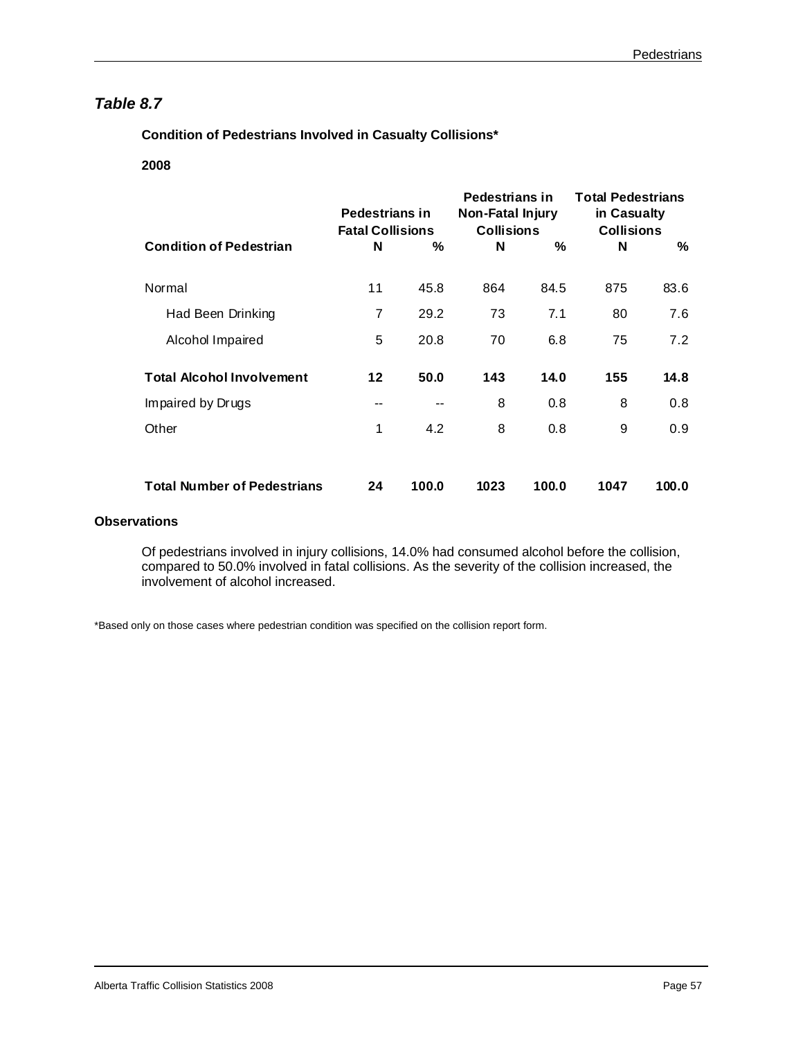## *Table 8.7*

**Condition of Pedestrians Involved in Casualty Collisions***

**2008**

| Condition of Pedestrian | Pedestrians in Fatal Collisions | | Pedestrians in Non-Fatal Injury Collisions | | Total Pedestrians in Casualty Collisions | |
|---|---|---|---|---|---|---|
| | N | % | N | % | N | % |
| Normal | 11 | 45.8 | 864 | 84.5 | 875 | 83.6 |
| Had Been Drinking | 7 | 29.2 | 73 | 7.1 | 80 | 7.6 |
| Alcohol Impaired | 5 | 20.8 | 70 | 6.8 | 75 | 7.2 |
| **Total Alcohol Involvement** | **12** | **50.0** | **143** | **14.0** | **155** | **14.8** |
| Impaired by Drugs | -- | -- | 8 | 0.8 | 8 | 0.8 |
| Other | 1 | 4.2 | 8 | 0.8 | 9 | 0.9 |
| **Total Number of Pedestrians** | **24** | **100.0** | **1023** | **100.0** | **1047** | **100.0** |

**Observations**

Of pedestrians involved in injury collisions, 14.0% had consumed alcohol before the collision, compared to 50.0% involved in fatal collisions. As the severity of the collision increased, the involvement of alcohol increased.

*Based only on those cases where pedestrian condition was specified on the collision report form.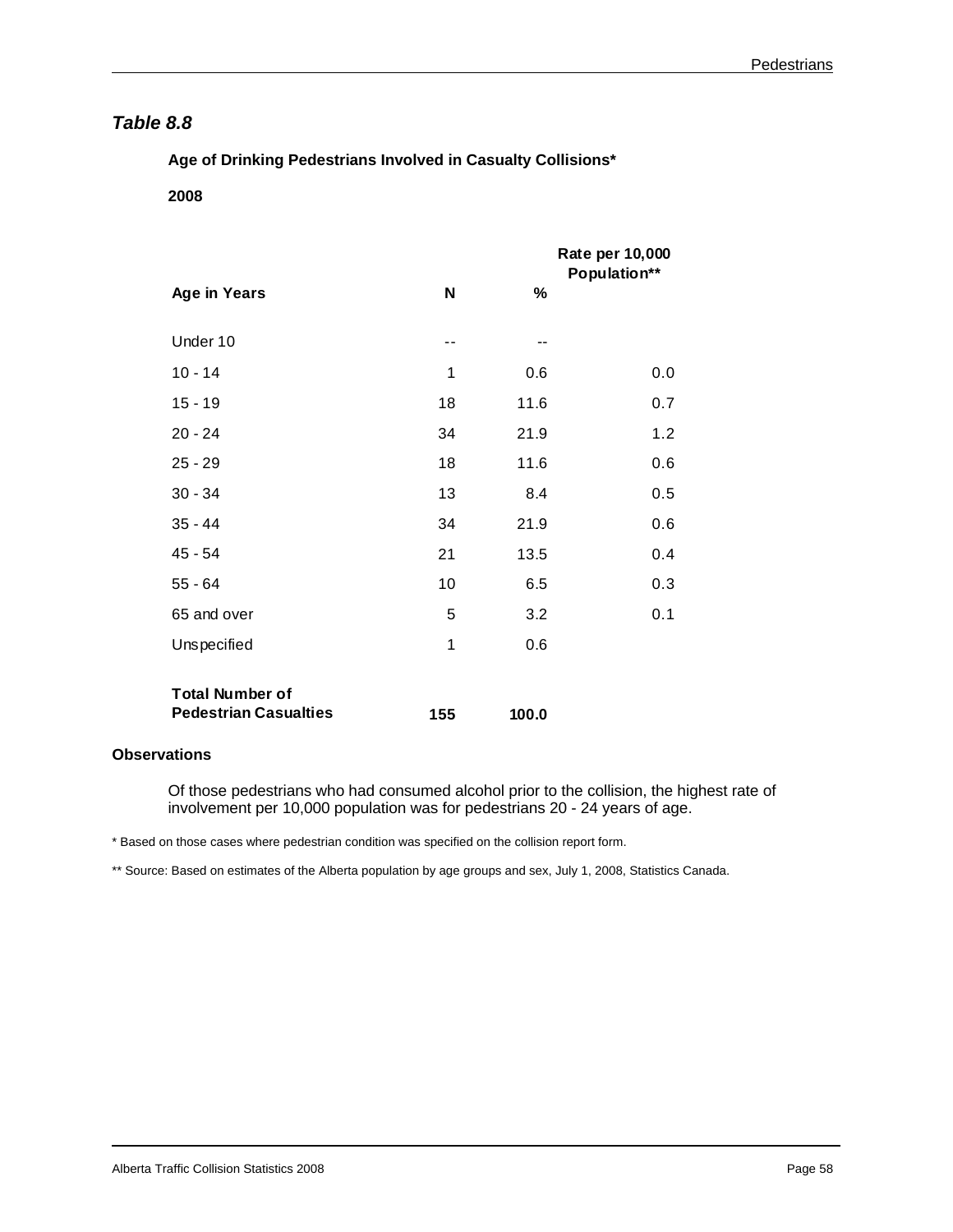## *Table 8.8*

**Age of Drinking Pedestrians Involved in Casualty Collisions***

**2008**

| Age in Years | N | % | Rate per 10,000 Population** |
|---|---|---|---|
| Under 10 | -- | -- | |
| 10 - 14 | 1 | 0.6 | 0.0 |
| 15 - 19 | 18 | 11.6 | 0.7 |
| 20 - 24 | 34 | 21.9 | 1.2 |
| 25 - 29 | 18 | 11.6 | 0.6 |
| 30 - 34 | 13 | 8.4 | 0.5 |
| 35 - 44 | 34 | 21.9 | 0.6 |
| 45 - 54 | 21 | 13.5 | 0.4 |
| 55 - 64 | 10 | 6.5 | 0.3 |
| 65 and over | 5 | 3.2 | 0.1 |
| Unspecified | 1 | 0.6 | |
| **Total Number of Pedestrian Casualties** | **155** | **100.0** | |

**Observations**

Of those pedestrians who had consumed alcohol prior to the collision, the highest rate of involvement per 10,000 population was for pedestrians 20 - 24 years of age.

* Based on those cases where pedestrian condition was specified on the collision report form.

** Source: Based on estimates of the Alberta population by age groups and sex, July 1, 2008, Statistics Canada.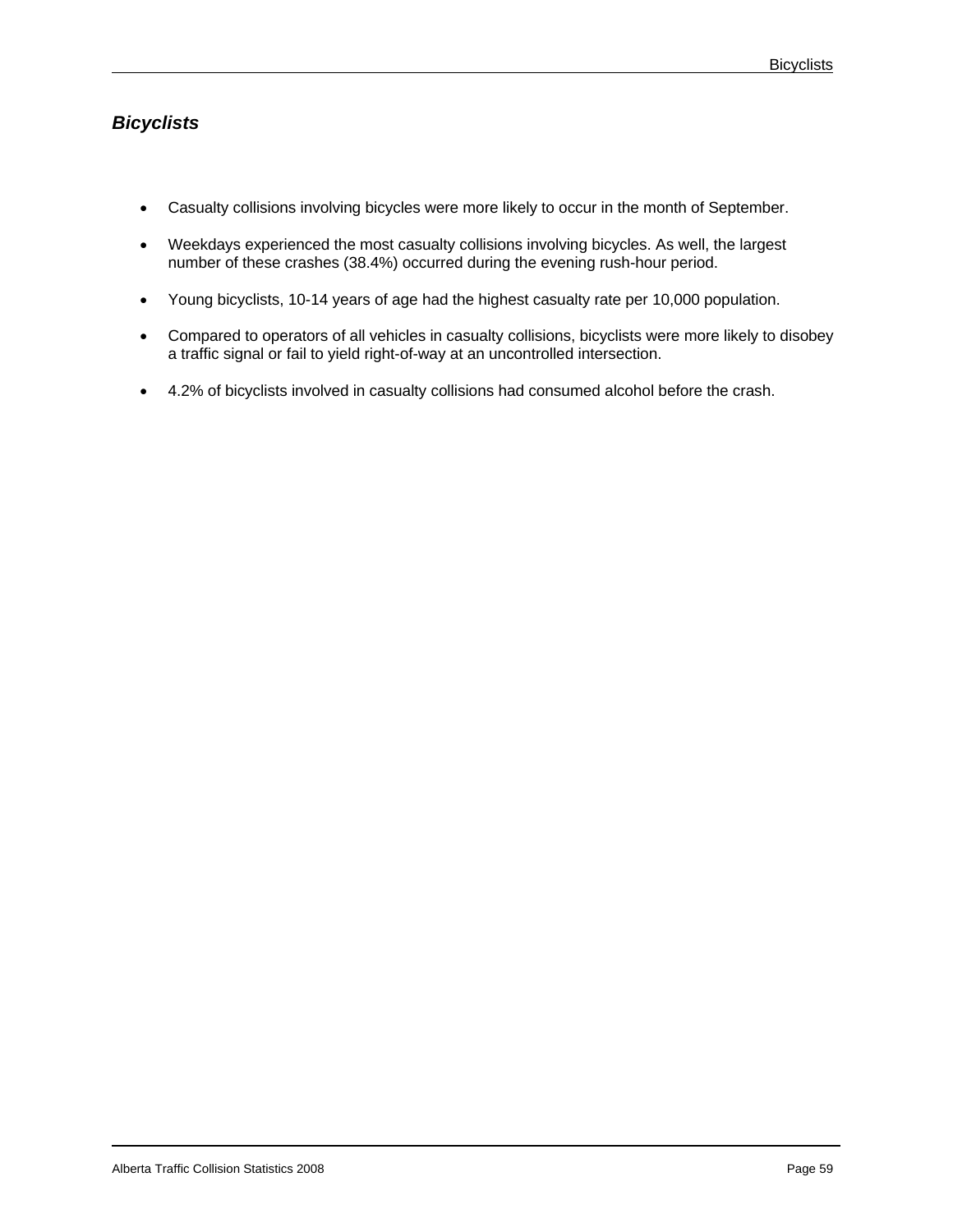## *Bicyclists*

- Casualty collisions involving bicycles were more likely to occur in the month of September.
- Weekdays experienced the most casualty collisions involving bicycles. As well, the largest number of these crashes (38.4%) occurred during the evening rush-hour period.
- Young bicyclists, 10-14 years of age had the highest casualty rate per 10,000 population.
- Compared to operators of all vehicles in casualty collisions, bicyclists were more likely to disobey a traffic signal or fail to yield right-of-way at an uncontrolled intersection.
- 4.2% of bicyclists involved in casualty collisions had consumed alcohol before the crash.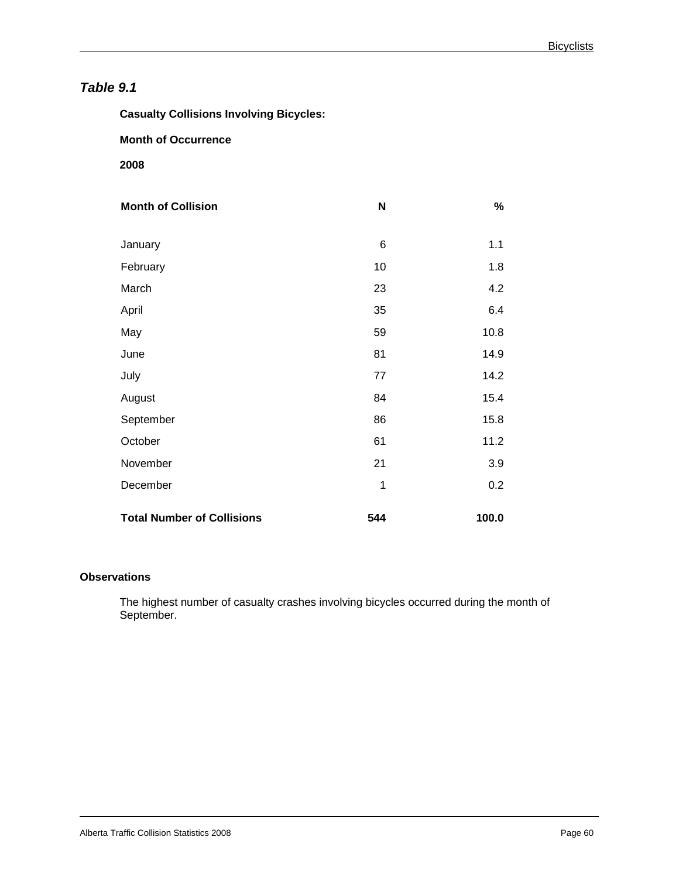## *Table 9.1*

**Casualty Collisions Involving Bicycles:**

**Month of Occurrence**

**2008**

| Month of Collision | N | % |
|---|---|---|
| January | 6 | 1.1 |
| February | 10 | 1.8 |
| March | 23 | 4.2 |
| April | 35 | 6.4 |
| May | 59 | 10.8 |
| June | 81 | 14.9 |
| July | 77 | 14.2 |
| August | 84 | 15.4 |
| September | 86 | 15.8 |
| October | 61 | 11.2 |
| November | 21 | 3.9 |
| December | 1 | 0.2 |
| **Total Number of Collisions** | **544** | **100.0** |

**Observations**

The highest number of casualty crashes involving bicycles occurred during the month of September.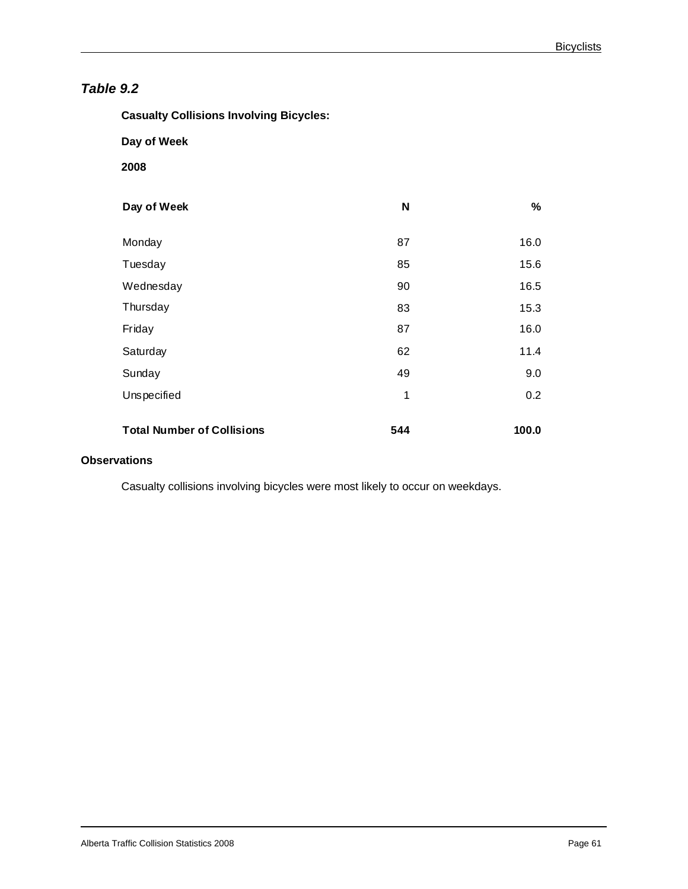## *Table 9.2*

**Casualty Collisions Involving Bicycles:**

**Day of Week**

**2008**

| Day of Week | N | % |
|---|---|---|
| Monday | 87 | 16.0 |
| Tuesday | 85 | 15.6 |
| Wednesday | 90 | 16.5 |
| Thursday | 83 | 15.3 |
| Friday | 87 | 16.0 |
| Saturday | 62 | 11.4 |
| Sunday | 49 | 9.0 |
| Unspecified | 1 | 0.2 |
| **Total Number of Collisions** | **544** | **100.0** |

**Observations**

Casualty collisions involving bicycles were most likely to occur on weekdays.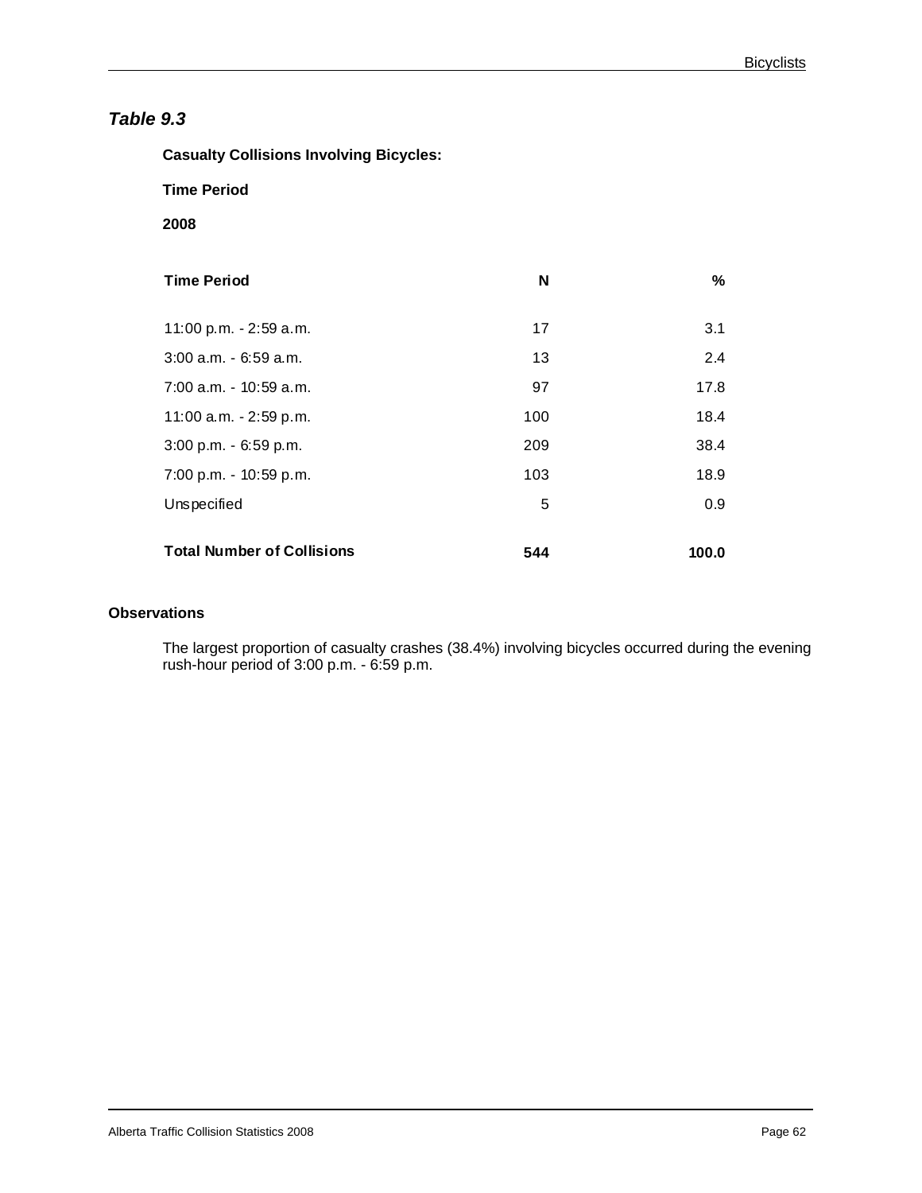## *Table 9.3*

**Casualty Collisions Involving Bicycles:**

**Time Period**

**2008**

| Time Period | N | % |
|---|---|---|
| 11:00 p.m. - 2:59 a.m. | 17 | 3.1 |
| 3:00 a.m. - 6:59 a.m. | 13 | 2.4 |
| 7:00 a.m. - 10:59 a.m. | 97 | 17.8 |
| 11:00 a.m. - 2:59 p.m. | 100 | 18.4 |
| 3:00 p.m. - 6:59 p.m. | 209 | 38.4 |
| 7:00 p.m. - 10:59 p.m. | 103 | 18.9 |
| Unspecified | 5 | 0.9 |
| **Total Number of Collisions** | **544** | **100.0** |

**Observations**

The largest proportion of casualty crashes (38.4%) involving bicycles occurred during the evening rush-hour period of 3:00 p.m. - 6:59 p.m.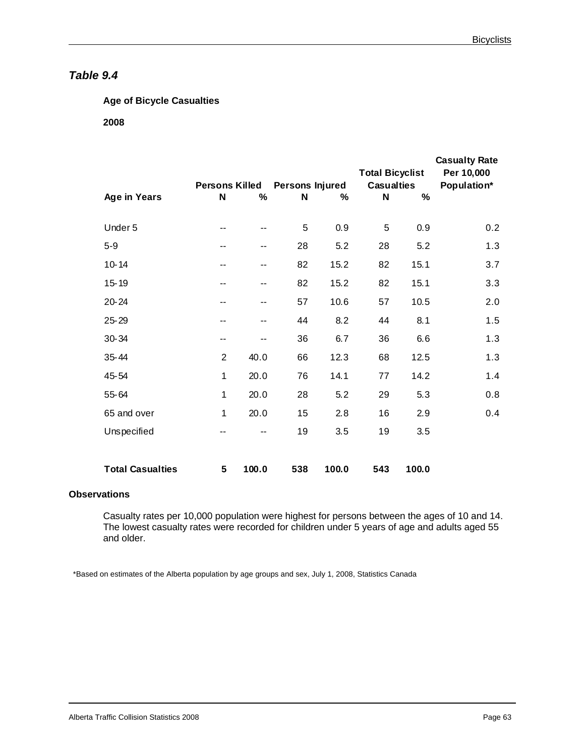## *Table 9.4*

**Age of Bicycle Casualties**

**2008**

| Age in Years | Persons Killed | | Persons Injured | | Total Bicyclist Casualties | | Casualty Rate Per 10,000 Population* |
|---|---|---|---|---|---|---|---|
| | N | % | N | % | N | % | |
| Under 5 | -- | -- | 5 | 0.9 | 5 | 0.9 | 0.2 |
| 5-9 | -- | -- | 28 | 5.2 | 28 | 5.2 | 1.3 |
| 10-14 | -- | -- | 82 | 15.2 | 82 | 15.1 | 3.7 |
| 15-19 | -- | -- | 82 | 15.2 | 82 | 15.1 | 3.3 |
| 20-24 | -- | -- | 57 | 10.6 | 57 | 10.5 | 2.0 |
| 25-29 | -- | -- | 44 | 8.2 | 44 | 8.1 | 1.5 |
| 30-34 | -- | -- | 36 | 6.7 | 36 | 6.6 | 1.3 |
| 35-44 | 2 | 40.0 | 66 | 12.3 | 68 | 12.5 | 1.3 |
| 45-54 | 1 | 20.0 | 76 | 14.1 | 77 | 14.2 | 1.4 |
| 55-64 | 1 | 20.0 | 28 | 5.2 | 29 | 5.3 | 0.8 |
| 65 and over | 1 | 20.0 | 15 | 2.8 | 16 | 2.9 | 0.4 |
| Unspecified | -- | -- | 19 | 3.5 | 19 | 3.5 | |
| **Total Casualties** | **5** | **100.0** | **538** | **100.0** | **543** | **100.0** | |

**Observations**

Casualty rates per 10,000 population were highest for persons between the ages of 10 and 14. The lowest casualty rates were recorded for children under 5 years of age and adults aged 55 and older.

*Based on estimates of the Alberta population by age groups and sex, July 1, 2008, Statistics Canada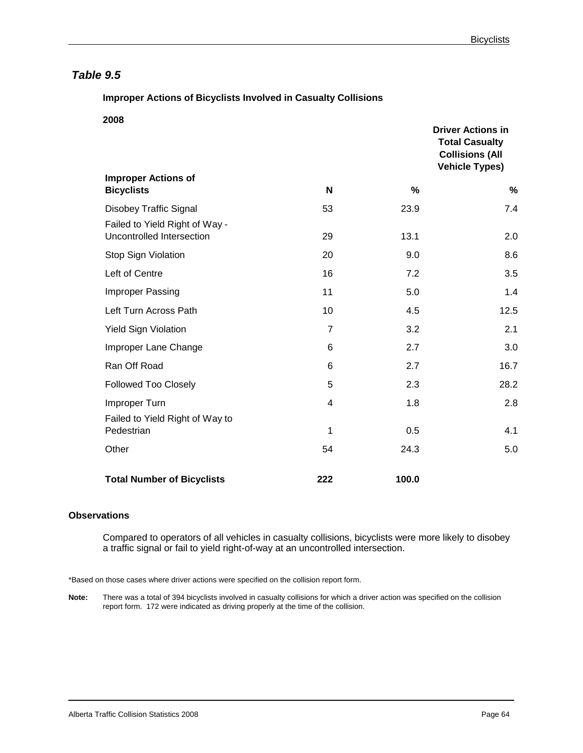## *Table 9.5*

**Improper Actions of Bicyclists Involved in Casualty Collisions**

**2008**

| Improper Actions of Bicyclists | N | % | Driver Actions in Total Casualty Collisions (All Vehicle Types) % |
|---|---|---|---|
| Disobey Traffic Signal | 53 | 23.9 | 7.4 |
| Failed to Yield Right of Way - Uncontrolled Intersection | 29 | 13.1 | 2.0 |
| Stop Sign Violation | 20 | 9.0 | 8.6 |
| Left of Centre | 16 | 7.2 | 3.5 |
| Improper Passing | 11 | 5.0 | 1.4 |
| Left Turn Across Path | 10 | 4.5 | 12.5 |
| Yield Sign Violation | 7 | 3.2 | 2.1 |
| Improper Lane Change | 6 | 2.7 | 3.0 |
| Ran Off Road | 6 | 2.7 | 16.7 |
| Followed Too Closely | 5 | 2.3 | 28.2 |
| Improper Turn | 4 | 1.8 | 2.8 |
| Failed to Yield Right of Way to Pedestrian | 1 | 0.5 | 4.1 |
| Other | 54 | 24.3 | 5.0 |
| **Total Number of Bicyclists** | **222** | **100.0** | |

**Observations**

Compared to operators of all vehicles in casualty collisions, bicyclists were more likely to disobey a traffic signal or fail to yield right-of-way at an uncontrolled intersection.

*Based on those cases where driver actions were specified on the collision report form.

**Note:** There was a total of 394 bicyclists involved in casualty collisions for which a driver action was specified on the collision report form. 172 were indicated as driving properly at the time of the collision.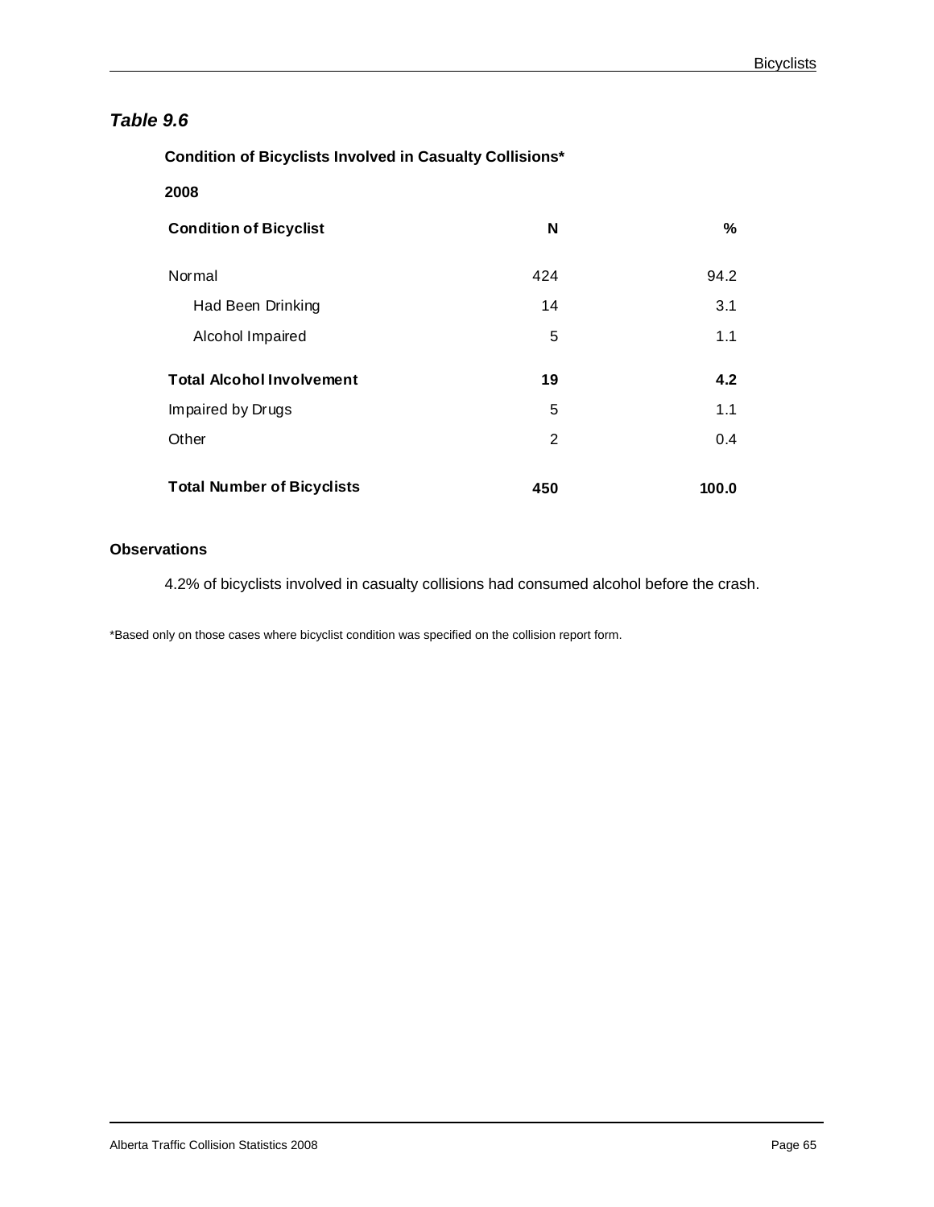## *Table 9.6*

**Condition of Bicyclists Involved in Casualty Collisions***

**2008**

| Condition of Bicyclist | N | % |
|---|---|---|
| Normal | 424 | 94.2 |
| Had Been Drinking | 14 | 3.1 |
| Alcohol Impaired | 5 | 1.1 |
| **Total Alcohol Involvement** | **19** | **4.2** |
| Impaired by Drugs | 5 | 1.1 |
| Other | 2 | 0.4 |
| **Total Number of Bicyclists** | **450** | **100.0** |

**Observations**

4.2% of bicyclists involved in casualty collisions had consumed alcohol before the crash.

*Based only on those cases where bicyclist condition was specified on the collision report form.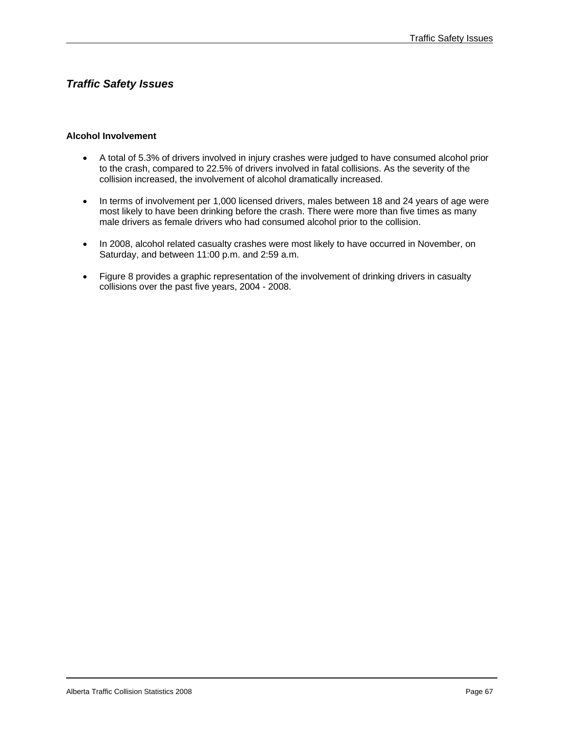## *Traffic Safety Issues*

### Alcohol Involvement

- A total of 5.3% of drivers involved in injury crashes were judged to have consumed alcohol prior to the crash, compared to 22.5% of drivers involved in fatal collisions. As the severity of the collision increased, the involvement of alcohol dramatically increased.
- In terms of involvement per 1,000 licensed drivers, males between 18 and 24 years of age were most likely to have been drinking before the crash. There were more than five times as many male drivers as female drivers who had consumed alcohol prior to the collision.
- In 2008, alcohol related casualty crashes were most likely to have occurred in November, on Saturday, and between 11:00 p.m. and 2:59 a.m.
- Figure 8 provides a graphic representation of the involvement of drinking drivers in casualty collisions over the past five years, 2004 - 2008.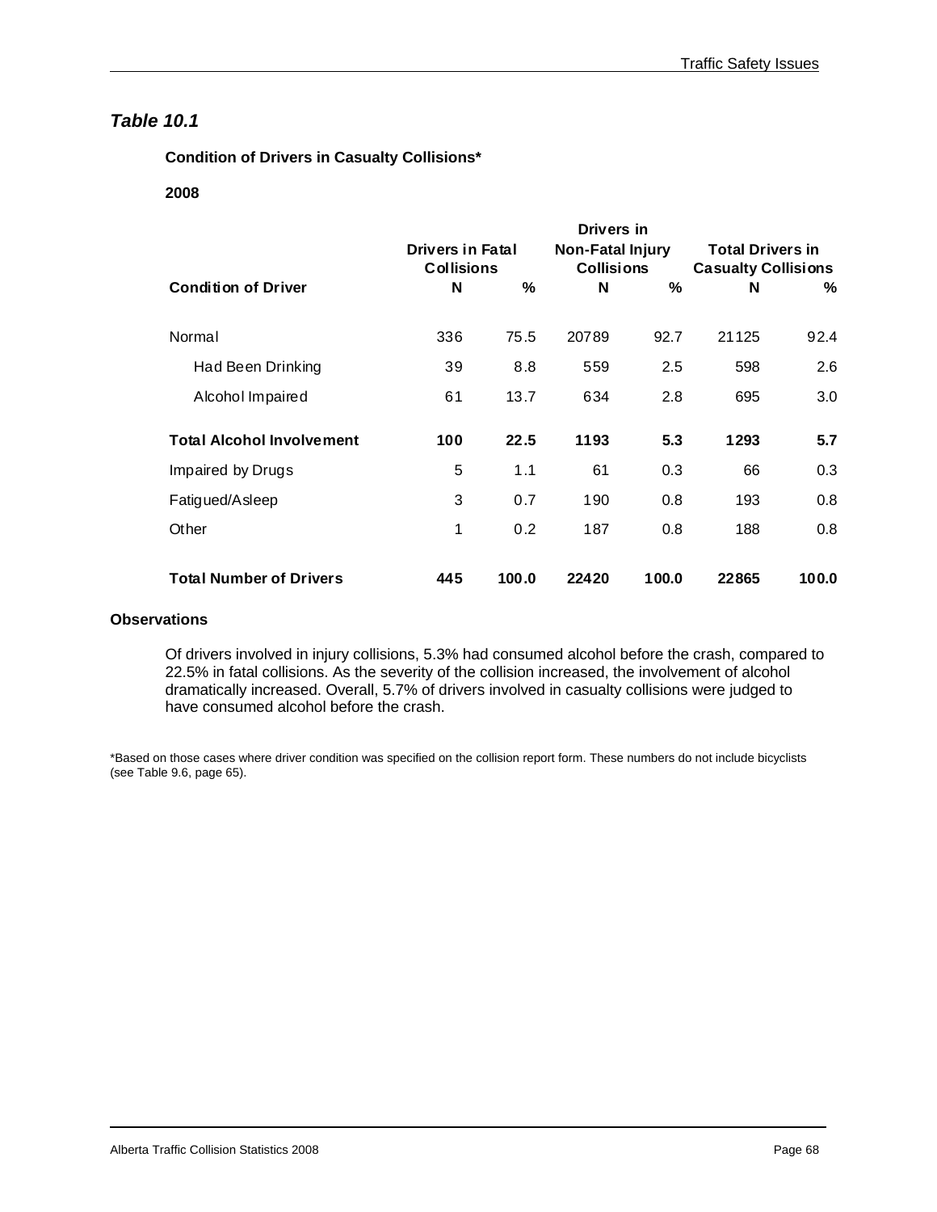## *Table 10.1*

**Condition of Drivers in Casualty Collisions***

**2008**

| Condition of Driver | Drivers in Fatal Collisions | | Drivers in Non-Fatal Injury Collisions | | Total Drivers in Casualty Collisions | |
|---|---|---|---|---|---|---|
| | N | % | N | % | N | % |
| Normal | 336 | 75.5 | 20789 | 92.7 | 21125 | 92.4 |
| Had Been Drinking | 39 | 8.8 | 559 | 2.5 | 598 | 2.6 |
| Alcohol Impaired | 61 | 13.7 | 634 | 2.8 | 695 | 3.0 |
| **Total Alcohol Involvement** | **100** | **22.5** | **1193** | **5.3** | **1293** | **5.7** |
| Impaired by Drugs | 5 | 1.1 | 61 | 0.3 | 66 | 0.3 |
| Fatigued/Asleep | 3 | 0.7 | 190 | 0.8 | 193 | 0.8 |
| Other | 1 | 0.2 | 187 | 0.8 | 188 | 0.8 |
| **Total Number of Drivers** | **445** | **100.0** | **22420** | **100.0** | **22865** | **100.0** |

**Observations**

Of drivers involved in injury collisions, 5.3% had consumed alcohol before the crash, compared to 22.5% in fatal collisions. As the severity of the collision increased, the involvement of alcohol dramatically increased. Overall, 5.7% of drivers involved in casualty collisions were judged to have consumed alcohol before the crash.

*Based on those cases where driver condition was specified on the collision report form. These numbers do not include bicyclists (see Table 9.6, page 65).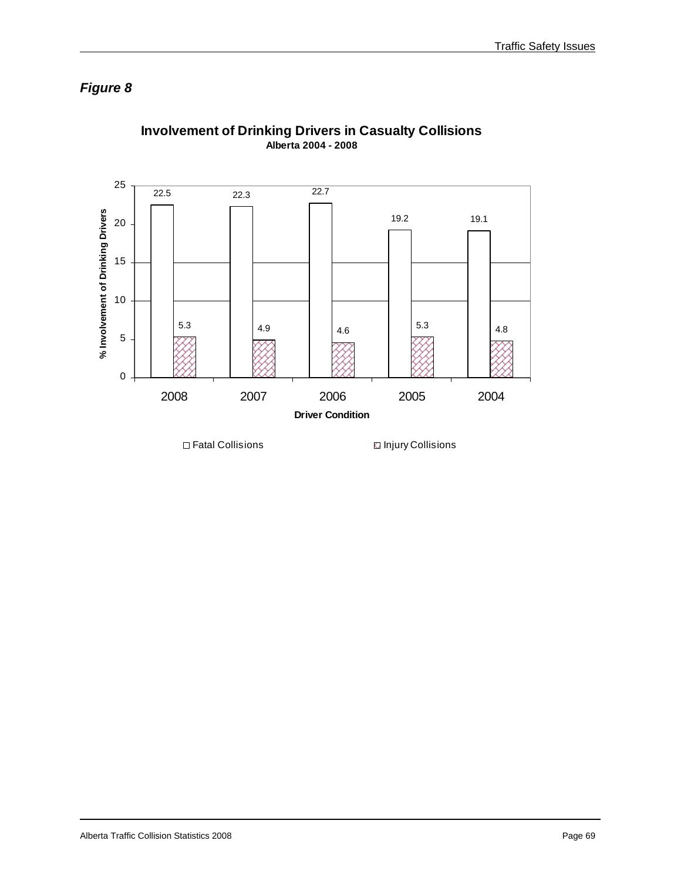*Figure 8*

**Involvement of Drinking Drivers in Casualty Collisions**
**Alberta 2004 - 2008**

| Driver Condition | Fatal Collisions | Injury Collisions |
|---|---|---|
| 2008 | 22.5 | 5.3 |
| 2007 | 22.3 | 4.9 |
| 2006 | 22.7 | 4.6 |
| 2005 | 19.2 | 5.3 |
| 2004 | 19.1 | 4.8 |

% Involvement of Drinking Drivers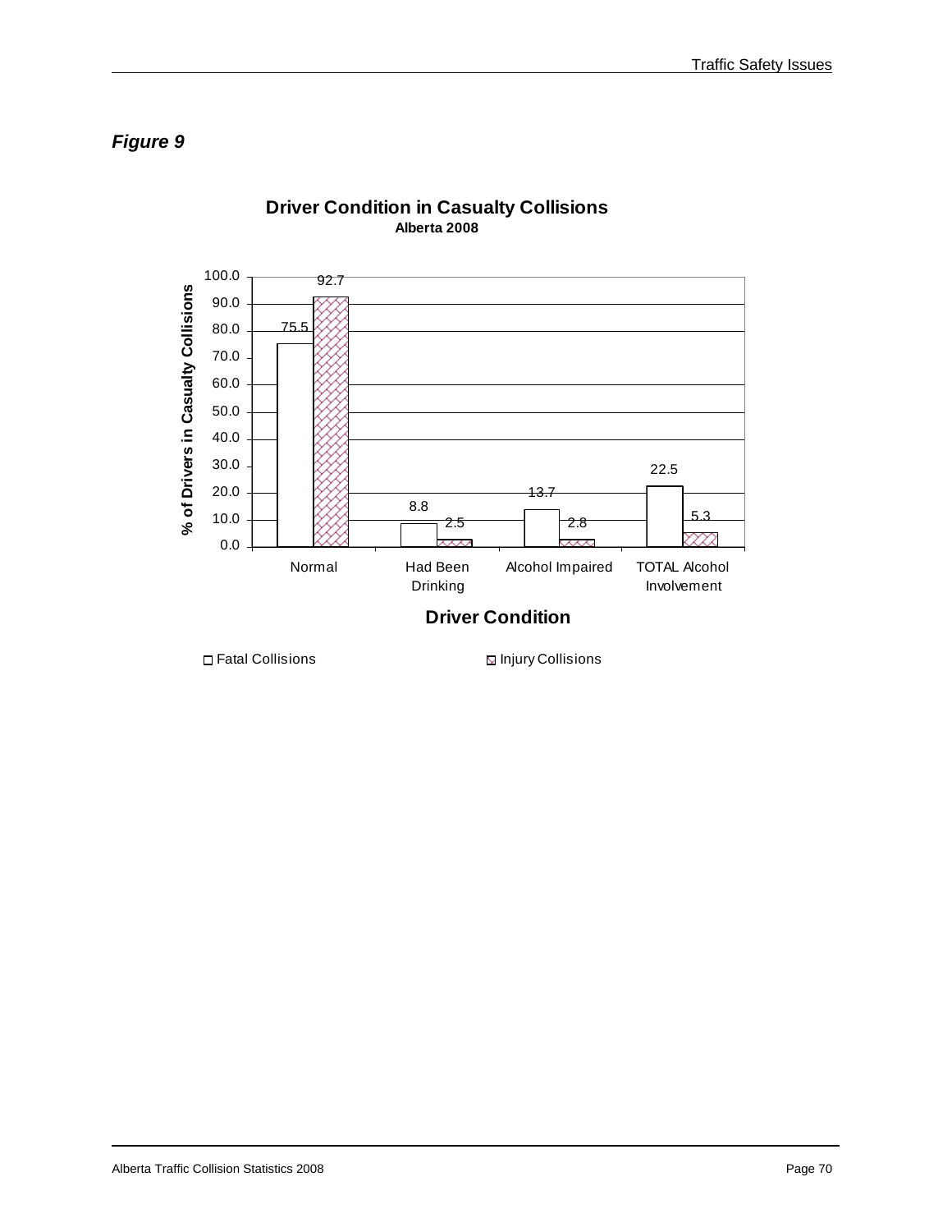*Figure 9*

**Driver Condition in Casualty Collisions**
**Alberta 2008**

| Driver Condition | Fatal Collisions | Injury Collisions |
|---|---|---|
| Normal | 75.5 | 92.7 |
| Had Been Drinking | 8.8 | 2.5 |
| Alcohol Impaired | 13.7 | 2.8 |
| TOTAL Alcohol Involvement | 22.5 | 5.3 |

Y-axis: % of Drivers in Casualty Collisions
X-axis: Driver Condition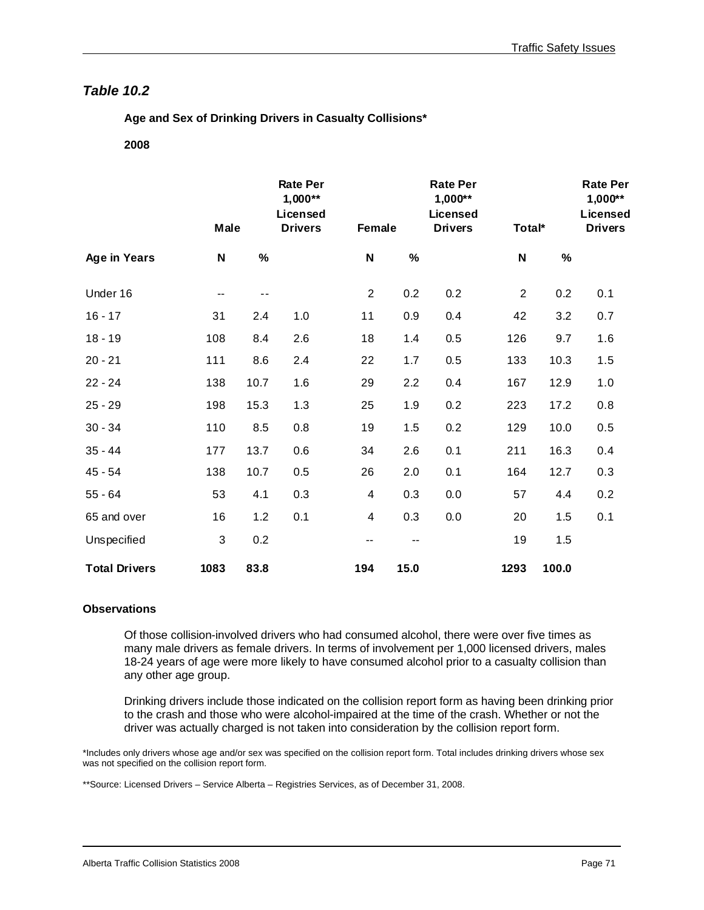## *Table 10.2*

**Age and Sex of Drinking Drivers in Casualty Collisions***

**2008**

| | **Male** | | **Rate Per 1,000** Licensed Drivers** | **Female** | | **Rate Per 1,000** Licensed Drivers** | **Total*** | | **Rate Per 1,000** Licensed Drivers** |
|---|---|---|---|---|---|---|---|---|---|
| **Age in Years** | **N** | **%** | | **N** | **%** | | **N** | **%** | |
| Under 16 | -- | -- | | 2 | 0.2 | 0.2 | 2 | 0.2 | 0.1 |
| 16 - 17 | 31 | 2.4 | 1.0 | 11 | 0.9 | 0.4 | 42 | 3.2 | 0.7 |
| 18 - 19 | 108 | 8.4 | 2.6 | 18 | 1.4 | 0.5 | 126 | 9.7 | 1.6 |
| 20 - 21 | 111 | 8.6 | 2.4 | 22 | 1.7 | 0.5 | 133 | 10.3 | 1.5 |
| 22 - 24 | 138 | 10.7 | 1.6 | 29 | 2.2 | 0.4 | 167 | 12.9 | 1.0 |
| 25 - 29 | 198 | 15.3 | 1.3 | 25 | 1.9 | 0.2 | 223 | 17.2 | 0.8 |
| 30 - 34 | 110 | 8.5 | 0.8 | 19 | 1.5 | 0.2 | 129 | 10.0 | 0.5 |
| 35 - 44 | 177 | 13.7 | 0.6 | 34 | 2.6 | 0.1 | 211 | 16.3 | 0.4 |
| 45 - 54 | 138 | 10.7 | 0.5 | 26 | 2.0 | 0.1 | 164 | 12.7 | 0.3 |
| 55 - 64 | 53 | 4.1 | 0.3 | 4 | 0.3 | 0.0 | 57 | 4.4 | 0.2 |
| 65 and over | 16 | 1.2 | 0.1 | 4 | 0.3 | 0.0 | 20 | 1.5 | 0.1 |
| Unspecified | 3 | 0.2 | | -- | -- | | 19 | 1.5 | |
| **Total Drivers** | **1083** | **83.8** | | **194** | **15.0** | | **1293** | **100.0** | |

**Observations**

Of those collision-involved drivers who had consumed alcohol, there were over five times as many male drivers as female drivers. In terms of involvement per 1,000 licensed drivers, males 18-24 years of age were more likely to have consumed alcohol prior to a casualty collision than any other age group.

Drinking drivers include those indicated on the collision report form as having been drinking prior to the crash and those who were alcohol-impaired at the time of the crash. Whether or not the driver was actually charged is not taken into consideration by the collision report form.

*Includes only drivers whose age and/or sex was specified on the collision report form. Total includes drinking drivers whose sex was not specified on the collision report form.

**Source: Licensed Drivers – Service Alberta – Registries Services, as of December 31, 2008.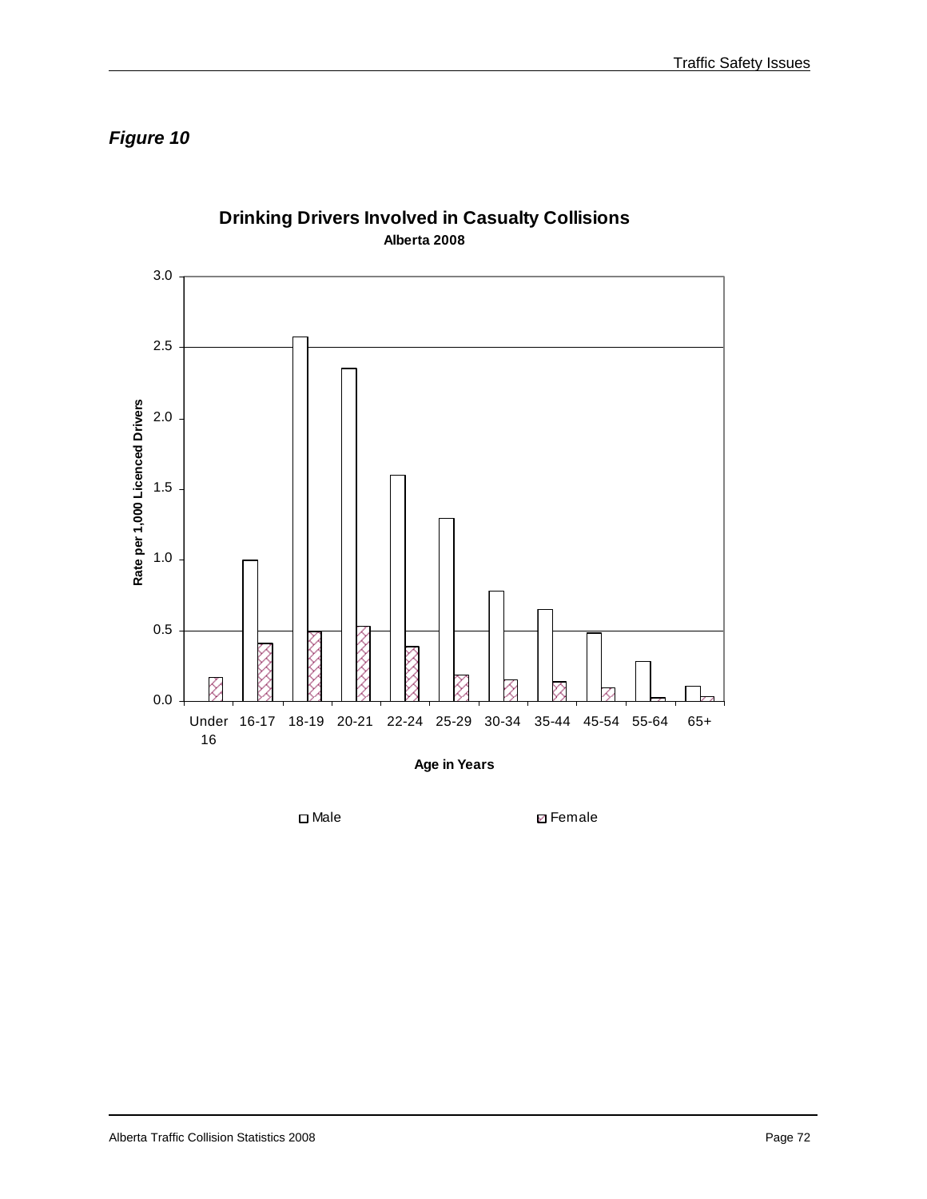*Figure 10*

**Drinking Drivers Involved in Casualty Collisions**
**Alberta 2008**

Rate per 1,000 Licenced Drivers

3.0
2.5
2.0
1.5
1.0
0.5
0.0

Under 16 | 16-17 | 18-19 | 20-21 | 22-24 | 25-29 | 30-34 | 35-44 | 45-54 | 55-64 | 65+

**Age in Years**

Male   Female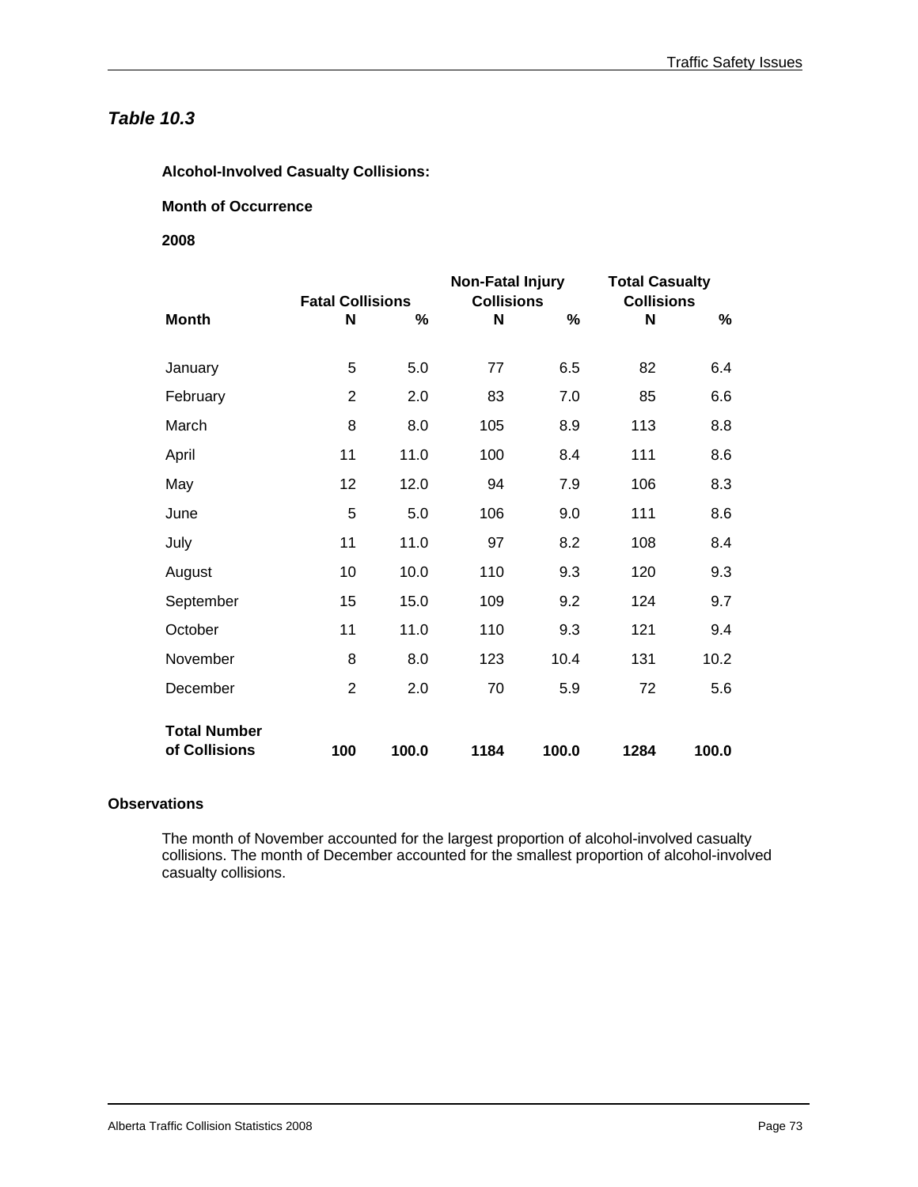## *Table 10.3*

**Alcohol-Involved Casualty Collisions:**

**Month of Occurrence**

**2008**

| Month | Fatal Collisions | | Non-Fatal Injury Collisions | | Total Casualty Collisions | |
|---|---|---|---|---|---|---|
| | N | % | N | % | N | % |
| January | 5 | 5.0 | 77 | 6.5 | 82 | 6.4 |
| February | 2 | 2.0 | 83 | 7.0 | 85 | 6.6 |
| March | 8 | 8.0 | 105 | 8.9 | 113 | 8.8 |
| April | 11 | 11.0 | 100 | 8.4 | 111 | 8.6 |
| May | 12 | 12.0 | 94 | 7.9 | 106 | 8.3 |
| June | 5 | 5.0 | 106 | 9.0 | 111 | 8.6 |
| July | 11 | 11.0 | 97 | 8.2 | 108 | 8.4 |
| August | 10 | 10.0 | 110 | 9.3 | 120 | 9.3 |
| September | 15 | 15.0 | 109 | 9.2 | 124 | 9.7 |
| October | 11 | 11.0 | 110 | 9.3 | 121 | 9.4 |
| November | 8 | 8.0 | 123 | 10.4 | 131 | 10.2 |
| December | 2 | 2.0 | 70 | 5.9 | 72 | 5.6 |
| **Total Number of Collisions** | **100** | **100.0** | **1184** | **100.0** | **1284** | **100.0** |

**Observations**

The month of November accounted for the largest proportion of alcohol-involved casualty collisions. The month of December accounted for the smallest proportion of alcohol-involved casualty collisions.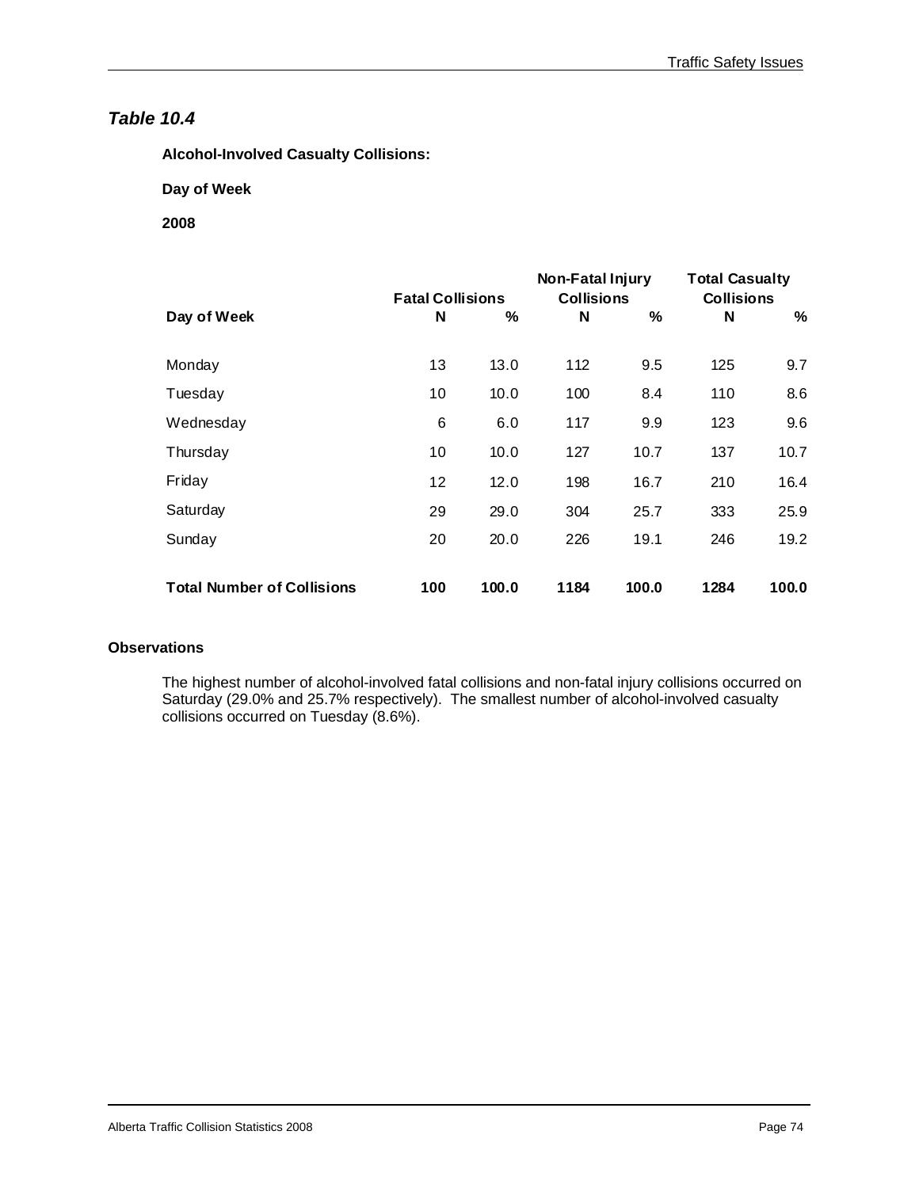## *Table 10.4*

**Alcohol-Involved Casualty Collisions:**

**Day of Week**

**2008**

| Day of Week | Fatal Collisions | | Non-Fatal Injury Collisions | | Total Casualty Collisions | |
|---|---|---|---|---|---|---|
| | **N** | **%** | **N** | **%** | **N** | **%** |
| Monday | 13 | 13.0 | 112 | 9.5 | 125 | 9.7 |
| Tuesday | 10 | 10.0 | 100 | 8.4 | 110 | 8.6 |
| Wednesday | 6 | 6.0 | 117 | 9.9 | 123 | 9.6 |
| Thursday | 10 | 10.0 | 127 | 10.7 | 137 | 10.7 |
| Friday | 12 | 12.0 | 198 | 16.7 | 210 | 16.4 |
| Saturday | 29 | 29.0 | 304 | 25.7 | 333 | 25.9 |
| Sunday | 20 | 20.0 | 226 | 19.1 | 246 | 19.2 |
| **Total Number of Collisions** | **100** | **100.0** | **1184** | **100.0** | **1284** | **100.0** |

**Observations**

The highest number of alcohol-involved fatal collisions and non-fatal injury collisions occurred on Saturday (29.0% and 25.7% respectively). The smallest number of alcohol-involved casualty collisions occurred on Tuesday (8.6%).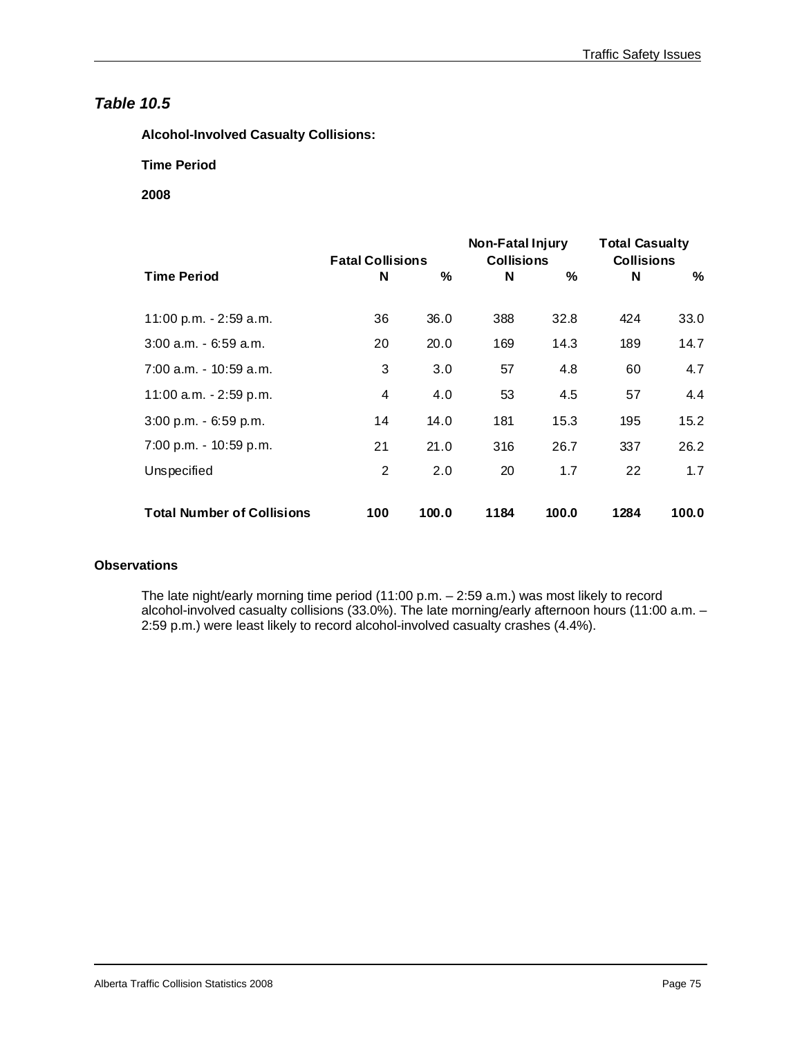## *Table 10.5*

**Alcohol-Involved Casualty Collisions:**

**Time Period**

**2008**

| Time Period | Fatal Collisions | | Non-Fatal Injury Collisions | | Total Casualty Collisions | |
|---|---|---|---|---|---|---|
| | N | % | N | % | N | % |
| 11:00 p.m. - 2:59 a.m. | 36 | 36.0 | 388 | 32.8 | 424 | 33.0 |
| 3:00 a.m. - 6:59 a.m. | 20 | 20.0 | 169 | 14.3 | 189 | 14.7 |
| 7:00 a.m. - 10:59 a.m. | 3 | 3.0 | 57 | 4.8 | 60 | 4.7 |
| 11:00 a.m. - 2:59 p.m. | 4 | 4.0 | 53 | 4.5 | 57 | 4.4 |
| 3:00 p.m. - 6:59 p.m. | 14 | 14.0 | 181 | 15.3 | 195 | 15.2 |
| 7:00 p.m. - 10:59 p.m. | 21 | 21.0 | 316 | 26.7 | 337 | 26.2 |
| Unspecified | 2 | 2.0 | 20 | 1.7 | 22 | 1.7 |
| **Total Number of Collisions** | **100** | **100.0** | **1184** | **100.0** | **1284** | **100.0** |

**Observations**

The late night/early morning time period (11:00 p.m. – 2:59 a.m.) was most likely to record alcohol-involved casualty collisions (33.0%). The late morning/early afternoon hours (11:00 a.m. – 2:59 p.m.) were least likely to record alcohol-involved casualty crashes (4.4%).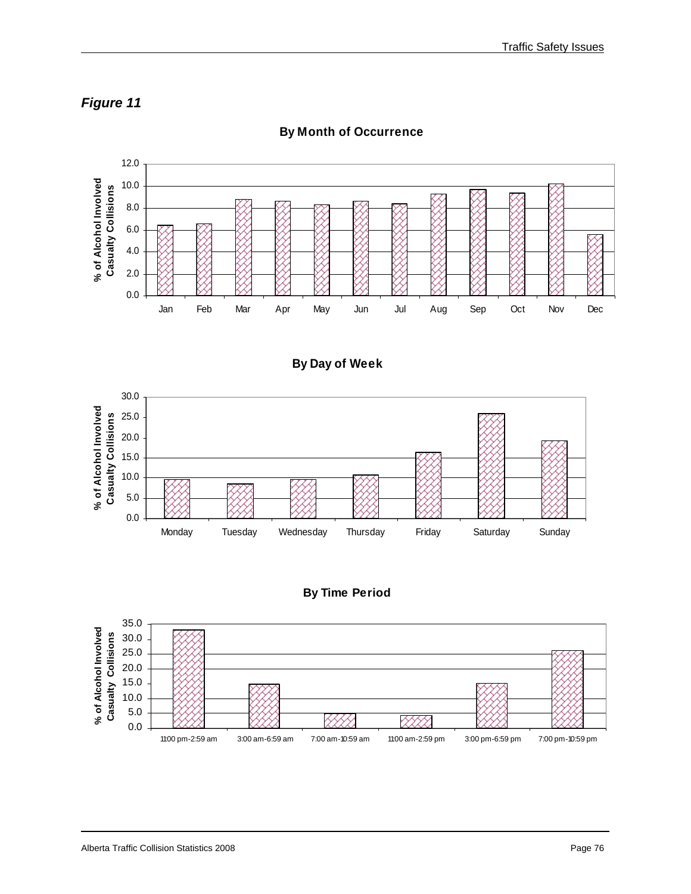## *Figure 11*

### By Month of Occurrence

### By Day of Week

### By Time Period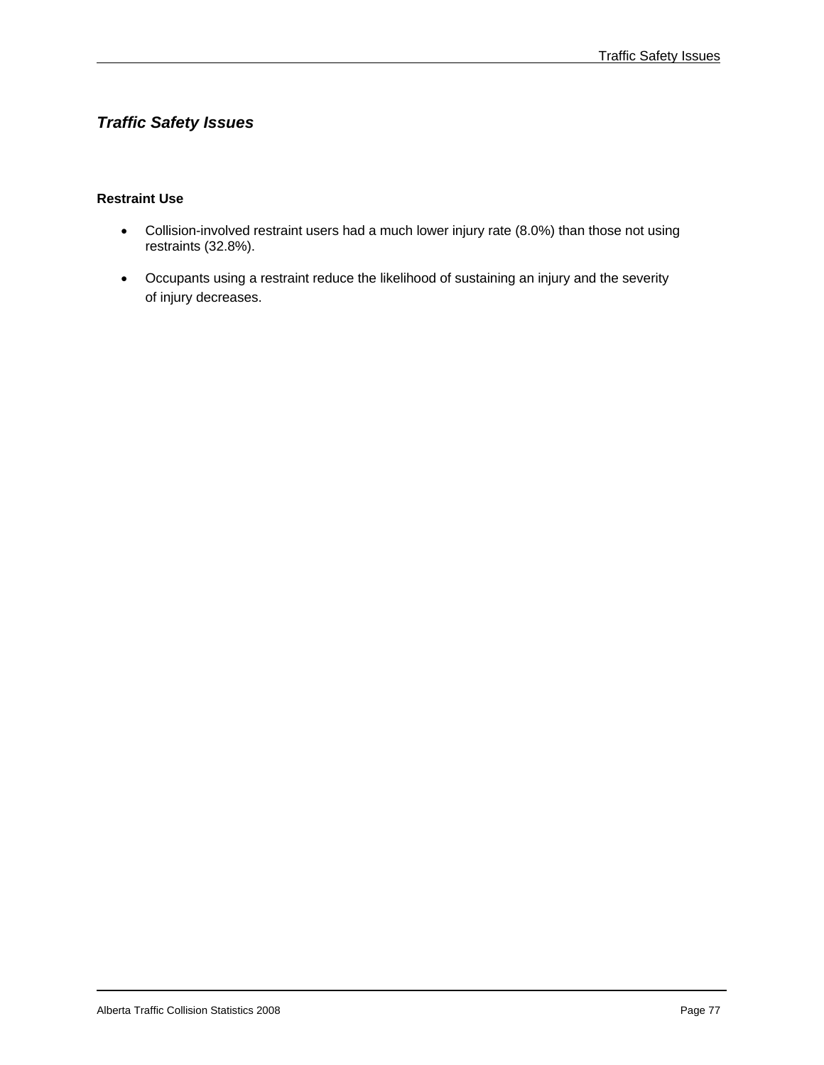## *Traffic Safety Issues*

**Restraint Use**

- Collision-involved restraint users had a much lower injury rate (8.0%) than those not using restraints (32.8%).
- Occupants using a restraint reduce the likelihood of sustaining an injury and the severity of injury decreases.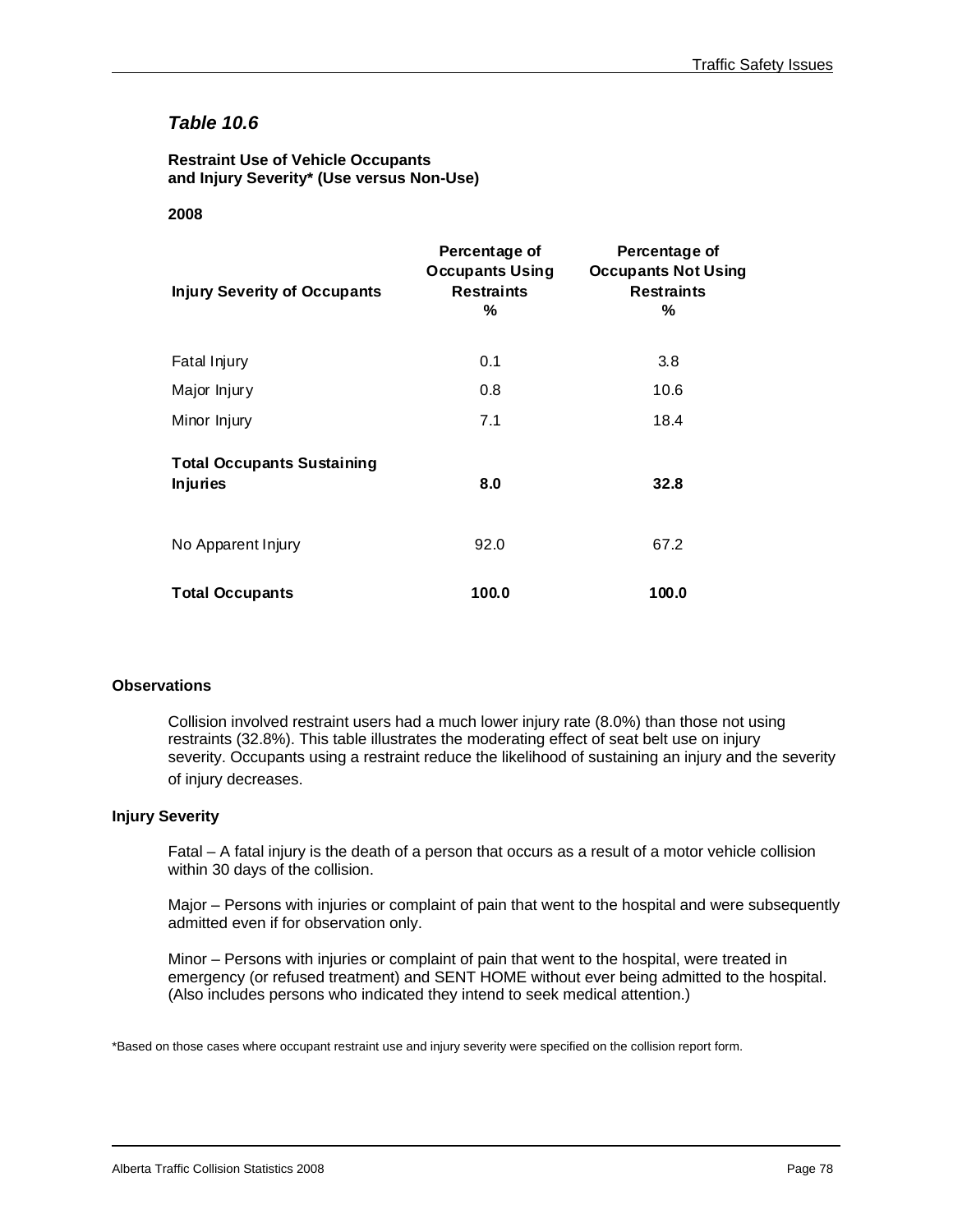## *Table 10.6*

**Restraint Use of Vehicle Occupants and Injury Severity* (Use versus Non-Use)**

**2008**

| Injury Severity of Occupants | Percentage of Occupants Using Restraints % | Percentage of Occupants Not Using Restraints % |
|---|---|---|
| Fatal Injury | 0.1 | 3.8 |
| Major Injury | 0.8 | 10.6 |
| Minor Injury | 7.1 | 18.4 |
| **Total Occupants Sustaining Injuries** | **8.0** | **32.8** |
| No Apparent Injury | 92.0 | 67.2 |
| **Total Occupants** | **100.0** | **100.0** |

### Observations

Collision involved restraint users had a much lower injury rate (8.0%) than those not using restraints (32.8%). This table illustrates the moderating effect of seat belt use on injury severity. Occupants using a restraint reduce the likelihood of sustaining an injury and the severity of injury decreases.

### Injury Severity

Fatal – A fatal injury is the death of a person that occurs as a result of a motor vehicle collision within 30 days of the collision.

Major – Persons with injuries or complaint of pain that went to the hospital and were subsequently admitted even if for observation only.

Minor – Persons with injuries or complaint of pain that went to the hospital, were treated in emergency (or refused treatment) and SENT HOME without ever being admitted to the hospital. (Also includes persons who indicated they intend to seek medical attention.)

*Based on those cases where occupant restraint use and injury severity were specified on the collision report form.